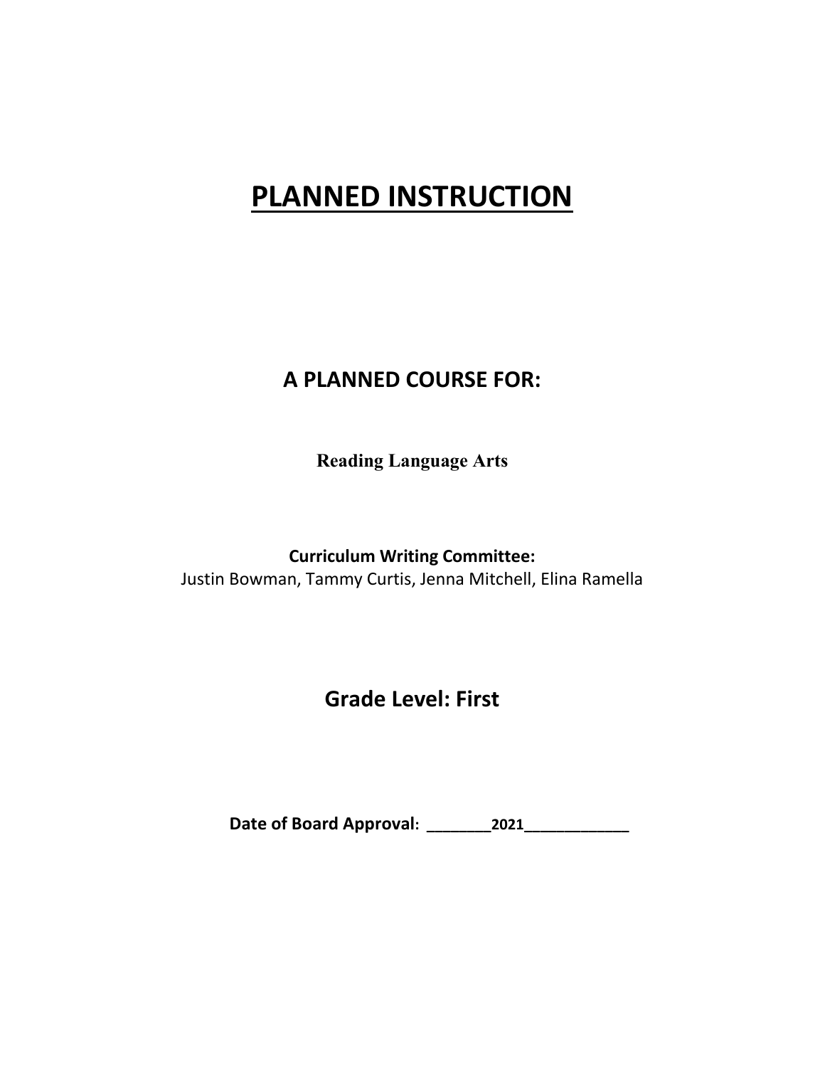# PLANNED INSTRUCTION

## A PLANNED COURSE FOR:

**Reading Language Arts**

**Curriculum Writing Committee:**
Justin Bowman, Tammy Curtis, Jenna Mitchell, Elina Ramella

## Grade Level: First

**Date of Board Approval: ________2021____________**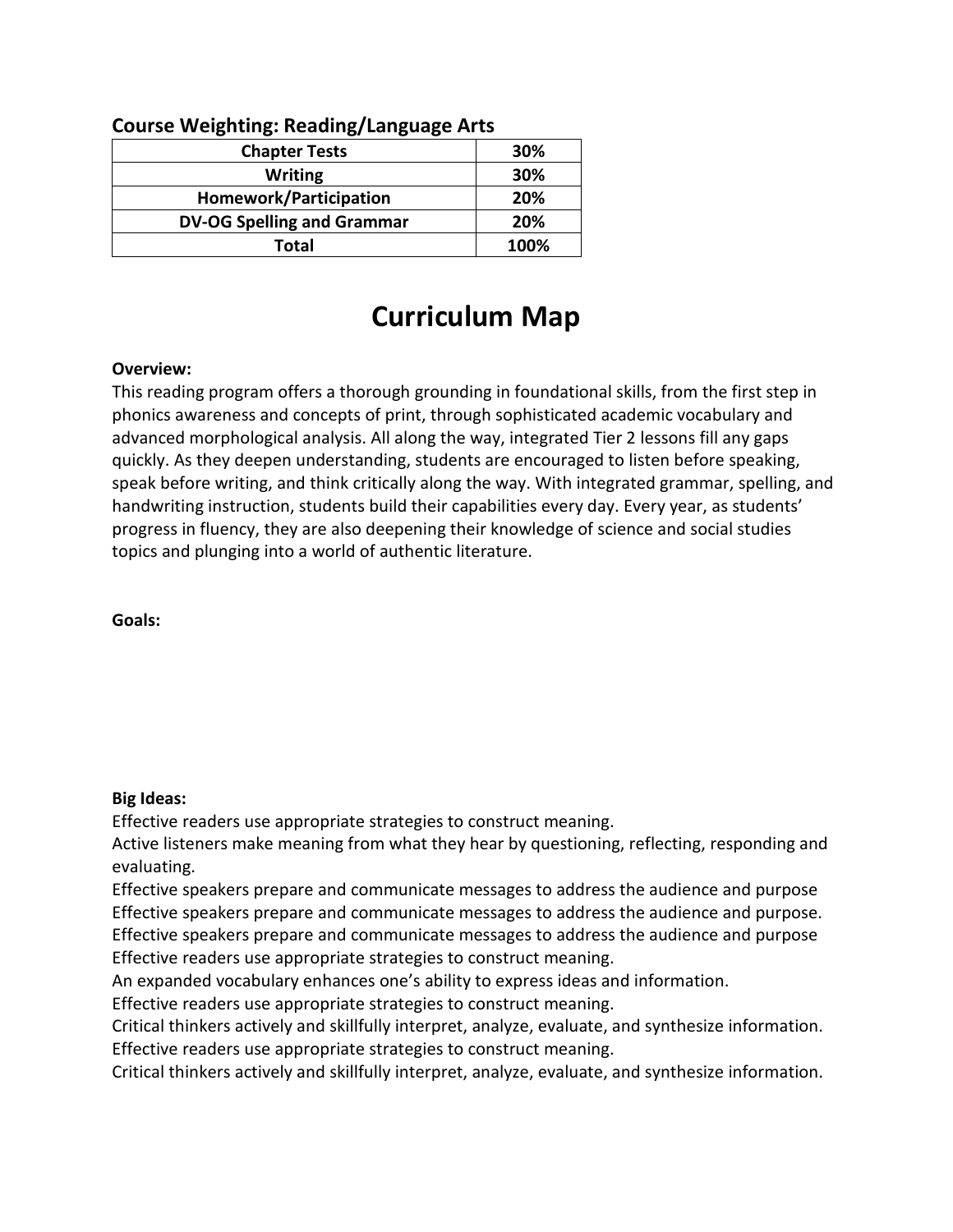**Course Weighting: Reading/Language Arts**

| Chapter Tests | 30% |
|---|---|
| Writing | 30% |
| Homework/Participation | 20% |
| DV-OG Spelling and Grammar | 20% |
| Total | 100% |

# Curriculum Map

**Overview:**

This reading program offers a thorough grounding in foundational skills, from the first step in phonics awareness and concepts of print, through sophisticated academic vocabulary and advanced morphological analysis. All along the way, integrated Tier 2 lessons fill any gaps quickly. As they deepen understanding, students are encouraged to listen before speaking, speak before writing, and think critically along the way. With integrated grammar, spelling, and handwriting instruction, students build their capabilities every day. Every year, as students' progress in fluency, they are also deepening their knowledge of science and social studies topics and plunging into a world of authentic literature.

**Goals:**

**Big Ideas:**

Effective readers use appropriate strategies to construct meaning.
Active listeners make meaning from what they hear by questioning, reflecting, responding and evaluating.
Effective speakers prepare and communicate messages to address the audience and purpose
Effective speakers prepare and communicate messages to address the audience and purpose.
Effective speakers prepare and communicate messages to address the audience and purpose
Effective readers use appropriate strategies to construct meaning.
An expanded vocabulary enhances one's ability to express ideas and information.
Effective readers use appropriate strategies to construct meaning.
Critical thinkers actively and skillfully interpret, analyze, evaluate, and synthesize information.
Effective readers use appropriate strategies to construct meaning.
Critical thinkers actively and skillfully interpret, analyze, evaluate, and synthesize information.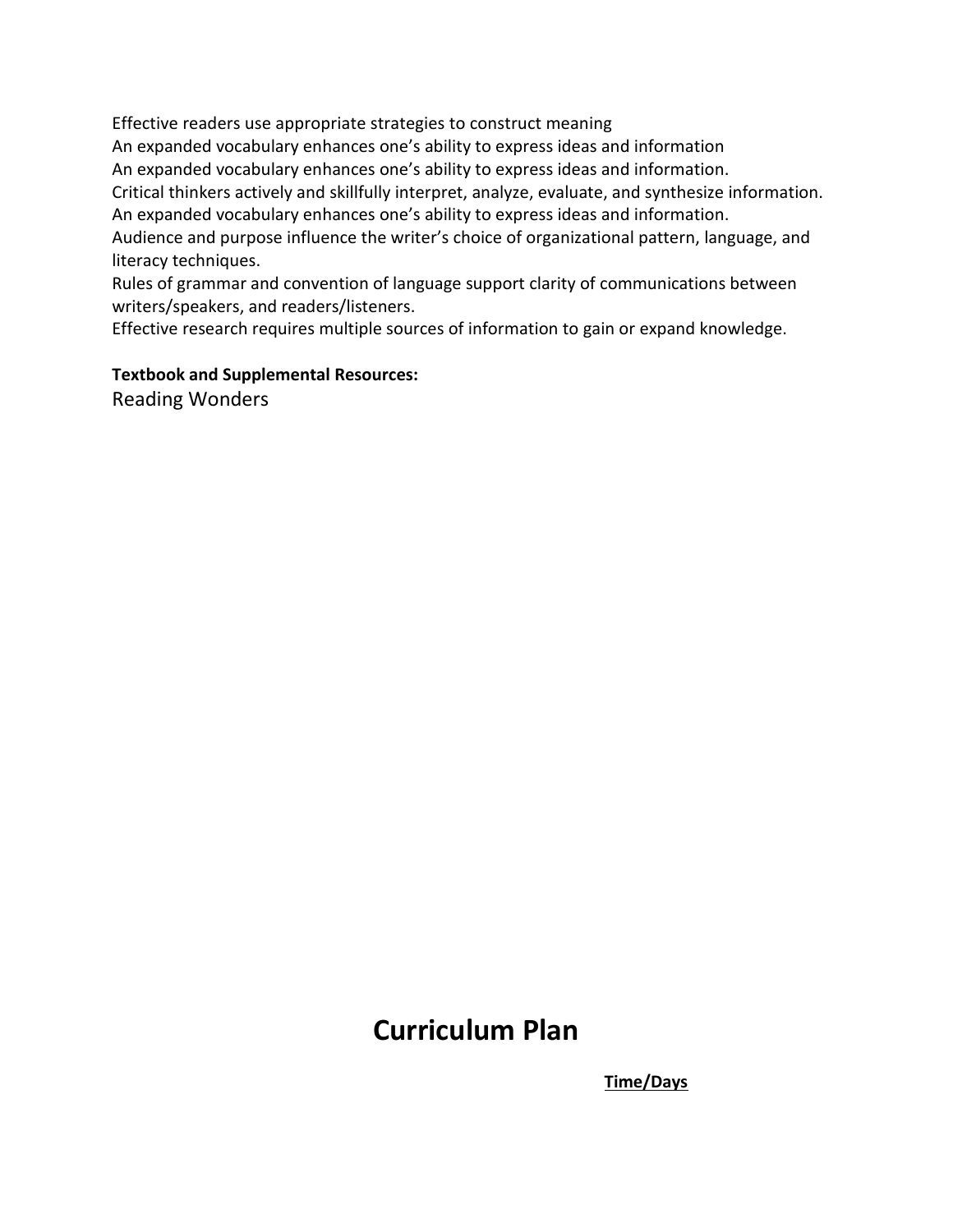Effective readers use appropriate strategies to construct meaning
An expanded vocabulary enhances one's ability to express ideas and information
An expanded vocabulary enhances one's ability to express ideas and information.
Critical thinkers actively and skillfully interpret, analyze, evaluate, and synthesize information.
An expanded vocabulary enhances one's ability to express ideas and information.
Audience and purpose influence the writer's choice of organizational pattern, language, and literacy techniques.
Rules of grammar and convention of language support clarity of communications between writers/speakers, and readers/listeners.
Effective research requires multiple sources of information to gain or expand knowledge.

**Textbook and Supplemental Resources:**
Reading Wonders

# Curriculum Plan

**Time/Days**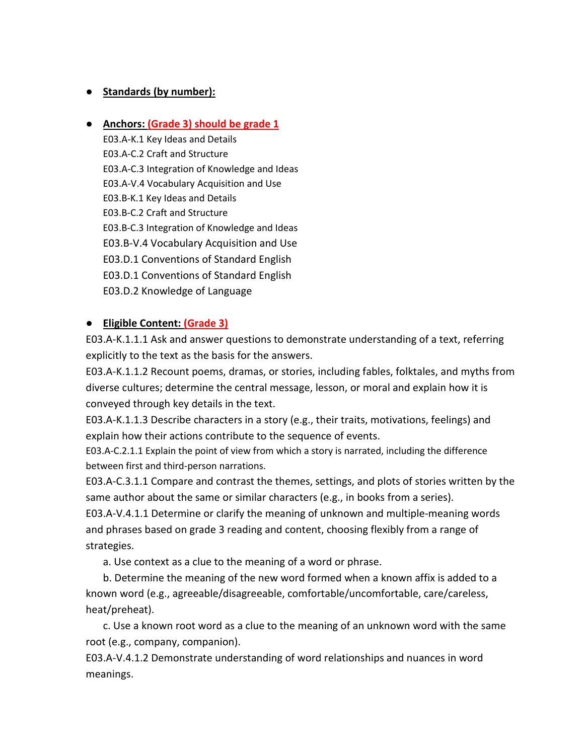- **Standards (by number):**

- **Anchors: (Grade 3) should be grade 1**
  E03.A-K.1 Key Ideas and Details
  E03.A-C.2 Craft and Structure
  E03.A-C.3 Integration of Knowledge and Ideas
  E03.A-V.4 Vocabulary Acquisition and Use
  E03.B-K.1 Key Ideas and Details
  E03.B-C.2 Craft and Structure
  E03.B-C.3 Integration of Knowledge and Ideas
  E03.B-V.4 Vocabulary Acquisition and Use
  E03.D.1 Conventions of Standard English
  E03.D.1 Conventions of Standard English
  E03.D.2 Knowledge of Language

- **Eligible Content: (Grade 3)**

E03.A-K.1.1.1 Ask and answer questions to demonstrate understanding of a text, referring explicitly to the text as the basis for the answers.
E03.A-K.1.1.2 Recount poems, dramas, or stories, including fables, folktales, and myths from diverse cultures; determine the central message, lesson, or moral and explain how it is conveyed through key details in the text.
E03.A-K.1.1.3 Describe characters in a story (e.g., their traits, motivations, feelings) and explain how their actions contribute to the sequence of events.
E03.A-C.2.1.1 Explain the point of view from which a story is narrated, including the difference between first and third-person narrations.
E03.A-C.3.1.1 Compare and contrast the themes, settings, and plots of stories written by the same author about the same or similar characters (e.g., in books from a series).
E03.A-V.4.1.1 Determine or clarify the meaning of unknown and multiple-meaning words and phrases based on grade 3 reading and content, choosing flexibly from a range of strategies.

a. Use context as a clue to the meaning of a word or phrase.

b. Determine the meaning of the new word formed when a known affix is added to a known word (e.g., agreeable/disagreeable, comfortable/uncomfortable, care/careless, heat/preheat).

c. Use a known root word as a clue to the meaning of an unknown word with the same root (e.g., company, companion).

E03.A-V.4.1.2 Demonstrate understanding of word relationships and nuances in word meanings.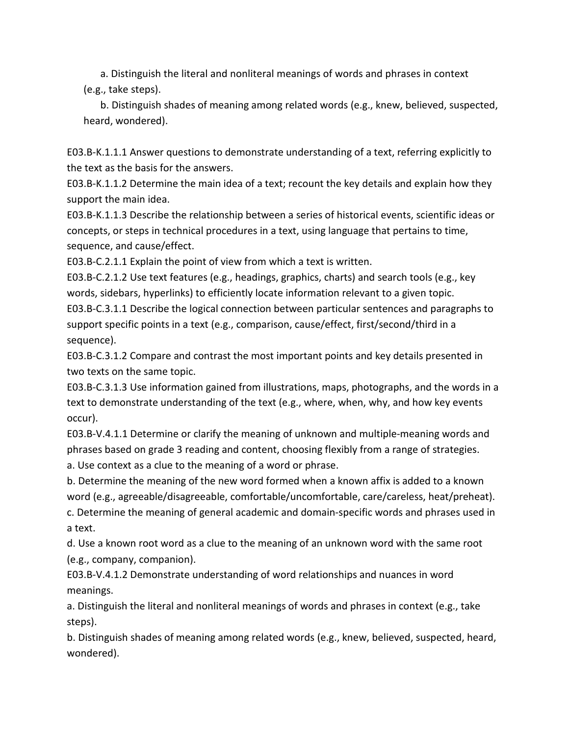a. Distinguish the literal and nonliteral meanings of words and phrases in context (e.g., take steps).

b. Distinguish shades of meaning among related words (e.g., knew, believed, suspected, heard, wondered).

E03.B-K.1.1.1 Answer questions to demonstrate understanding of a text, referring explicitly to the text as the basis for the answers.
E03.B-K.1.1.2 Determine the main idea of a text; recount the key details and explain how they support the main idea.
E03.B-K.1.1.3 Describe the relationship between a series of historical events, scientific ideas or concepts, or steps in technical procedures in a text, using language that pertains to time, sequence, and cause/effect.
E03.B-C.2.1.1 Explain the point of view from which a text is written.
E03.B-C.2.1.2 Use text features (e.g., headings, graphics, charts) and search tools (e.g., key words, sidebars, hyperlinks) to efficiently locate information relevant to a given topic.
E03.B-C.3.1.1 Describe the logical connection between particular sentences and paragraphs to support specific points in a text (e.g., comparison, cause/effect, first/second/third in a sequence).
E03.B-C.3.1.2 Compare and contrast the most important points and key details presented in two texts on the same topic.
E03.B-C.3.1.3 Use information gained from illustrations, maps, photographs, and the words in a text to demonstrate understanding of the text (e.g., where, when, why, and how key events occur).
E03.B-V.4.1.1 Determine or clarify the meaning of unknown and multiple-meaning words and phrases based on grade 3 reading and content, choosing flexibly from a range of strategies.
a. Use context as a clue to the meaning of a word or phrase.
b. Determine the meaning of the new word formed when a known affix is added to a known word (e.g., agreeable/disagreeable, comfortable/uncomfortable, care/careless, heat/preheat).
c. Determine the meaning of general academic and domain-specific words and phrases used in a text.
d. Use a known root word as a clue to the meaning of an unknown word with the same root (e.g., company, companion).
E03.B-V.4.1.2 Demonstrate understanding of word relationships and nuances in word meanings.
a. Distinguish the literal and nonliteral meanings of words and phrases in context (e.g., take steps).
b. Distinguish shades of meaning among related words (e.g., knew, believed, suspected, heard, wondered).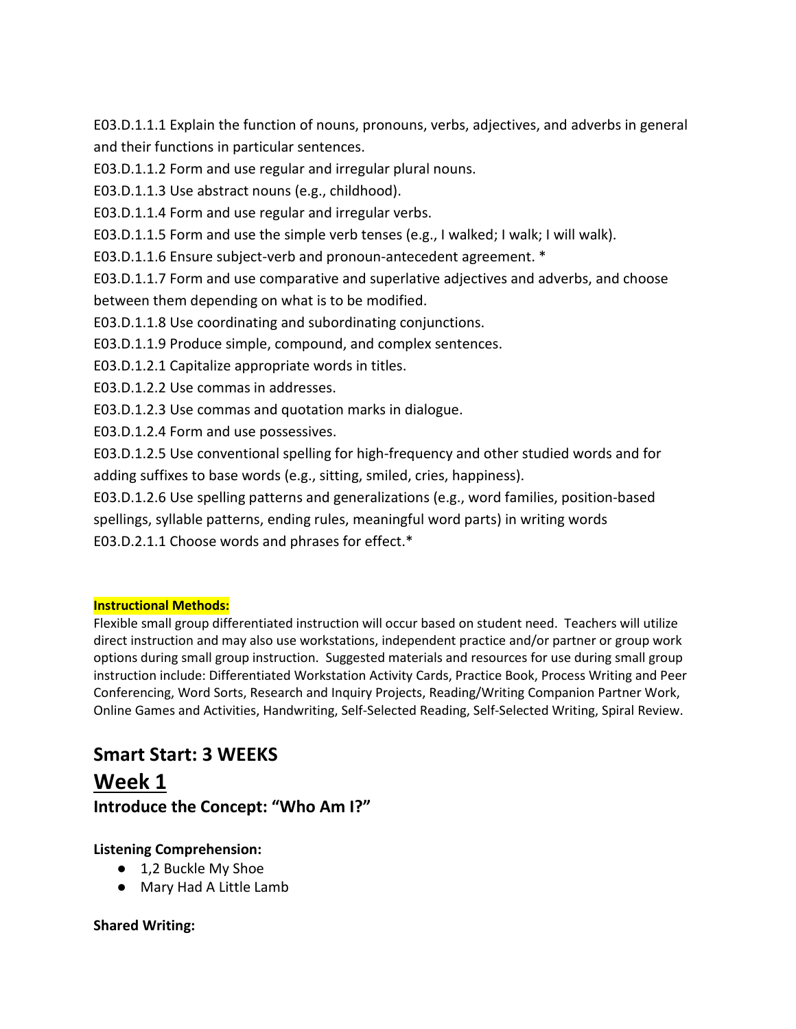E03.D.1.1.1 Explain the function of nouns, pronouns, verbs, adjectives, and adverbs in general and their functions in particular sentences.

E03.D.1.1.2 Form and use regular and irregular plural nouns.

E03.D.1.1.3 Use abstract nouns (e.g., childhood).

E03.D.1.1.4 Form and use regular and irregular verbs.

E03.D.1.1.5 Form and use the simple verb tenses (e.g., I walked; I walk; I will walk).

E03.D.1.1.6 Ensure subject-verb and pronoun-antecedent agreement. *

E03.D.1.1.7 Form and use comparative and superlative adjectives and adverbs, and choose between them depending on what is to be modified.

E03.D.1.1.8 Use coordinating and subordinating conjunctions.

E03.D.1.1.9 Produce simple, compound, and complex sentences.

E03.D.1.2.1 Capitalize appropriate words in titles.

E03.D.1.2.2 Use commas in addresses.

E03.D.1.2.3 Use commas and quotation marks in dialogue.

E03.D.1.2.4 Form and use possessives.

E03.D.1.2.5 Use conventional spelling for high-frequency and other studied words and for adding suffixes to base words (e.g., sitting, smiled, cries, happiness).

E03.D.1.2.6 Use spelling patterns and generalizations (e.g., word families, position-based spellings, syllable patterns, ending rules, meaningful word parts) in writing words

E03.D.2.1.1 Choose words and phrases for effect.*

**Instructional Methods:**

Flexible small group differentiated instruction will occur based on student need. Teachers will utilize direct instruction and may also use workstations, independent practice and/or partner or group work options during small group instruction. Suggested materials and resources for use during small group instruction include: Differentiated Workstation Activity Cards, Practice Book, Process Writing and Peer Conferencing, Word Sorts, Research and Inquiry Projects, Reading/Writing Companion Partner Work, Online Games and Activities, Handwriting, Self-Selected Reading, Self-Selected Writing, Spiral Review.

## Smart Start: 3 WEEKS

## Week 1

### Introduce the Concept: "Who Am I?"

**Listening Comprehension:**

- 1,2 Buckle My Shoe
- Mary Had A Little Lamb

**Shared Writing:**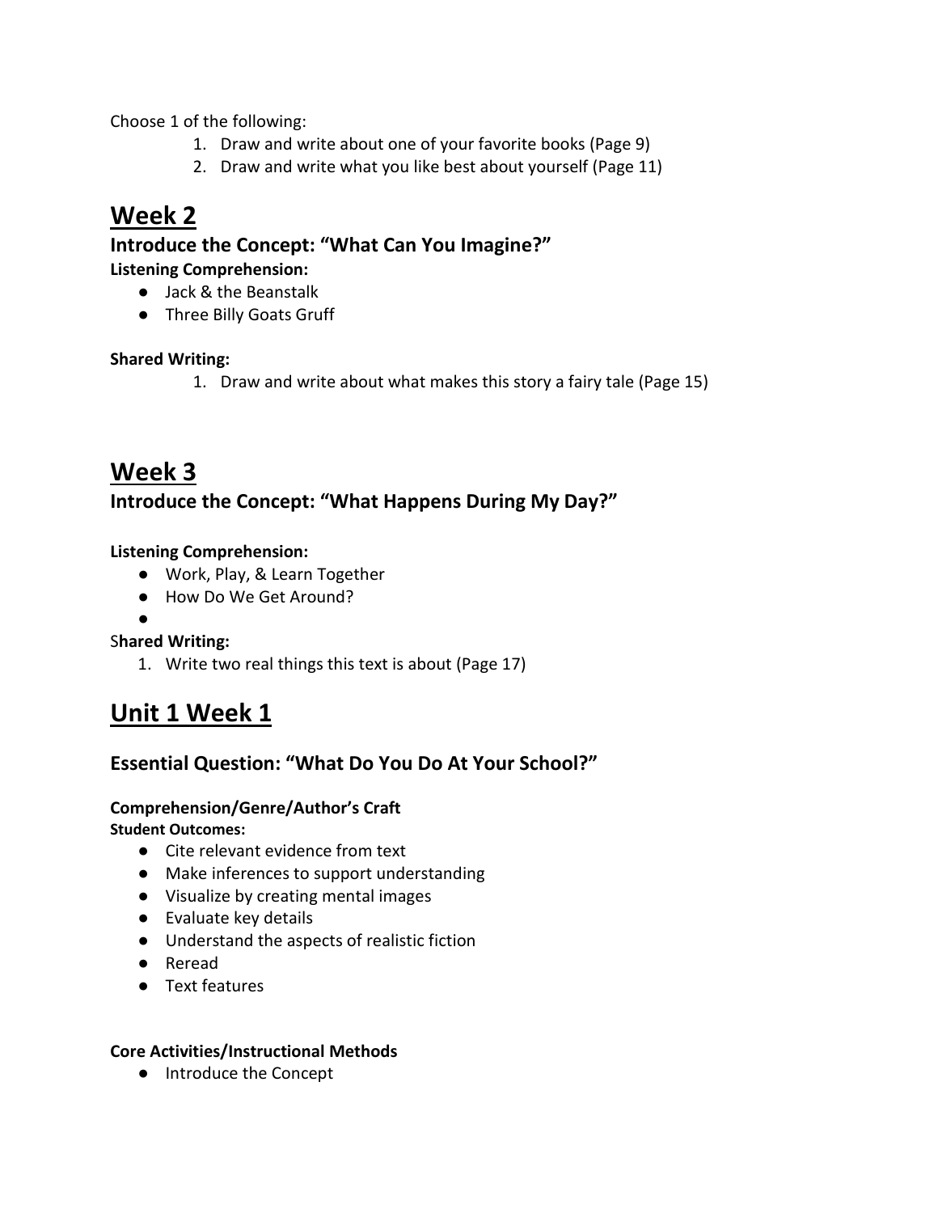Choose 1 of the following:

1. Draw and write about one of your favorite books (Page 9)
2. Draw and write what you like best about yourself (Page 11)

# Week 2

### Introduce the Concept: "What Can You Imagine?"

**Listening Comprehension:**

- Jack & the Beanstalk
- Three Billy Goats Gruff

**Shared Writing:**

1. Draw and write about what makes this story a fairy tale (Page 15)

# Week 3

### Introduce the Concept: "What Happens During My Day?"

**Listening Comprehension:**

- Work, Play, & Learn Together
- How Do We Get Around?
- 

S**hared Writing:**

1. Write two real things this text is about (Page 17)

# Unit 1 Week 1

## Essential Question: "What Do You Do At Your School?"

**Comprehension/Genre/Author's Craft**

**Student Outcomes:**

- Cite relevant evidence from text
- Make inferences to support understanding
- Visualize by creating mental images
- Evaluate key details
- Understand the aspects of realistic fiction
- Reread
- Text features

**Core Activities/Instructional Methods**

- Introduce the Concept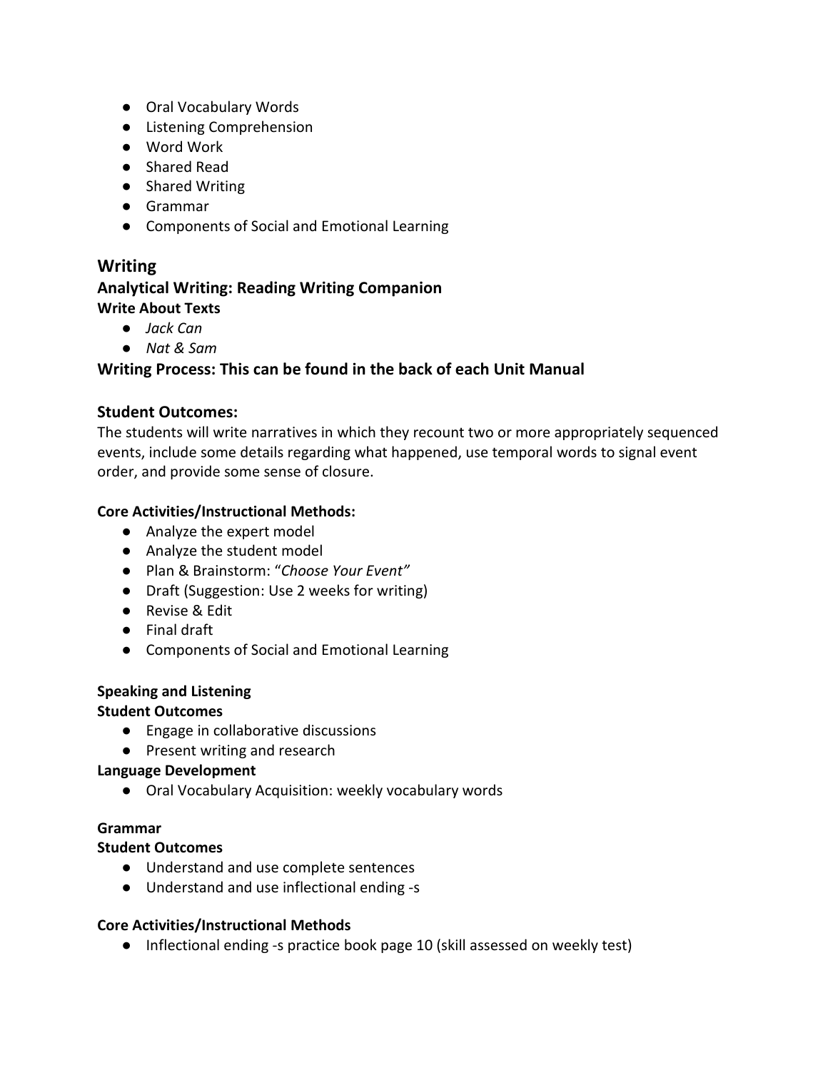- Oral Vocabulary Words
- Listening Comprehension
- Word Work
- Shared Read
- Shared Writing
- Grammar
- Components of Social and Emotional Learning

## Writing

### Analytical Writing: Reading Writing Companion

**Write About Texts**

- *Jack Can*
- *Nat & Sam*

### Writing Process: This can be found in the back of each Unit Manual

### Student Outcomes:

The students will write narratives in which they recount two or more appropriately sequenced events, include some details regarding what happened, use temporal words to signal event order, and provide some sense of closure.

**Core Activities/Instructional Methods:**

- Analyze the expert model
- Analyze the student model
- Plan & Brainstorm: "*Choose Your Event"*
- Draft (Suggestion: Use 2 weeks for writing)
- Revise & Edit
- Final draft
- Components of Social and Emotional Learning

**Speaking and Listening**

**Student Outcomes**

- Engage in collaborative discussions
- Present writing and research

**Language Development**

- Oral Vocabulary Acquisition: weekly vocabulary words

**Grammar**

**Student Outcomes**

- Understand and use complete sentences
- Understand and use inflectional ending -s

**Core Activities/Instructional Methods**

- Inflectional ending -s practice book page 10 (skill assessed on weekly test)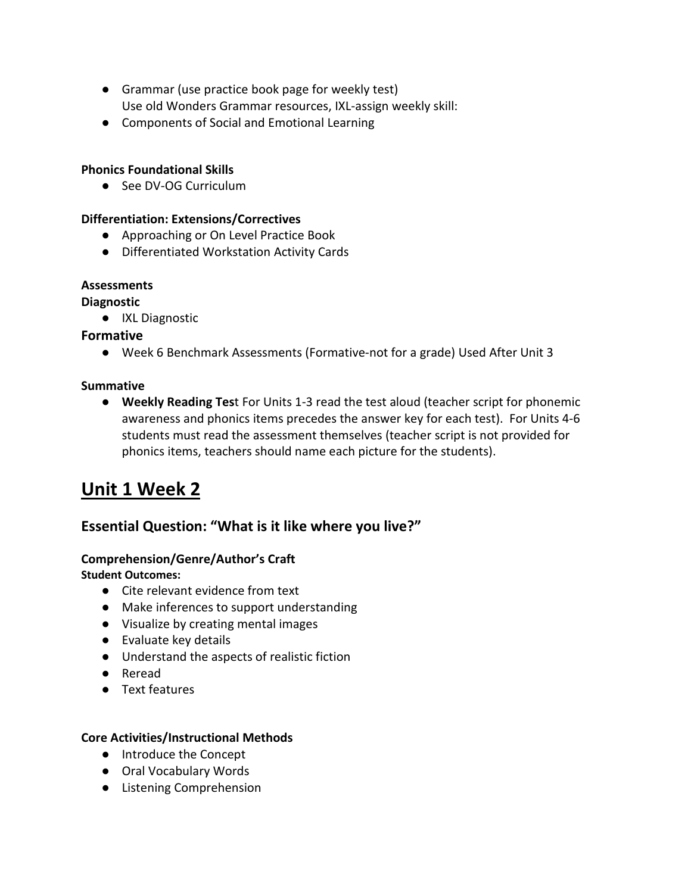- Grammar (use practice book page for weekly test)
  Use old Wonders Grammar resources, IXL-assign weekly skill:
- Components of Social and Emotional Learning

**Phonics Foundational Skills**

- See DV-OG Curriculum

**Differentiation: Extensions/Correctives**

- Approaching or On Level Practice Book
- Differentiated Workstation Activity Cards

**Assessments**

**Diagnostic**

- IXL Diagnostic

### Formative

- Week 6 Benchmark Assessments (Formative-not for a grade) Used After Unit 3

**Summative**

- **Weekly Reading Tes**t For Units 1-3 read the test aloud (teacher script for phonemic awareness and phonics items precedes the answer key for each test). For Units 4-6 students must read the assessment themselves (teacher script is not provided for phonics items, teachers should name each picture for the students).

# Unit 1 Week 2

## Essential Question: "What is it like where you live?"

**Comprehension/Genre/Author's Craft**

**Student Outcomes:**

- Cite relevant evidence from text
- Make inferences to support understanding
- Visualize by creating mental images
- Evaluate key details
- Understand the aspects of realistic fiction
- Reread
- Text features

**Core Activities/Instructional Methods**

- Introduce the Concept
- Oral Vocabulary Words
- Listening Comprehension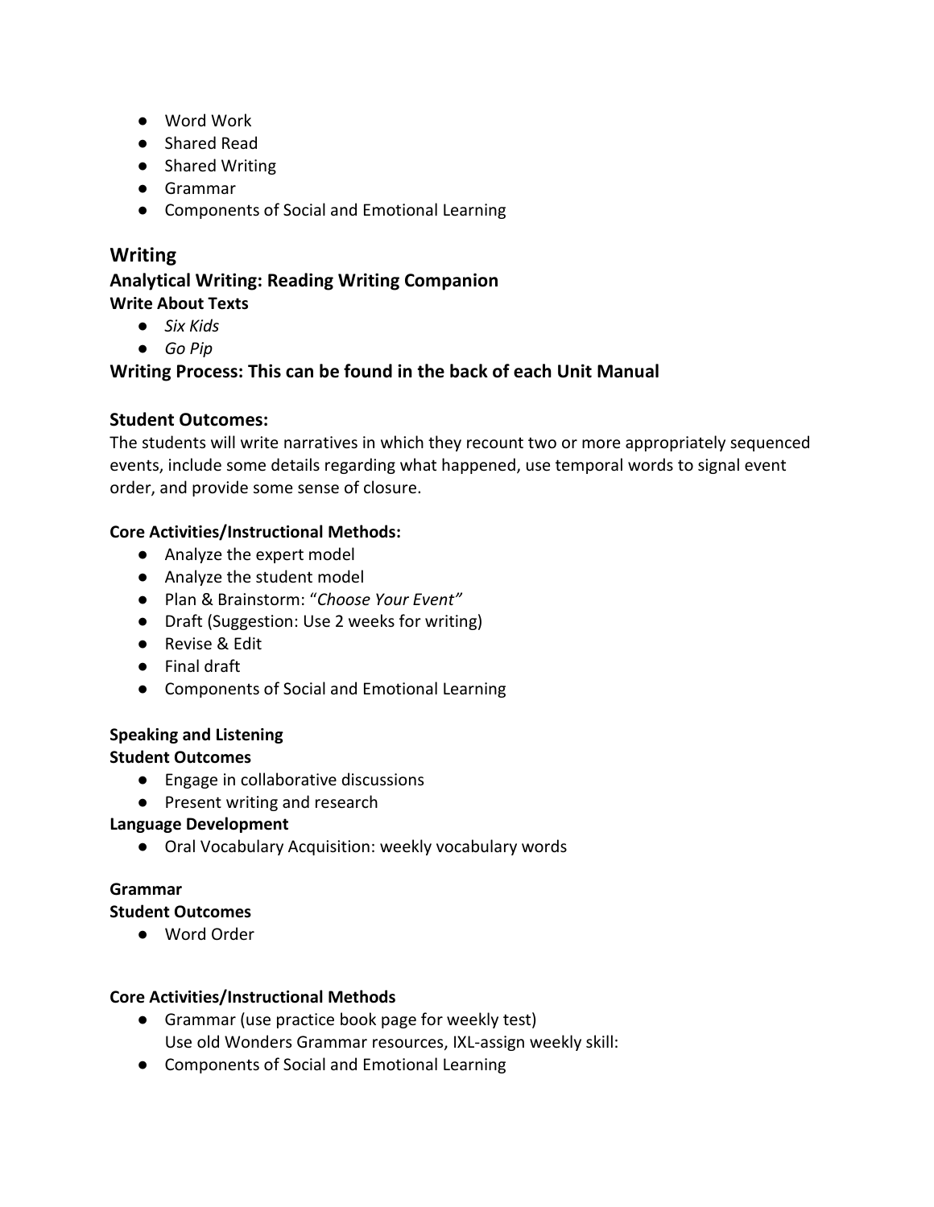- Word Work
- Shared Read
- Shared Writing
- Grammar
- Components of Social and Emotional Learning

## Writing

### Analytical Writing: Reading Writing Companion

**Write About Texts**

- *Six Kids*
- *Go Pip*

### Writing Process: This can be found in the back of each Unit Manual

### Student Outcomes:

The students will write narratives in which they recount two or more appropriately sequenced events, include some details regarding what happened, use temporal words to signal event order, and provide some sense of closure.

**Core Activities/Instructional Methods:**

- Analyze the expert model
- Analyze the student model
- Plan & Brainstorm: "*Choose Your Event"*
- Draft (Suggestion: Use 2 weeks for writing)
- Revise & Edit
- Final draft
- Components of Social and Emotional Learning

**Speaking and Listening**

**Student Outcomes**

- Engage in collaborative discussions
- Present writing and research

**Language Development**

- Oral Vocabulary Acquisition: weekly vocabulary words

**Grammar**

**Student Outcomes**

- Word Order

**Core Activities/Instructional Methods**

- Grammar (use practice book page for weekly test)
  Use old Wonders Grammar resources, IXL-assign weekly skill:
- Components of Social and Emotional Learning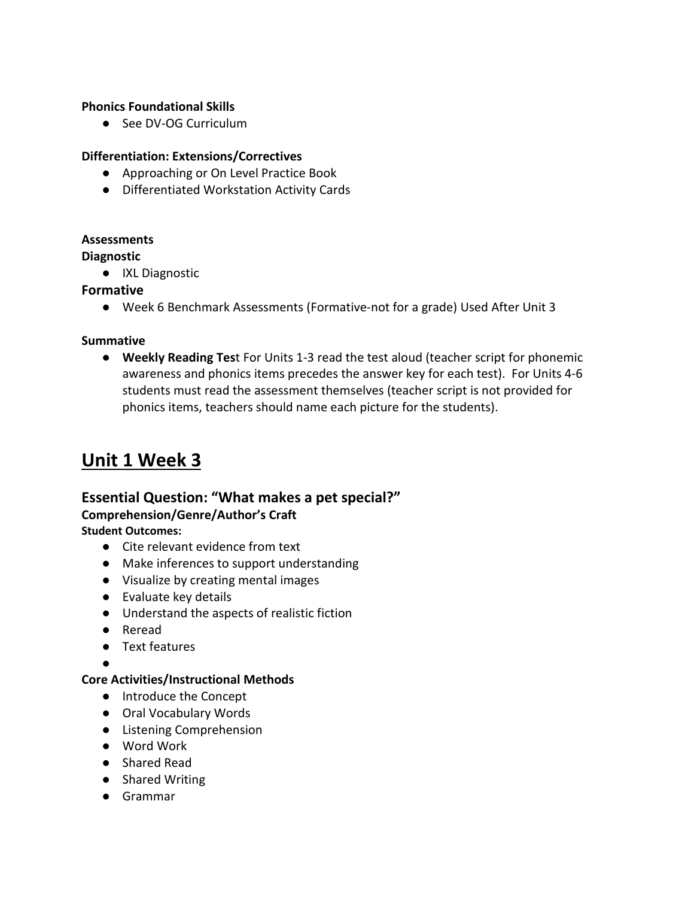**Phonics Foundational Skills**

- See DV-OG Curriculum

**Differentiation: Extensions/Correctives**

- Approaching or On Level Practice Book
- Differentiated Workstation Activity Cards

**Assessments**

**Diagnostic**

- IXL Diagnostic

**Formative**

- Week 6 Benchmark Assessments (Formative-not for a grade) Used After Unit 3

**Summative**

- **Weekly Reading Tes**t For Units 1-3 read the test aloud (teacher script for phonemic awareness and phonics items precedes the answer key for each test). For Units 4-6 students must read the assessment themselves (teacher script is not provided for phonics items, teachers should name each picture for the students).

# Unit 1 Week 3

## Essential Question: "What makes a pet special?"

**Comprehension/Genre/Author's Craft**

**Student Outcomes:**

- Cite relevant evidence from text
- Make inferences to support understanding
- Visualize by creating mental images
- Evaluate key details
- Understand the aspects of realistic fiction
- Reread
- Text features
-

**Core Activities/Instructional Methods**

- Introduce the Concept
- Oral Vocabulary Words
- Listening Comprehension
- Word Work
- Shared Read
- Shared Writing
- Grammar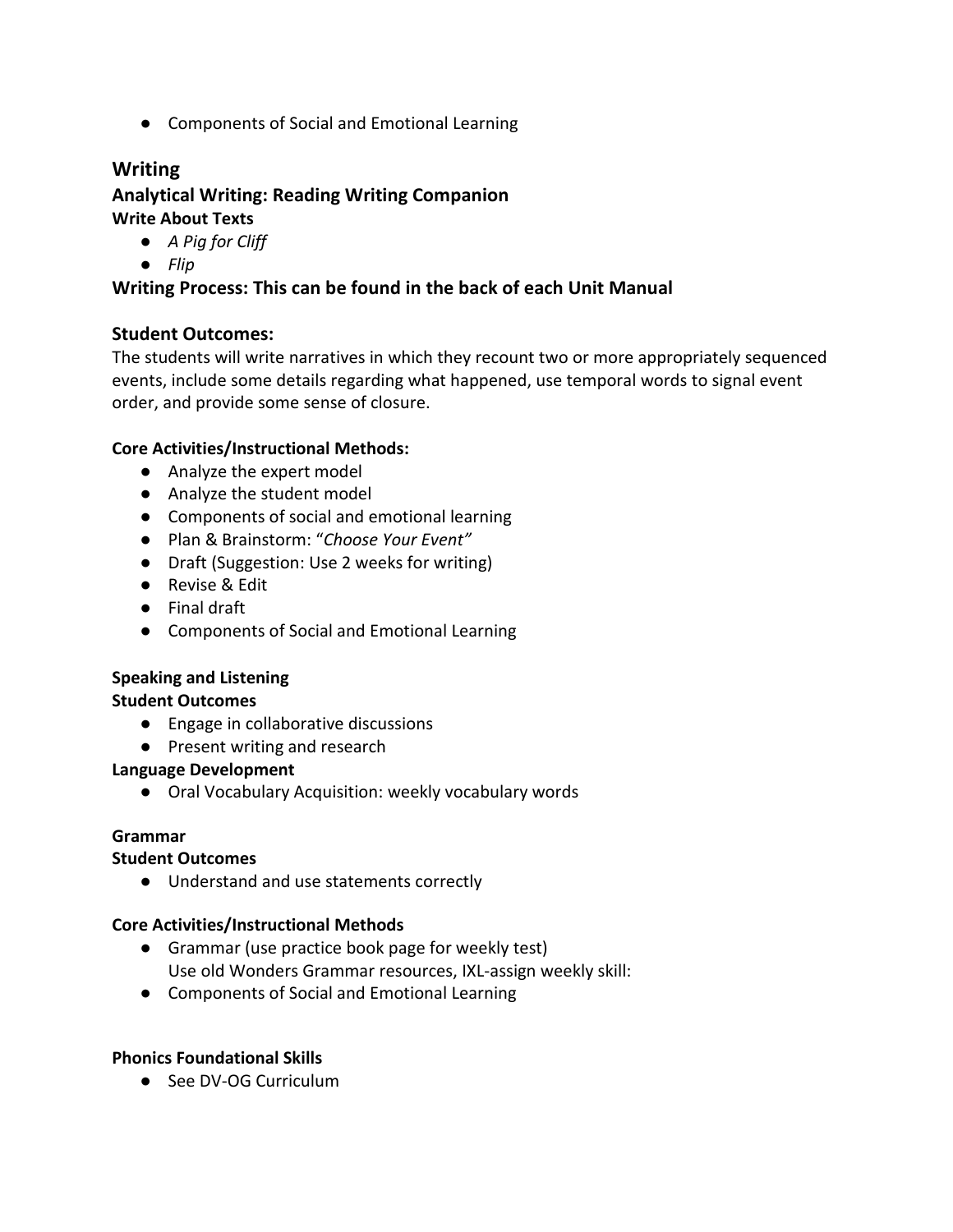- Components of Social and Emotional Learning

## Writing

### Analytical Writing: Reading Writing Companion

**Write About Texts**

- *A Pig for Cliff*
- *Flip*

### Writing Process: This can be found in the back of each Unit Manual

### Student Outcomes:

The students will write narratives in which they recount two or more appropriately sequenced events, include some details regarding what happened, use temporal words to signal event order, and provide some sense of closure.

**Core Activities/Instructional Methods:**

- Analyze the expert model
- Analyze the student model
- Components of social and emotional learning
- Plan & Brainstorm: "*Choose Your Event"*
- Draft (Suggestion: Use 2 weeks for writing)
- Revise & Edit
- Final draft
- Components of Social and Emotional Learning

**Speaking and Listening**

**Student Outcomes**

- Engage in collaborative discussions
- Present writing and research

**Language Development**

- Oral Vocabulary Acquisition: weekly vocabulary words

**Grammar**

**Student Outcomes**

- Understand and use statements correctly

**Core Activities/Instructional Methods**

- Grammar (use practice book page for weekly test)
  Use old Wonders Grammar resources, IXL-assign weekly skill:
- Components of Social and Emotional Learning

**Phonics Foundational Skills**

- See DV-OG Curriculum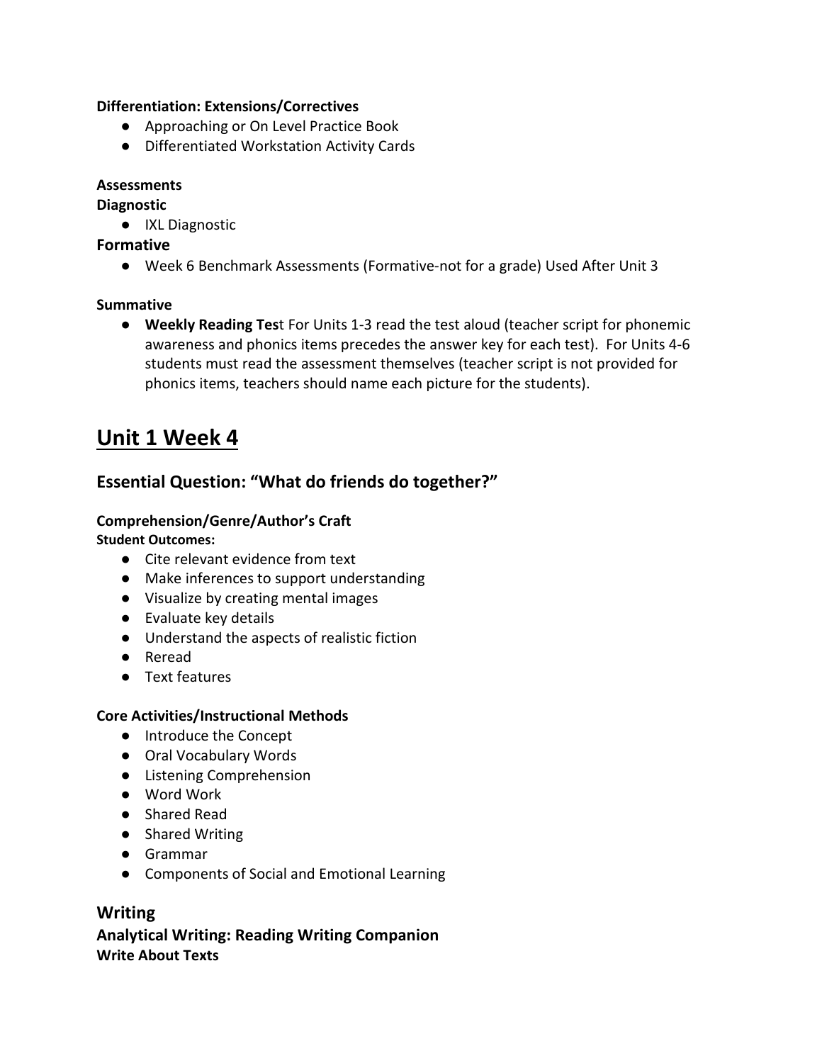**Differentiation: Extensions/Correctives**

- Approaching or On Level Practice Book
- Differentiated Workstation Activity Cards

**Assessments**

**Diagnostic**

- IXL Diagnostic

**Formative**

- Week 6 Benchmark Assessments (Formative-not for a grade) Used After Unit 3

**Summative**

- **Weekly Reading Tes**t For Units 1-3 read the test aloud (teacher script for phonemic awareness and phonics items precedes the answer key for each test). For Units 4-6 students must read the assessment themselves (teacher script is not provided for phonics items, teachers should name each picture for the students).

# Unit 1 Week 4

## Essential Question: "What do friends do together?"

**Comprehension/Genre/Author's Craft**

**Student Outcomes:**

- Cite relevant evidence from text
- Make inferences to support understanding
- Visualize by creating mental images
- Evaluate key details
- Understand the aspects of realistic fiction
- Reread
- Text features

**Core Activities/Instructional Methods**

- Introduce the Concept
- Oral Vocabulary Words
- Listening Comprehension
- Word Work
- Shared Read
- Shared Writing
- Grammar
- Components of Social and Emotional Learning

## Writing

### Analytical Writing: Reading Writing Companion

**Write About Texts**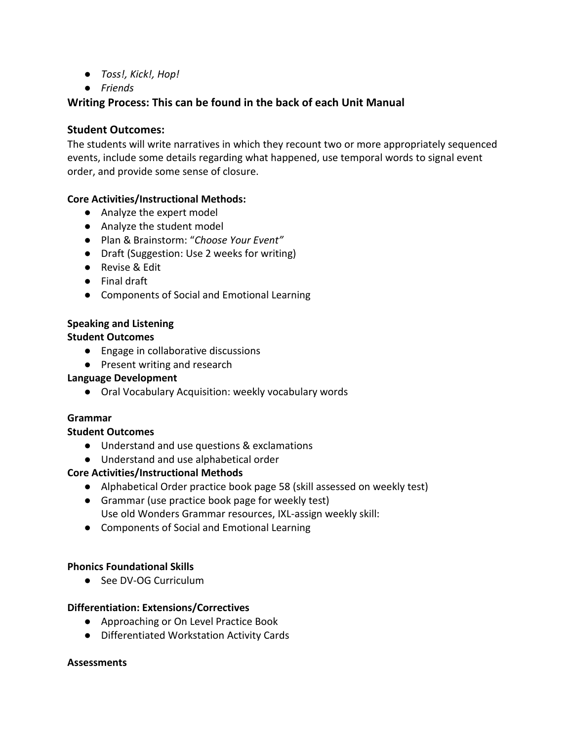- *Toss!, Kick!, Hop!*
- *Friends*

**Writing Process: This can be found in the back of each Unit Manual**

**Student Outcomes:**

The students will write narratives in which they recount two or more appropriately sequenced events, include some details regarding what happened, use temporal words to signal event order, and provide some sense of closure.

**Core Activities/Instructional Methods:**

- Analyze the expert model
- Analyze the student model
- Plan & Brainstorm: "*Choose Your Event"*
- Draft (Suggestion: Use 2 weeks for writing)
- Revise & Edit
- Final draft
- Components of Social and Emotional Learning

**Speaking and Listening**

**Student Outcomes**

- Engage in collaborative discussions
- Present writing and research

**Language Development**

- Oral Vocabulary Acquisition: weekly vocabulary words

**Grammar**

**Student Outcomes**

- Understand and use questions & exclamations
- Understand and use alphabetical order

**Core Activities/Instructional Methods**

- Alphabetical Order practice book page 58 (skill assessed on weekly test)
- Grammar (use practice book page for weekly test)
  Use old Wonders Grammar resources, IXL-assign weekly skill:
- Components of Social and Emotional Learning

**Phonics Foundational Skills**

- See DV-OG Curriculum

**Differentiation: Extensions/Correctives**

- Approaching or On Level Practice Book
- Differentiated Workstation Activity Cards

**Assessments**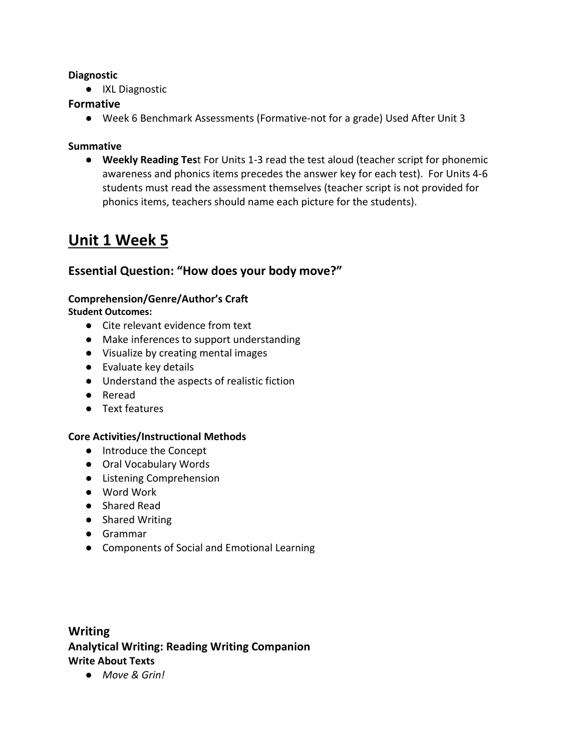**Diagnostic**

- IXL Diagnostic

### Formative

- Week 6 Benchmark Assessments (Formative-not for a grade) Used After Unit 3

**Summative**

- **Weekly Reading Tes**t For Units 1-3 read the test aloud (teacher script for phonemic awareness and phonics items precedes the answer key for each test). For Units 4-6 students must read the assessment themselves (teacher script is not provided for phonics items, teachers should name each picture for the students).

# Unit 1 Week 5

## Essential Question: "How does your body move?"

**Comprehension/Genre/Author's Craft**
**Student Outcomes:**

- Cite relevant evidence from text
- Make inferences to support understanding
- Visualize by creating mental images
- Evaluate key details
- Understand the aspects of realistic fiction
- Reread
- Text features

**Core Activities/Instructional Methods**

- Introduce the Concept
- Oral Vocabulary Words
- Listening Comprehension
- Word Work
- Shared Read
- Shared Writing
- Grammar
- Components of Social and Emotional Learning

### Writing

### Analytical Writing: Reading Writing Companion

**Write About Texts**

- *Move & Grin!*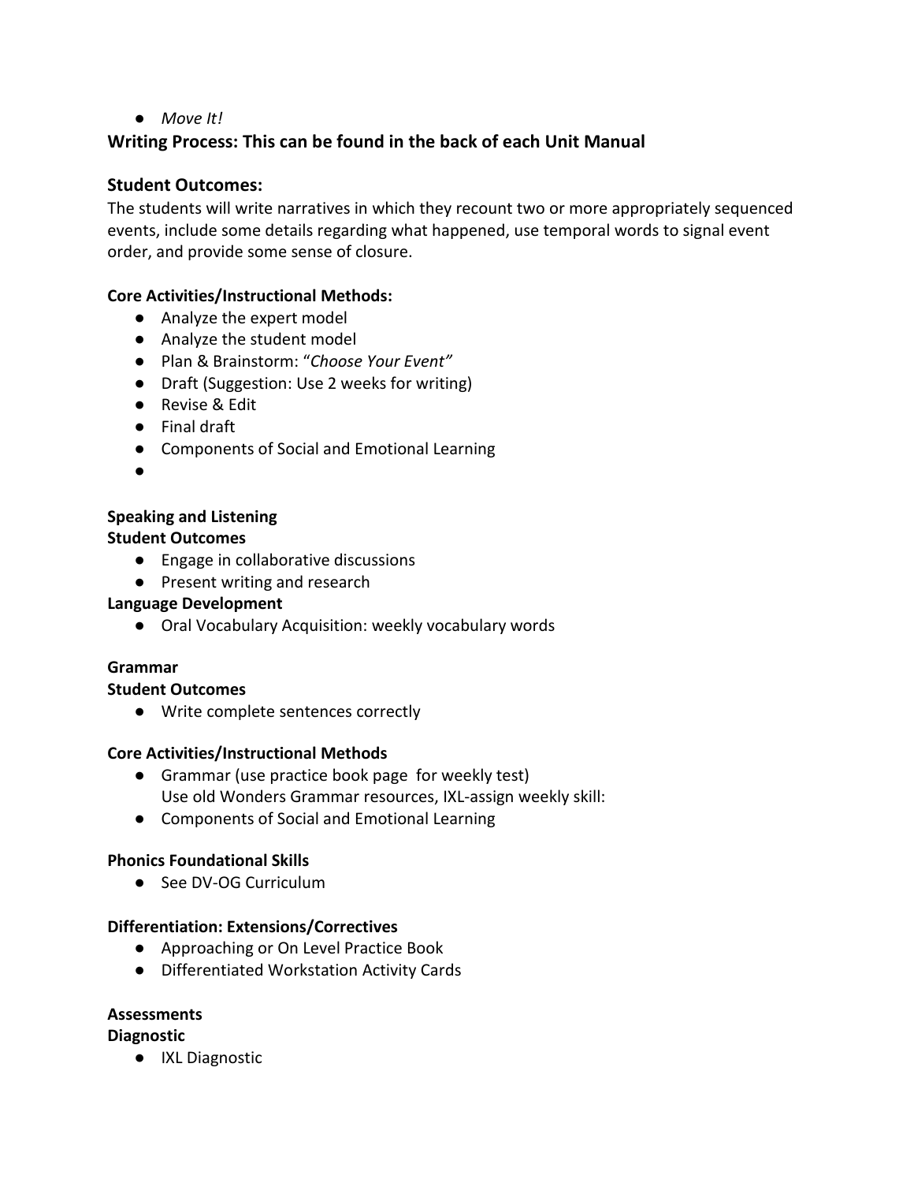- *Move It!*

**Writing Process: This can be found in the back of each Unit Manual**

**Student Outcomes:**

The students will write narratives in which they recount two or more appropriately sequenced events, include some details regarding what happened, use temporal words to signal event order, and provide some sense of closure.

**Core Activities/Instructional Methods:**

- Analyze the expert model
- Analyze the student model
- Plan & Brainstorm: "*Choose Your Event"*
- Draft (Suggestion: Use 2 weeks for writing)
- Revise & Edit
- Final draft
- Components of Social and Emotional Learning
- 

**Speaking and Listening**

**Student Outcomes**

- Engage in collaborative discussions
- Present writing and research

**Language Development**

- Oral Vocabulary Acquisition: weekly vocabulary words

**Grammar**

**Student Outcomes**

- Write complete sentences correctly

**Core Activities/Instructional Methods**

- Grammar (use practice book page  for weekly test)
  Use old Wonders Grammar resources, IXL-assign weekly skill:
- Components of Social and Emotional Learning

**Phonics Foundational Skills**

- See DV-OG Curriculum

**Differentiation: Extensions/Correctives**

- Approaching or On Level Practice Book
- Differentiated Workstation Activity Cards

**Assessments**

**Diagnostic**

- IXL Diagnostic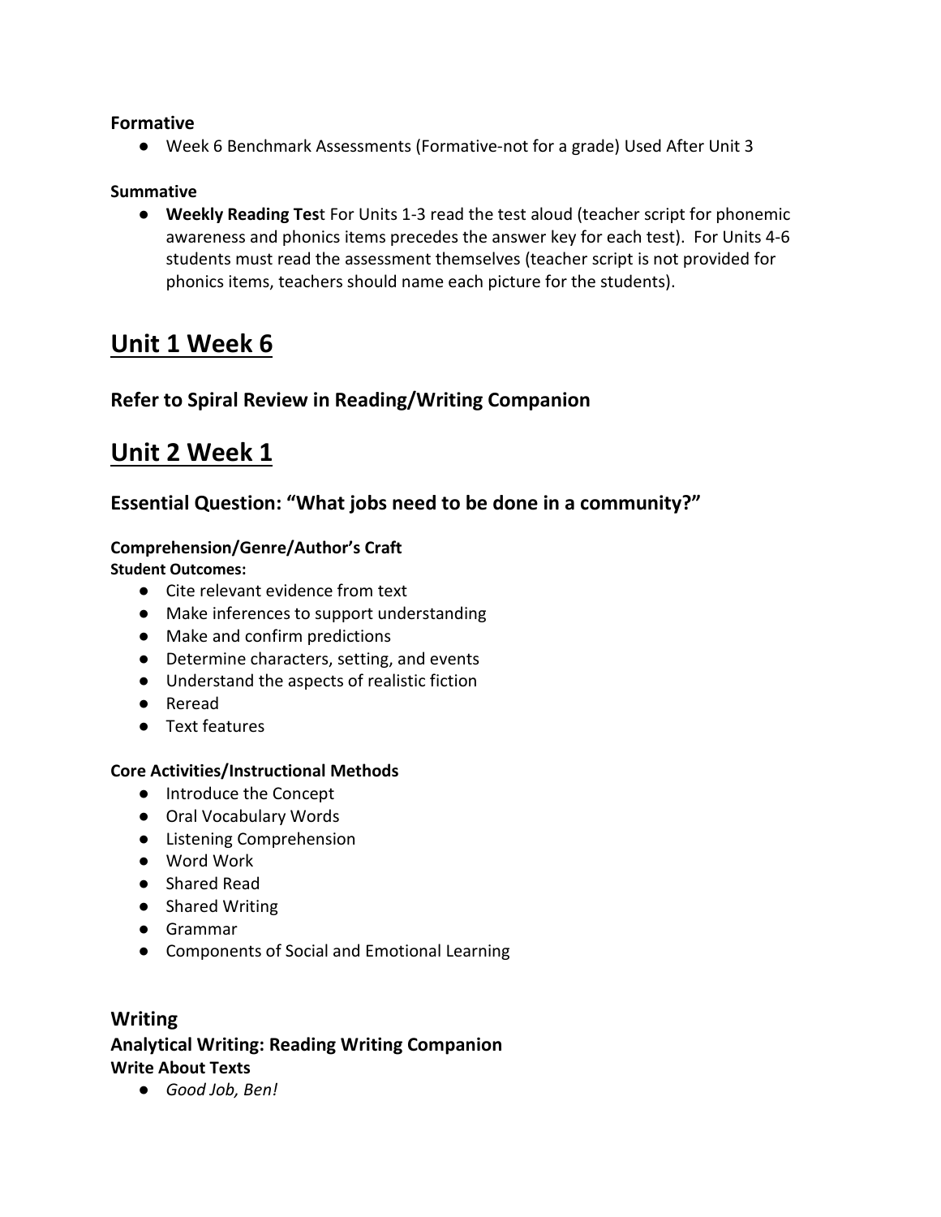**Formative**

- Week 6 Benchmark Assessments (Formative-not for a grade) Used After Unit 3

**Summative**

- **Weekly Reading Test** For Units 1-3 read the test aloud (teacher script for phonemic awareness and phonics items precedes the answer key for each test). For Units 4-6 students must read the assessment themselves (teacher script is not provided for phonics items, teachers should name each picture for the students).

# Unit 1 Week 6

## Refer to Spiral Review in Reading/Writing Companion

# Unit 2 Week 1

## Essential Question: "What jobs need to be done in a community?"

**Comprehension/Genre/Author's Craft**
**Student Outcomes:**

- Cite relevant evidence from text
- Make inferences to support understanding
- Make and confirm predictions
- Determine characters, setting, and events
- Understand the aspects of realistic fiction
- Reread
- Text features

**Core Activities/Instructional Methods**

- Introduce the Concept
- Oral Vocabulary Words
- Listening Comprehension
- Word Work
- Shared Read
- Shared Writing
- Grammar
- Components of Social and Emotional Learning

### Writing

### Analytical Writing: Reading Writing Companion

**Write About Texts**

- *Good Job, Ben!*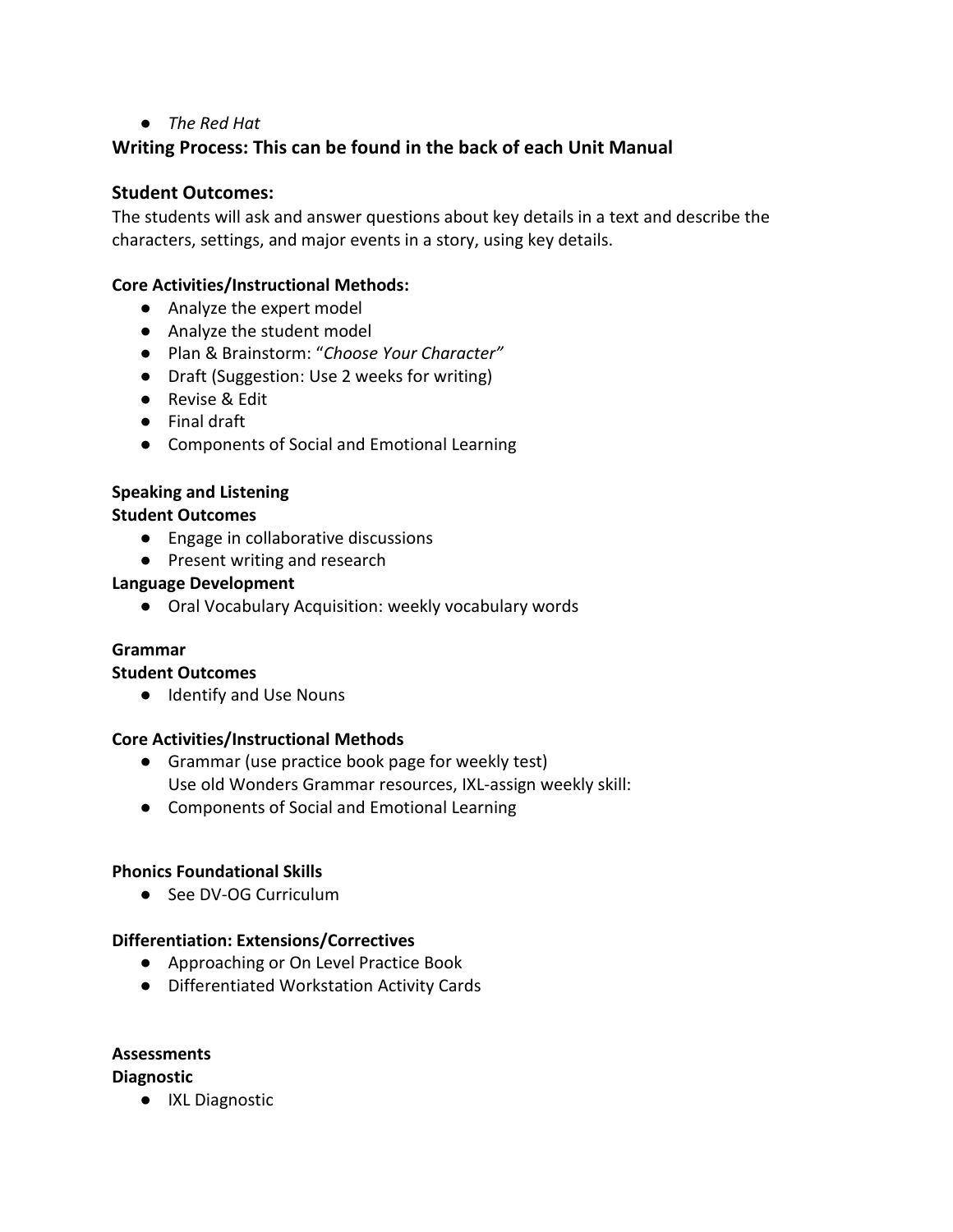- *The Red Hat*

**Writing Process: This can be found in the back of each Unit Manual**

**Student Outcomes:**

The students will ask and answer questions about key details in a text and describe the characters, settings, and major events in a story, using key details.

**Core Activities/Instructional Methods:**

- Analyze the expert model
- Analyze the student model
- Plan & Brainstorm: "*Choose Your Character"*
- Draft (Suggestion: Use 2 weeks for writing)
- Revise & Edit
- Final draft
- Components of Social and Emotional Learning

**Speaking and Listening**

**Student Outcomes**

- Engage in collaborative discussions
- Present writing and research

**Language Development**

- Oral Vocabulary Acquisition: weekly vocabulary words

**Grammar**

**Student Outcomes**

- Identify and Use Nouns

**Core Activities/Instructional Methods**

- Grammar (use practice book page for weekly test)
  Use old Wonders Grammar resources, IXL-assign weekly skill:
- Components of Social and Emotional Learning

**Phonics Foundational Skills**

- See DV-OG Curriculum

**Differentiation: Extensions/Correctives**

- Approaching or On Level Practice Book
- Differentiated Workstation Activity Cards

**Assessments**

**Diagnostic**

- IXL Diagnostic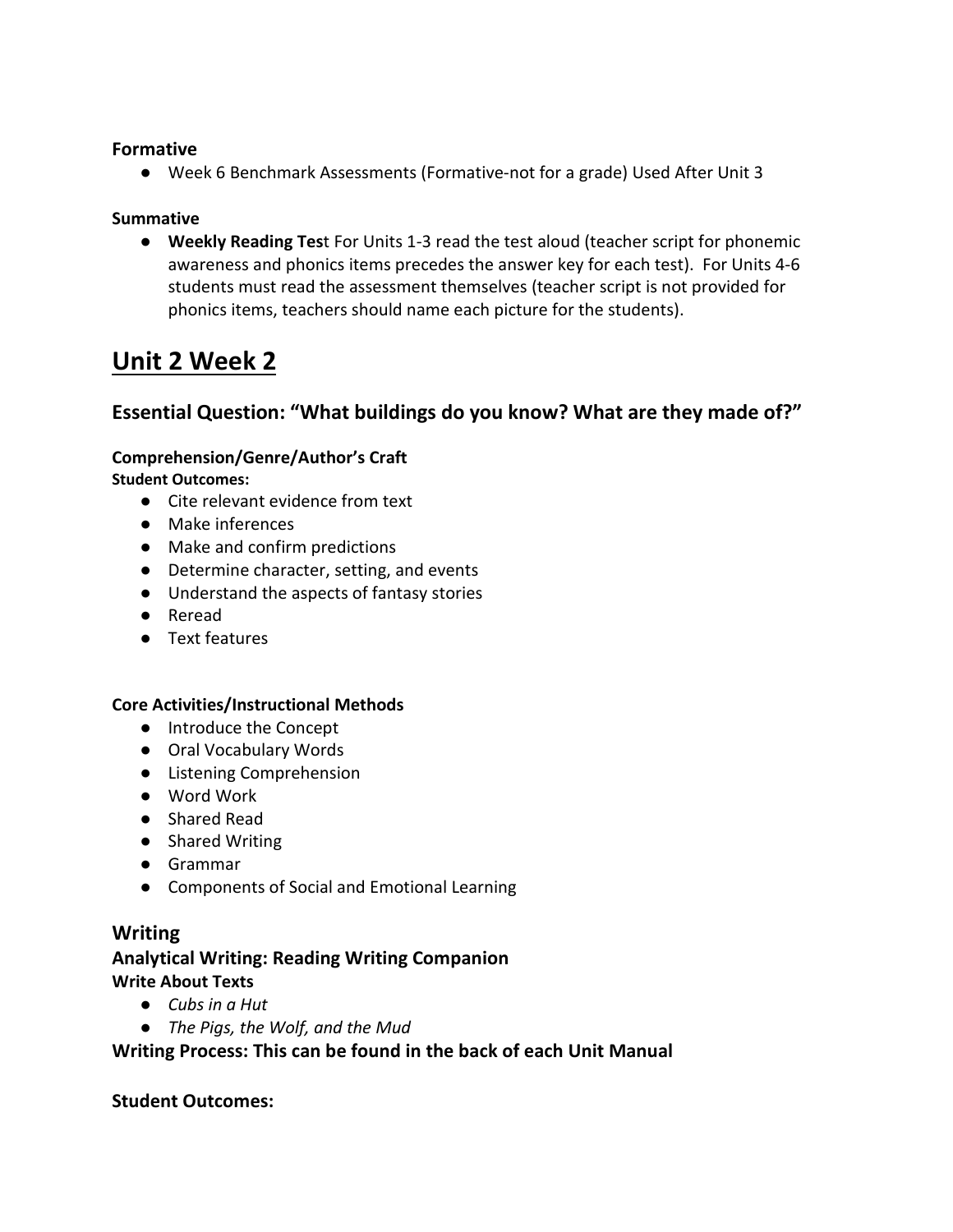**Formative**

- Week 6 Benchmark Assessments (Formative-not for a grade) Used After Unit 3

**Summative**

- **Weekly Reading Tes**t For Units 1-3 read the test aloud (teacher script for phonemic awareness and phonics items precedes the answer key for each test). For Units 4-6 students must read the assessment themselves (teacher script is not provided for phonics items, teachers should name each picture for the students).

# Unit 2 Week 2

## Essential Question: "What buildings do you know? What are they made of?"

**Comprehension/Genre/Author's Craft**
**Student Outcomes:**

- Cite relevant evidence from text
- Make inferences
- Make and confirm predictions
- Determine character, setting, and events
- Understand the aspects of fantasy stories
- Reread
- Text features

**Core Activities/Instructional Methods**

- Introduce the Concept
- Oral Vocabulary Words
- Listening Comprehension
- Word Work
- Shared Read
- Shared Writing
- Grammar
- Components of Social and Emotional Learning

## Writing

### Analytical Writing: Reading Writing Companion

**Write About Texts**

- *Cubs in a Hut*
- *The Pigs, the Wolf, and the Mud*

### Writing Process: This can be found in the back of each Unit Manual

### Student Outcomes: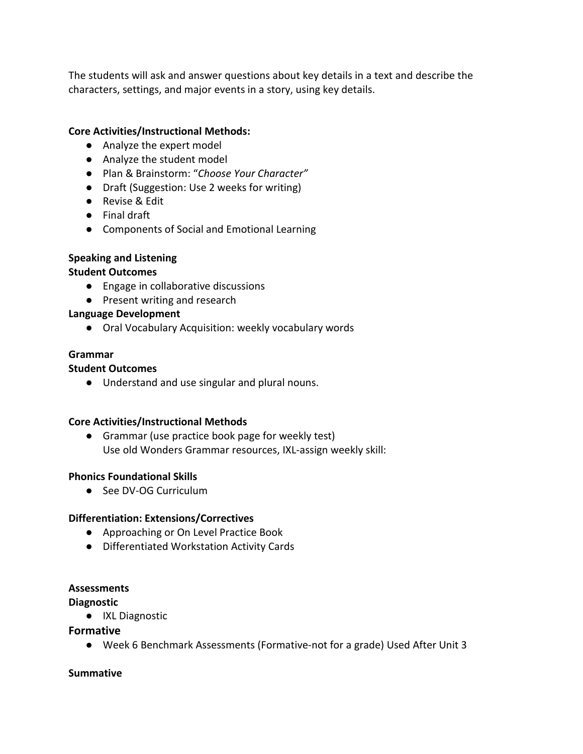The students will ask and answer questions about key details in a text and describe the characters, settings, and major events in a story, using key details.

**Core Activities/Instructional Methods:**

- Analyze the expert model
- Analyze the student model
- Plan & Brainstorm: "*Choose Your Character"*
- Draft (Suggestion: Use 2 weeks for writing)
- Revise & Edit
- Final draft
- Components of Social and Emotional Learning

**Speaking and Listening**

**Student Outcomes**

- Engage in collaborative discussions
- Present writing and research

**Language Development**

- Oral Vocabulary Acquisition: weekly vocabulary words

**Grammar**

**Student Outcomes**

- Understand and use singular and plural nouns.

**Core Activities/Instructional Methods**

- Grammar (use practice book page for weekly test)
  Use old Wonders Grammar resources, IXL-assign weekly skill:

**Phonics Foundational Skills**

- See DV-OG Curriculum

**Differentiation: Extensions/Correctives**

- Approaching or On Level Practice Book
- Differentiated Workstation Activity Cards

**Assessments**

**Diagnostic**

- IXL Diagnostic

**Formative**

- Week 6 Benchmark Assessments (Formative-not for a grade) Used After Unit 3

**Summative**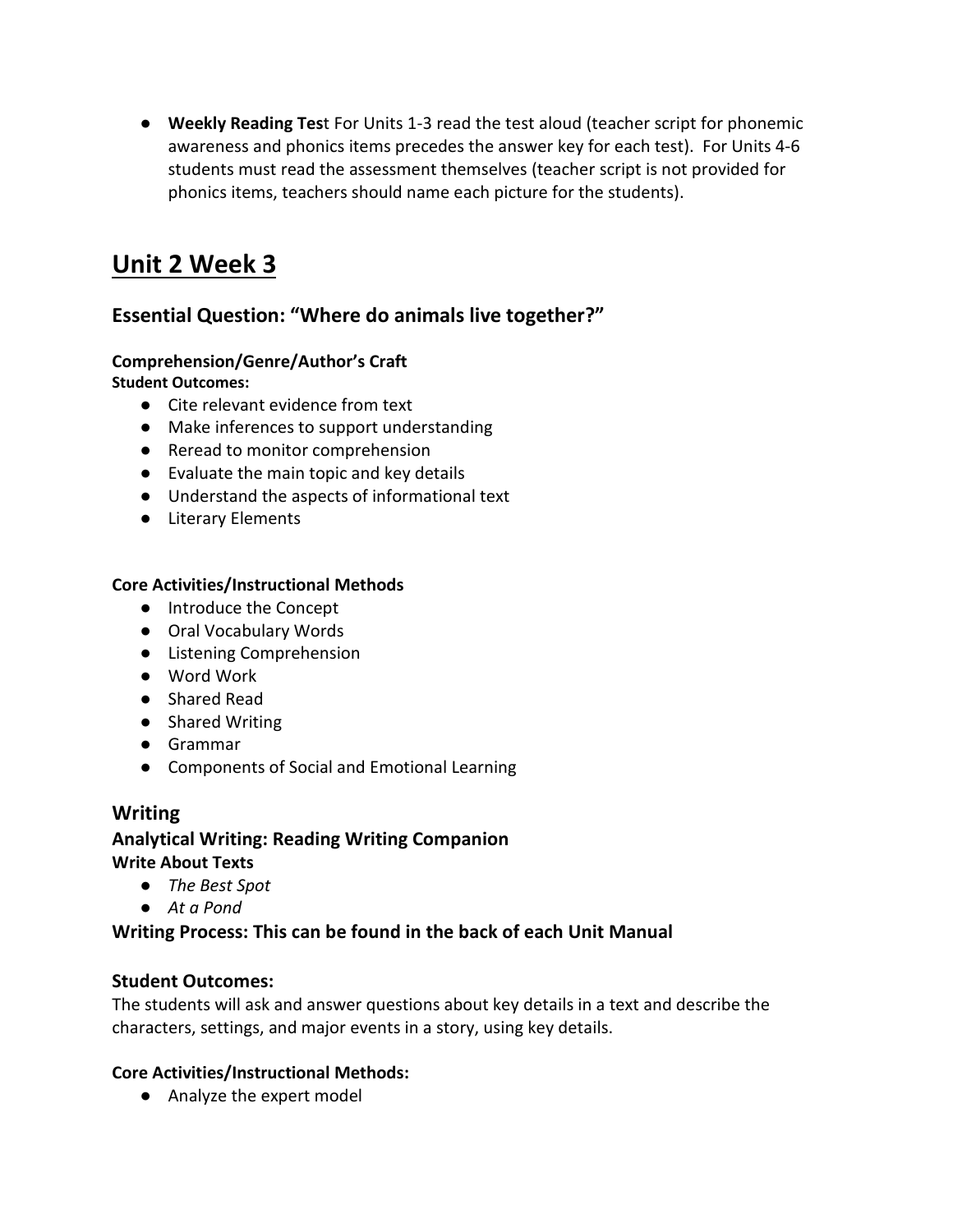- **Weekly Reading Tes**t For Units 1-3 read the test aloud (teacher script for phonemic awareness and phonics items precedes the answer key for each test). For Units 4-6 students must read the assessment themselves (teacher script is not provided for phonics items, teachers should name each picture for the students).

# Unit 2 Week 3

## Essential Question: "Where do animals live together?"

**Comprehension/Genre/Author's Craft**
**Student Outcomes:**

- Cite relevant evidence from text
- Make inferences to support understanding
- Reread to monitor comprehension
- Evaluate the main topic and key details
- Understand the aspects of informational text
- Literary Elements

**Core Activities/Instructional Methods**

- Introduce the Concept
- Oral Vocabulary Words
- Listening Comprehension
- Word Work
- Shared Read
- Shared Writing
- Grammar
- Components of Social and Emotional Learning

## Writing

### Analytical Writing: Reading Writing Companion

**Write About Texts**

- *The Best Spot*
- *At a Pond*

### Writing Process: This can be found in the back of each Unit Manual

## Student Outcomes:

The students will ask and answer questions about key details in a text and describe the characters, settings, and major events in a story, using key details.

**Core Activities/Instructional Methods:**

- Analyze the expert model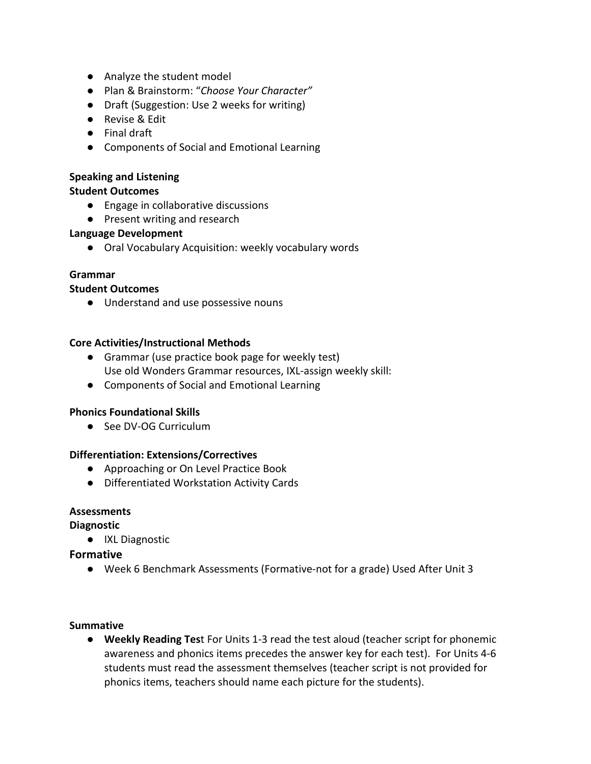- Analyze the student model
- Plan & Brainstorm: "*Choose Your Character"*
- Draft (Suggestion: Use 2 weeks for writing)
- Revise & Edit
- Final draft
- Components of Social and Emotional Learning

**Speaking and Listening**

**Student Outcomes**

- Engage in collaborative discussions
- Present writing and research

**Language Development**

- Oral Vocabulary Acquisition: weekly vocabulary words

**Grammar**

**Student Outcomes**

- Understand and use possessive nouns

**Core Activities/Instructional Methods**

- Grammar (use practice book page for weekly test)
  Use old Wonders Grammar resources, IXL-assign weekly skill:
- Components of Social and Emotional Learning

**Phonics Foundational Skills**

- See DV-OG Curriculum

**Differentiation: Extensions/Correctives**

- Approaching or On Level Practice Book
- Differentiated Workstation Activity Cards

**Assessments**

**Diagnostic**

- IXL Diagnostic

**Formative**

- Week 6 Benchmark Assessments (Formative-not for a grade) Used After Unit 3

**Summative**

- **Weekly Reading Tes**t For Units 1-3 read the test aloud (teacher script for phonemic awareness and phonics items precedes the answer key for each test). For Units 4-6 students must read the assessment themselves (teacher script is not provided for phonics items, teachers should name each picture for the students).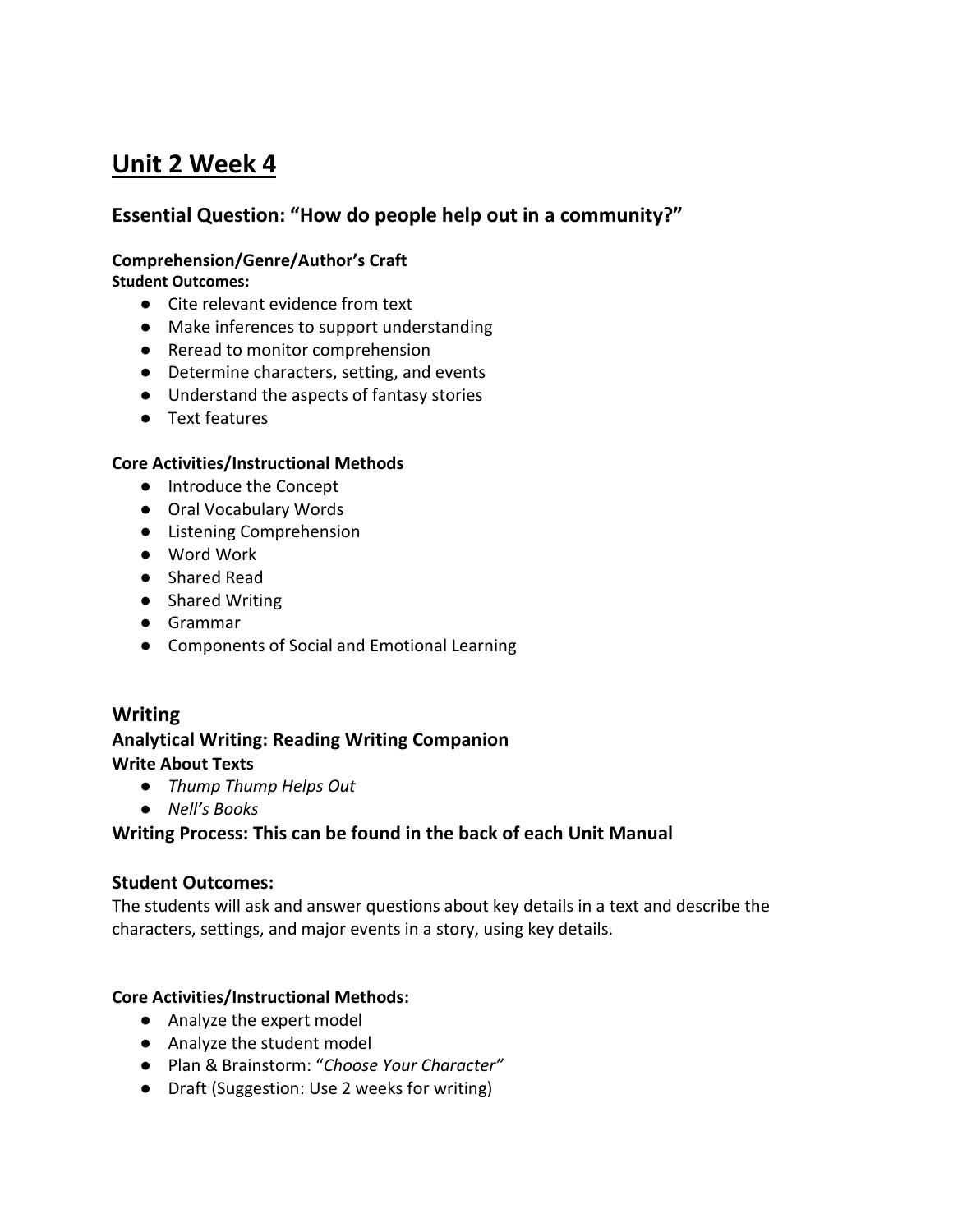# Unit 2 Week 4

## Essential Question: “How do people help out in a community?”

**Comprehension/Genre/Author’s Craft**
**Student Outcomes:**

- Cite relevant evidence from text
- Make inferences to support understanding
- Reread to monitor comprehension
- Determine characters, setting, and events
- Understand the aspects of fantasy stories
- Text features

**Core Activities/Instructional Methods**

- Introduce the Concept
- Oral Vocabulary Words
- Listening Comprehension
- Word Work
- Shared Read
- Shared Writing
- Grammar
- Components of Social and Emotional Learning

## Writing

### Analytical Writing: Reading Writing Companion

**Write About Texts**

- *Thump Thump Helps Out*
- *Nell’s Books*

### Writing Process: This can be found in the back of each Unit Manual

### Student Outcomes:

The students will ask and answer questions about key details in a text and describe the characters, settings, and major events in a story, using key details.

**Core Activities/Instructional Methods:**

- Analyze the expert model
- Analyze the student model
- Plan & Brainstorm: “*Choose Your Character”*
- Draft (Suggestion: Use 2 weeks for writing)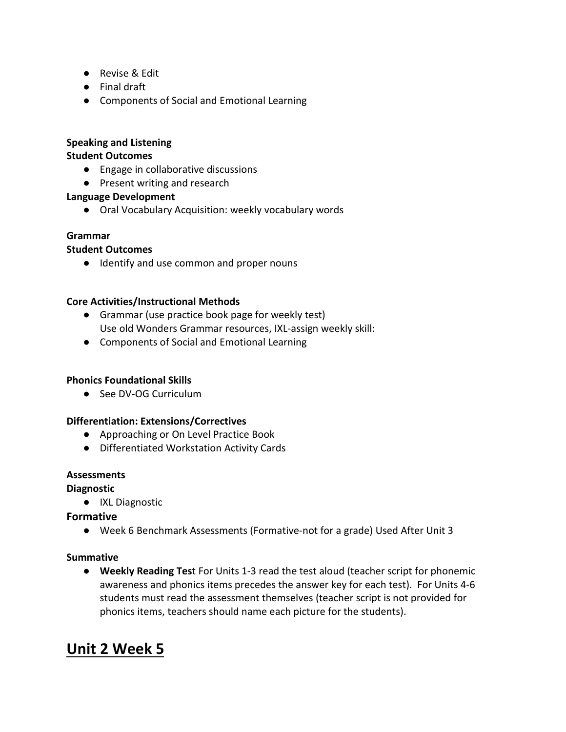- Revise & Edit
- Final draft
- Components of Social and Emotional Learning

**Speaking and Listening**
**Student Outcomes**

- Engage in collaborative discussions
- Present writing and research

**Language Development**

- Oral Vocabulary Acquisition: weekly vocabulary words

**Grammar**
**Student Outcomes**

- Identify and use common and proper nouns

**Core Activities/Instructional Methods**

- Grammar (use practice book page for weekly test)
  Use old Wonders Grammar resources, IXL-assign weekly skill:
- Components of Social and Emotional Learning

**Phonics Foundational Skills**

- See DV-OG Curriculum

**Differentiation: Extensions/Correctives**

- Approaching or On Level Practice Book
- Differentiated Workstation Activity Cards

**Assessments**
**Diagnostic**

- IXL Diagnostic

**Formative**

- Week 6 Benchmark Assessments (Formative-not for a grade) Used After Unit 3

**Summative**

- **Weekly Reading Tes**t For Units 1-3 read the test aloud (teacher script for phonemic awareness and phonics items precedes the answer key for each test). For Units 4-6 students must read the assessment themselves (teacher script is not provided for phonics items, teachers should name each picture for the students).

# Unit 2 Week 5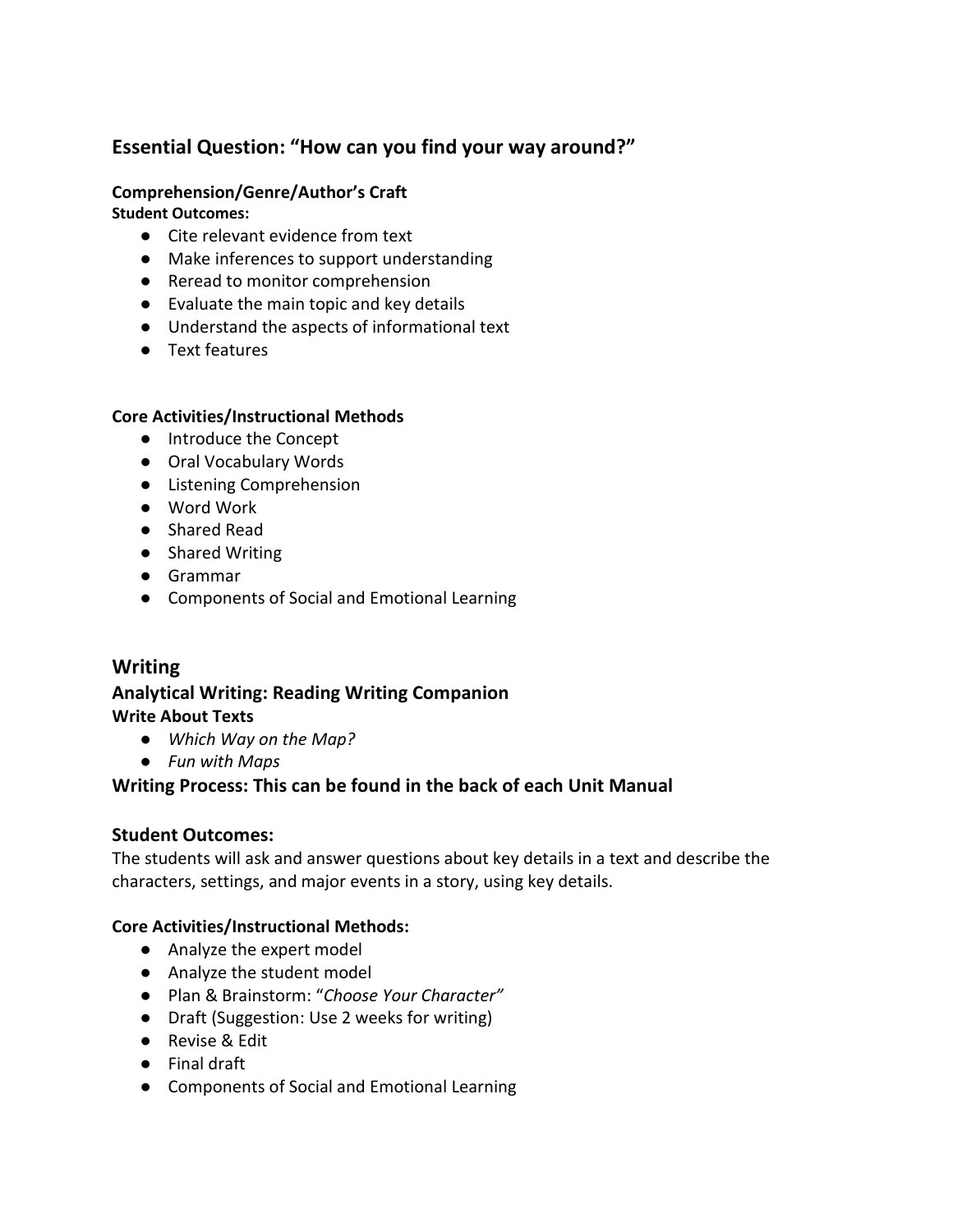## Essential Question: "How can you find your way around?"

**Comprehension/Genre/Author's Craft**
**Student Outcomes:**

- Cite relevant evidence from text
- Make inferences to support understanding
- Reread to monitor comprehension
- Evaluate the main topic and key details
- Understand the aspects of informational text
- Text features

**Core Activities/Instructional Methods**

- Introduce the Concept
- Oral Vocabulary Words
- Listening Comprehension
- Word Work
- Shared Read
- Shared Writing
- Grammar
- Components of Social and Emotional Learning

## Writing

### Analytical Writing: Reading Writing Companion

**Write About Texts**

- *Which Way on the Map?*
- *Fun with Maps*

### Writing Process: This can be found in the back of each Unit Manual

### Student Outcomes:

The students will ask and answer questions about key details in a text and describe the characters, settings, and major events in a story, using key details.

**Core Activities/Instructional Methods:**

- Analyze the expert model
- Analyze the student model
- Plan & Brainstorm: "*Choose Your Character"*
- Draft (Suggestion: Use 2 weeks for writing)
- Revise & Edit
- Final draft
- Components of Social and Emotional Learning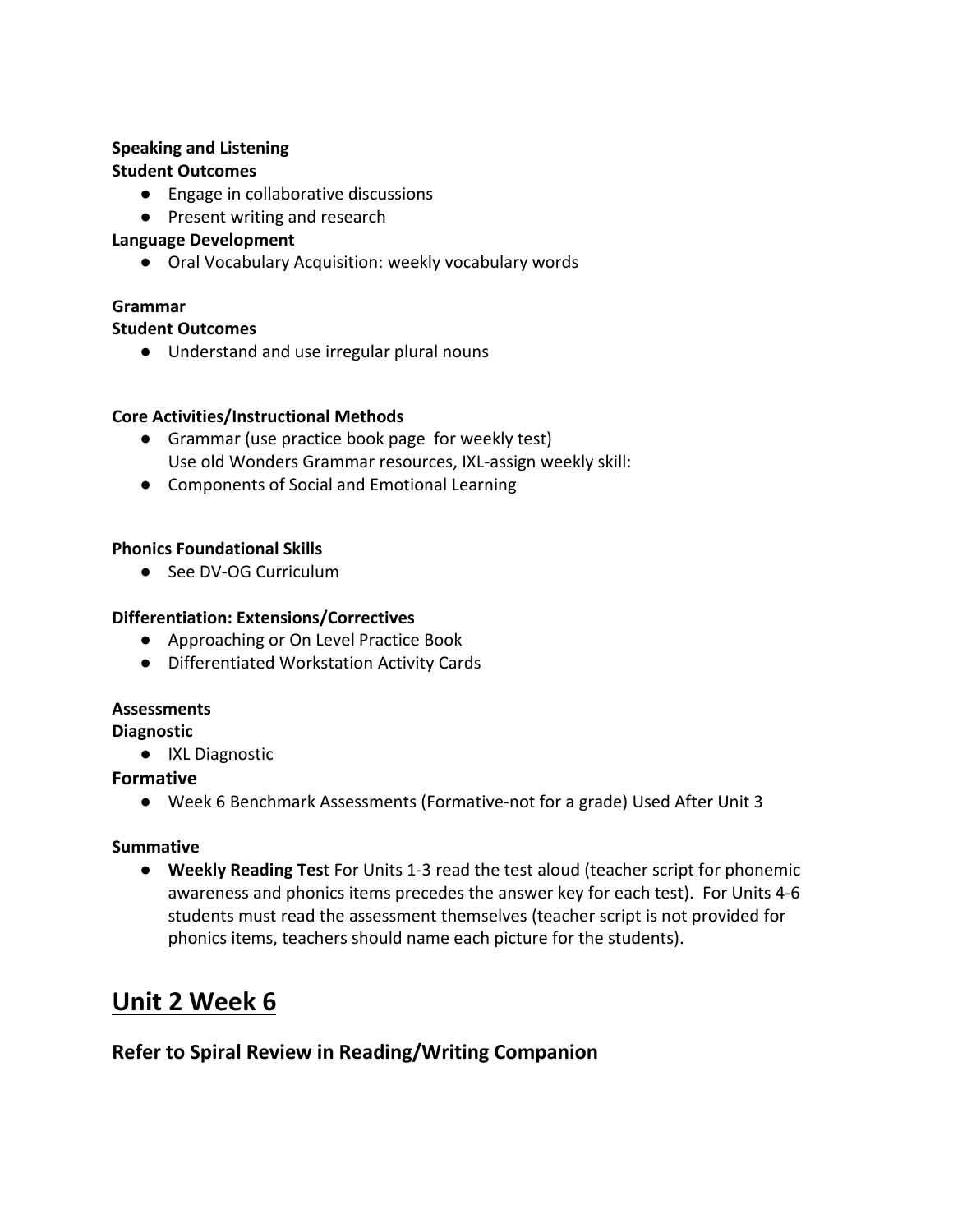**Speaking and Listening**

**Student Outcomes**

- Engage in collaborative discussions
- Present writing and research

**Language Development**

- Oral Vocabulary Acquisition: weekly vocabulary words

**Grammar**

**Student Outcomes**

- Understand and use irregular plural nouns

**Core Activities/Instructional Methods**

- Grammar (use practice book page  for weekly test)
  Use old Wonders Grammar resources, IXL-assign weekly skill:
- Components of Social and Emotional Learning

**Phonics Foundational Skills**

- See DV-OG Curriculum

**Differentiation: Extensions/Correctives**

- Approaching or On Level Practice Book
- Differentiated Workstation Activity Cards

**Assessments**

**Diagnostic**

- IXL Diagnostic

**Formative**

- Week 6 Benchmark Assessments (Formative-not for a grade) Used After Unit 3

**Summative**

- **Weekly Reading Tes**t For Units 1-3 read the test aloud (teacher script for phonemic awareness and phonics items precedes the answer key for each test). For Units 4-6 students must read the assessment themselves (teacher script is not provided for phonics items, teachers should name each picture for the students).

# Unit 2 Week 6

## Refer to Spiral Review in Reading/Writing Companion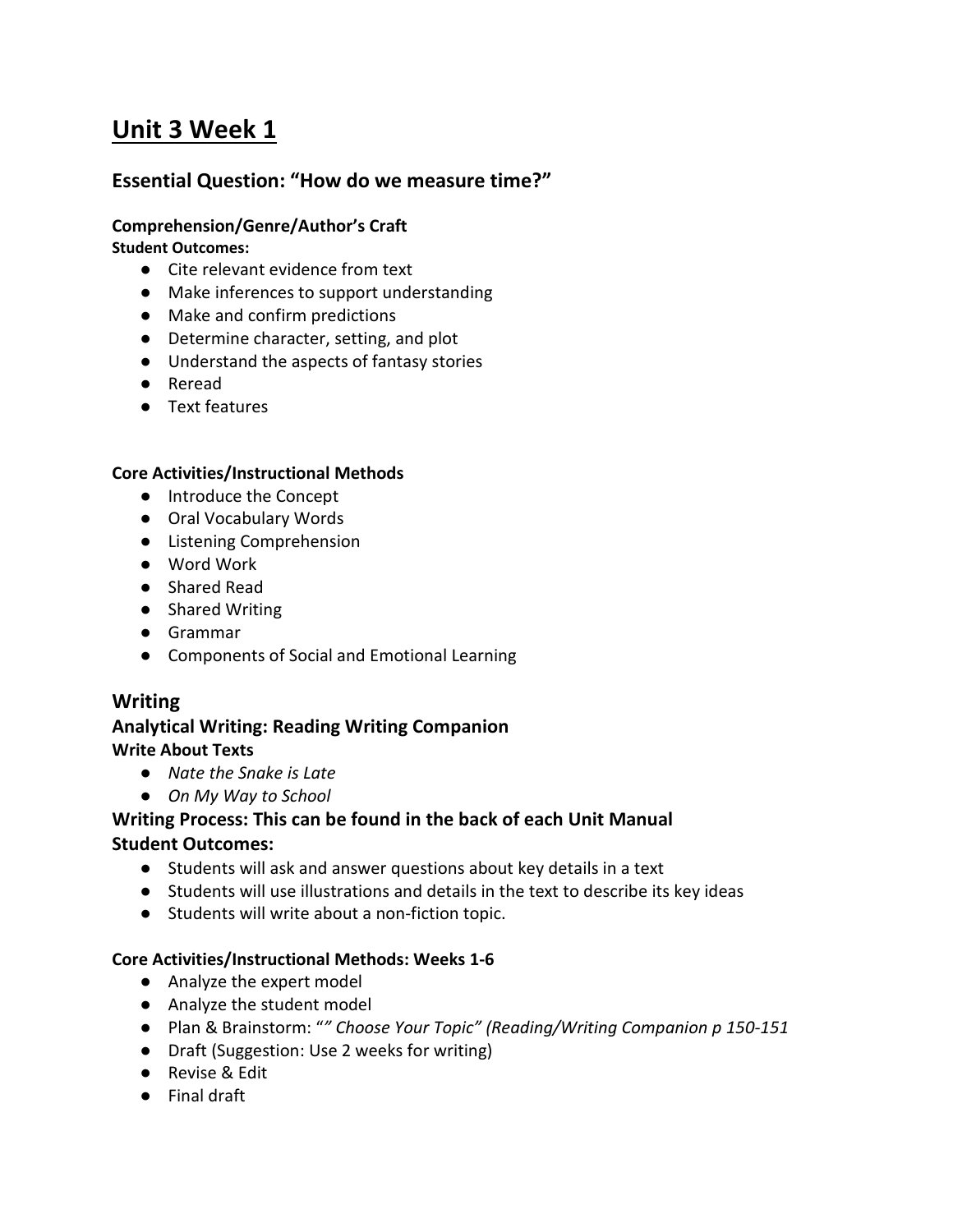# Unit 3 Week 1

## Essential Question: "How do we measure time?"

**Comprehension/Genre/Author's Craft**
**Student Outcomes:**

- Cite relevant evidence from text
- Make inferences to support understanding
- Make and confirm predictions
- Determine character, setting, and plot
- Understand the aspects of fantasy stories
- Reread
- Text features

**Core Activities/Instructional Methods**

- Introduce the Concept
- Oral Vocabulary Words
- Listening Comprehension
- Word Work
- Shared Read
- Shared Writing
- Grammar
- Components of Social and Emotional Learning

## Writing

### Analytical Writing: Reading Writing Companion

**Write About Texts**

- *Nate the Snake is Late*
- *On My Way to School*

### Writing Process: This can be found in the back of each Unit Manual

### Student Outcomes:

- Students will ask and answer questions about key details in a text
- Students will use illustrations and details in the text to describe its key ideas
- Students will write about a non-fiction topic.

**Core Activities/Instructional Methods: Weeks 1-6**

- Analyze the expert model
- Analyze the student model
- Plan & Brainstorm: "*" Choose Your Topic" (Reading/Writing Companion p 150-151*
- Draft (Suggestion: Use 2 weeks for writing)
- Revise & Edit
- Final draft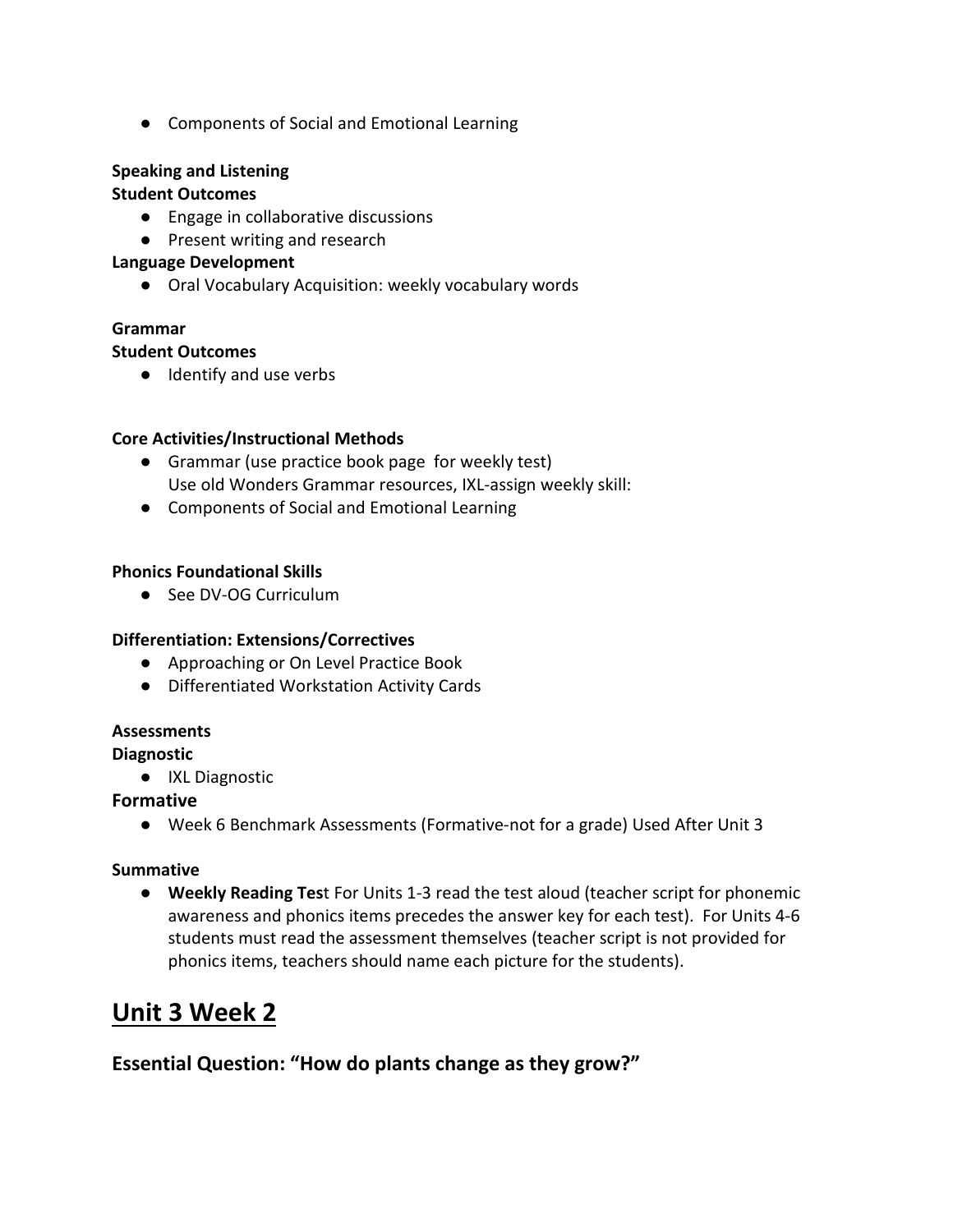- Components of Social and Emotional Learning

**Speaking and Listening**

**Student Outcomes**

- Engage in collaborative discussions
- Present writing and research

**Language Development**

- Oral Vocabulary Acquisition: weekly vocabulary words

**Grammar**

**Student Outcomes**

- Identify and use verbs

**Core Activities/Instructional Methods**

- Grammar (use practice book page for weekly test)
  Use old Wonders Grammar resources, IXL-assign weekly skill:
- Components of Social and Emotional Learning

**Phonics Foundational Skills**

- See DV-OG Curriculum

**Differentiation: Extensions/Correctives**

- Approaching or On Level Practice Book
- Differentiated Workstation Activity Cards

**Assessments**

**Diagnostic**

- IXL Diagnostic

**Formative**

- Week 6 Benchmark Assessments (Formative-not for a grade) Used After Unit 3

**Summative**

- **Weekly Reading Tes**t For Units 1-3 read the test aloud (teacher script for phonemic awareness and phonics items precedes the answer key for each test). For Units 4-6 students must read the assessment themselves (teacher script is not provided for phonics items, teachers should name each picture for the students).

## <u>Unit 3 Week 2</u>

### Essential Question: "How do plants change as they grow?"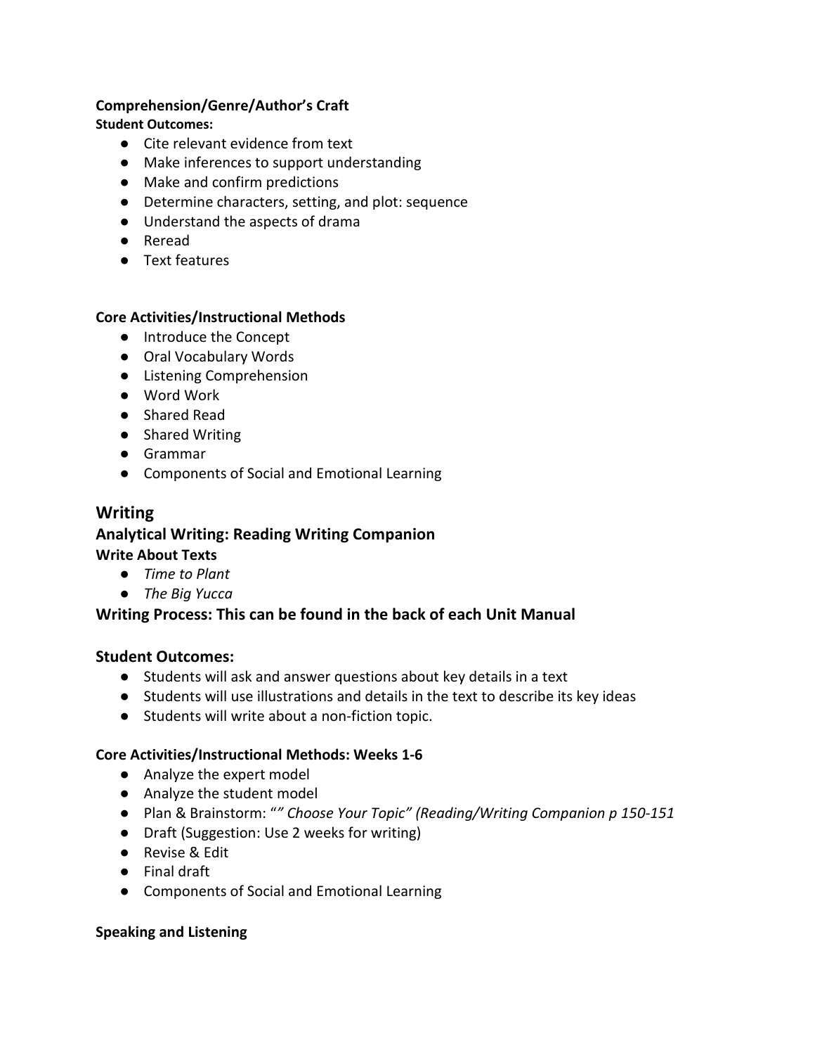**Comprehension/Genre/Author's Craft**

**Student Outcomes:**

- Cite relevant evidence from text
- Make inferences to support understanding
- Make and confirm predictions
- Determine characters, setting, and plot: sequence
- Understand the aspects of drama
- Reread
- Text features

**Core Activities/Instructional Methods**

- Introduce the Concept
- Oral Vocabulary Words
- Listening Comprehension
- Word Work
- Shared Read
- Shared Writing
- Grammar
- Components of Social and Emotional Learning

## Writing

### Analytical Writing: Reading Writing Companion

**Write About Texts**

- *Time to Plant*
- *The Big Yucca*

### Writing Process: This can be found in the back of each Unit Manual

### Student Outcomes:

- Students will ask and answer questions about key details in a text
- Students will use illustrations and details in the text to describe its key ideas
- Students will write about a non-fiction topic.

**Core Activities/Instructional Methods: Weeks 1-6**

- Analyze the expert model
- Analyze the student model
- Plan & Brainstorm: "*" Choose Your Topic" (Reading/Writing Companion p 150-151*
- Draft (Suggestion: Use 2 weeks for writing)
- Revise & Edit
- Final draft
- Components of Social and Emotional Learning

**Speaking and Listening**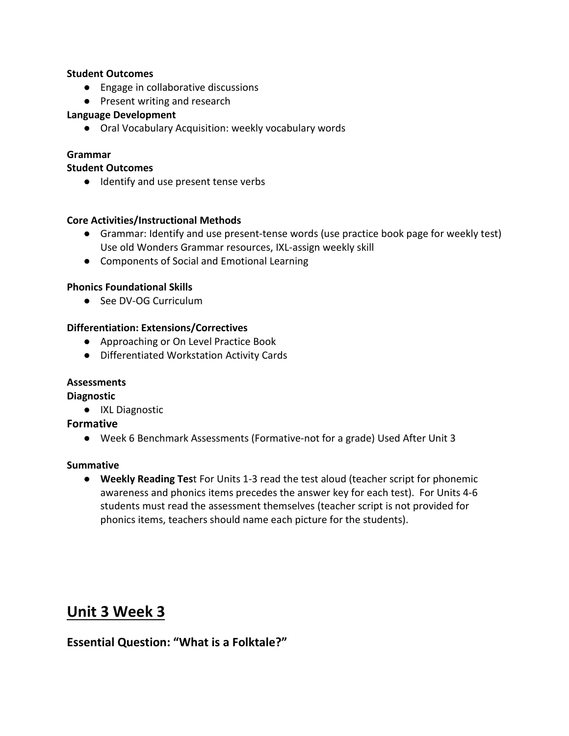**Student Outcomes**

- Engage in collaborative discussions
- Present writing and research

**Language Development**

- Oral Vocabulary Acquisition: weekly vocabulary words

**Grammar**

**Student Outcomes**

- Identify and use present tense verbs

**Core Activities/Instructional Methods**

- Grammar: Identify and use present-tense words (use practice book page for weekly test) Use old Wonders Grammar resources, IXL-assign weekly skill
- Components of Social and Emotional Learning

**Phonics Foundational Skills**

- See DV-OG Curriculum

**Differentiation: Extensions/Correctives**

- Approaching or On Level Practice Book
- Differentiated Workstation Activity Cards

**Assessments**

**Diagnostic**

- IXL Diagnostic

**Formative**

- Week 6 Benchmark Assessments (Formative-not for a grade) Used After Unit 3

**Summative**

- **Weekly Reading Tes**t For Units 1-3 read the test aloud (teacher script for phonemic awareness and phonics items precedes the answer key for each test). For Units 4-6 students must read the assessment themselves (teacher script is not provided for phonics items, teachers should name each picture for the students).

# Unit 3 Week 3

## Essential Question: "What is a Folktale?"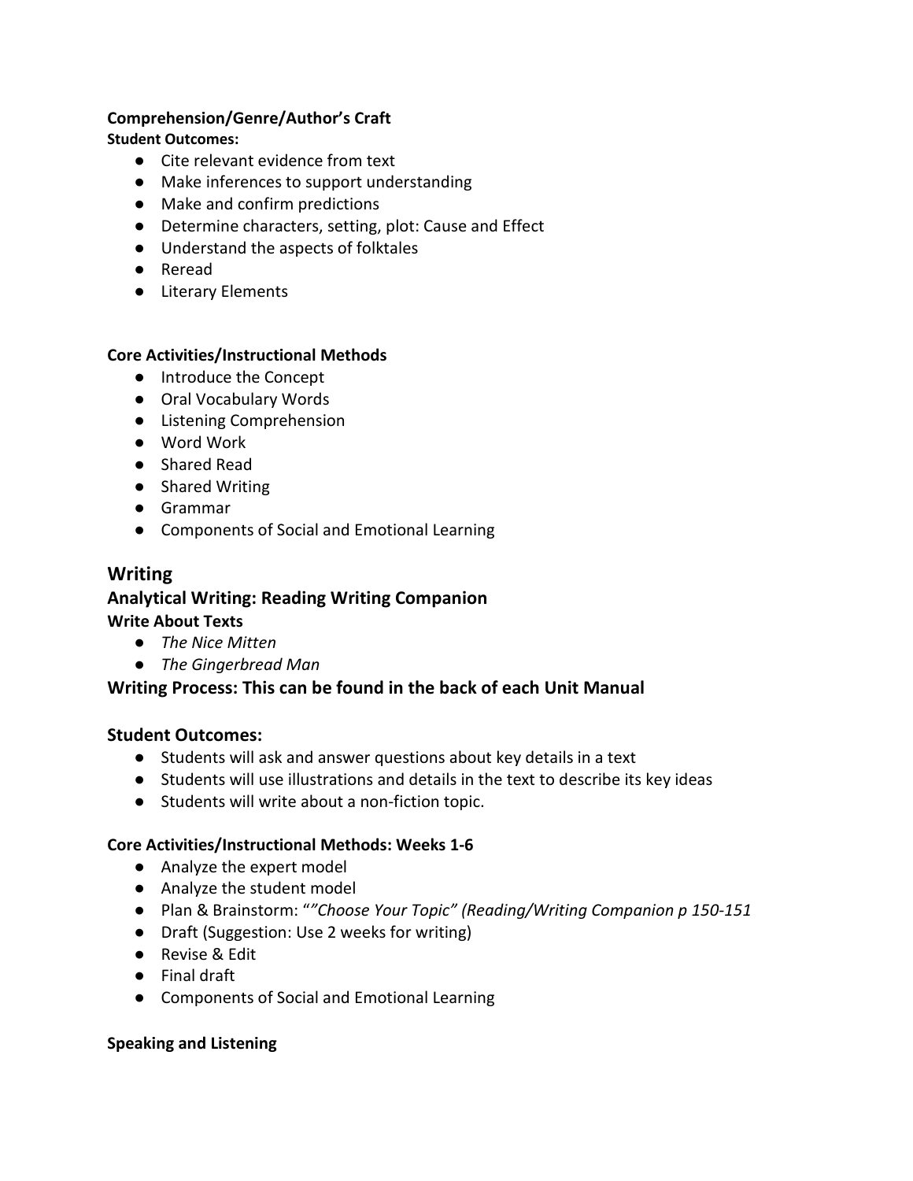**Comprehension/Genre/Author's Craft**

**Student Outcomes:**

- Cite relevant evidence from text
- Make inferences to support understanding
- Make and confirm predictions
- Determine characters, setting, plot: Cause and Effect
- Understand the aspects of folktales
- Reread
- Literary Elements

**Core Activities/Instructional Methods**

- Introduce the Concept
- Oral Vocabulary Words
- Listening Comprehension
- Word Work
- Shared Read
- Shared Writing
- Grammar
- Components of Social and Emotional Learning

## Writing

### Analytical Writing: Reading Writing Companion

**Write About Texts**

- *The Nice Mitten*
- *The Gingerbread Man*

### Writing Process: This can be found in the back of each Unit Manual

### Student Outcomes:

- Students will ask and answer questions about key details in a text
- Students will use illustrations and details in the text to describe its key ideas
- Students will write about a non-fiction topic.

**Core Activities/Instructional Methods: Weeks 1-6**

- Analyze the expert model
- Analyze the student model
- Plan & Brainstorm: "*"Choose Your Topic" (Reading/Writing Companion p 150-151*
- Draft (Suggestion: Use 2 weeks for writing)
- Revise & Edit
- Final draft
- Components of Social and Emotional Learning

**Speaking and Listening**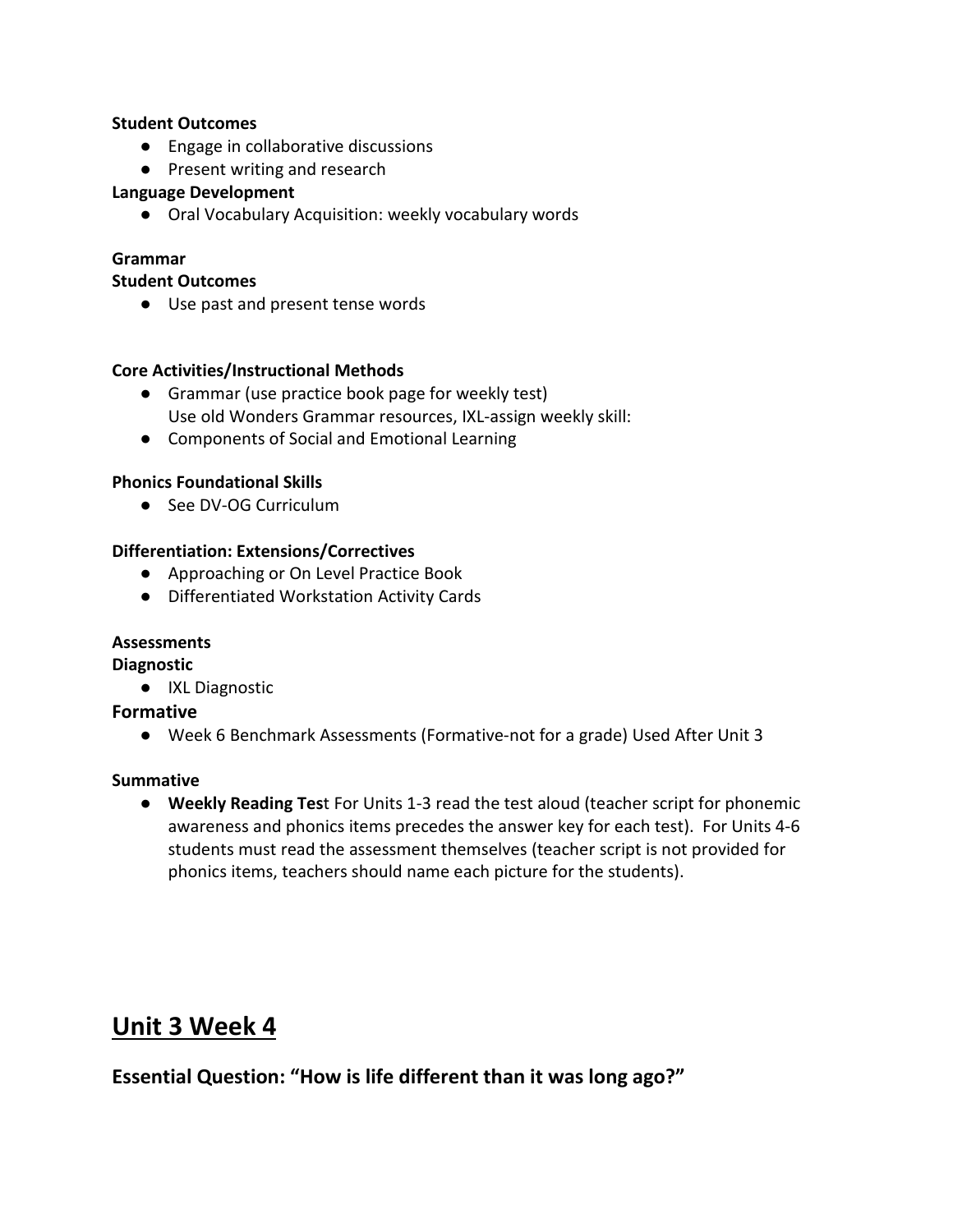**Student Outcomes**

- Engage in collaborative discussions
- Present writing and research

**Language Development**

- Oral Vocabulary Acquisition: weekly vocabulary words

**Grammar**

**Student Outcomes**

- Use past and present tense words

**Core Activities/Instructional Methods**

- Grammar (use practice book page for weekly test)
  Use old Wonders Grammar resources, IXL-assign weekly skill:
- Components of Social and Emotional Learning

**Phonics Foundational Skills**

- See DV-OG Curriculum

**Differentiation: Extensions/Correctives**

- Approaching or On Level Practice Book
- Differentiated Workstation Activity Cards

**Assessments**

**Diagnostic**

- IXL Diagnostic

**Formative**

- Week 6 Benchmark Assessments (Formative-not for a grade) Used After Unit 3

**Summative**

- **Weekly Reading Tes**t For Units 1-3 read the test aloud (teacher script for phonemic awareness and phonics items precedes the answer key for each test). For Units 4-6 students must read the assessment themselves (teacher script is not provided for phonics items, teachers should name each picture for the students).

## Unit 3 Week 4

### Essential Question: "How is life different than it was long ago?"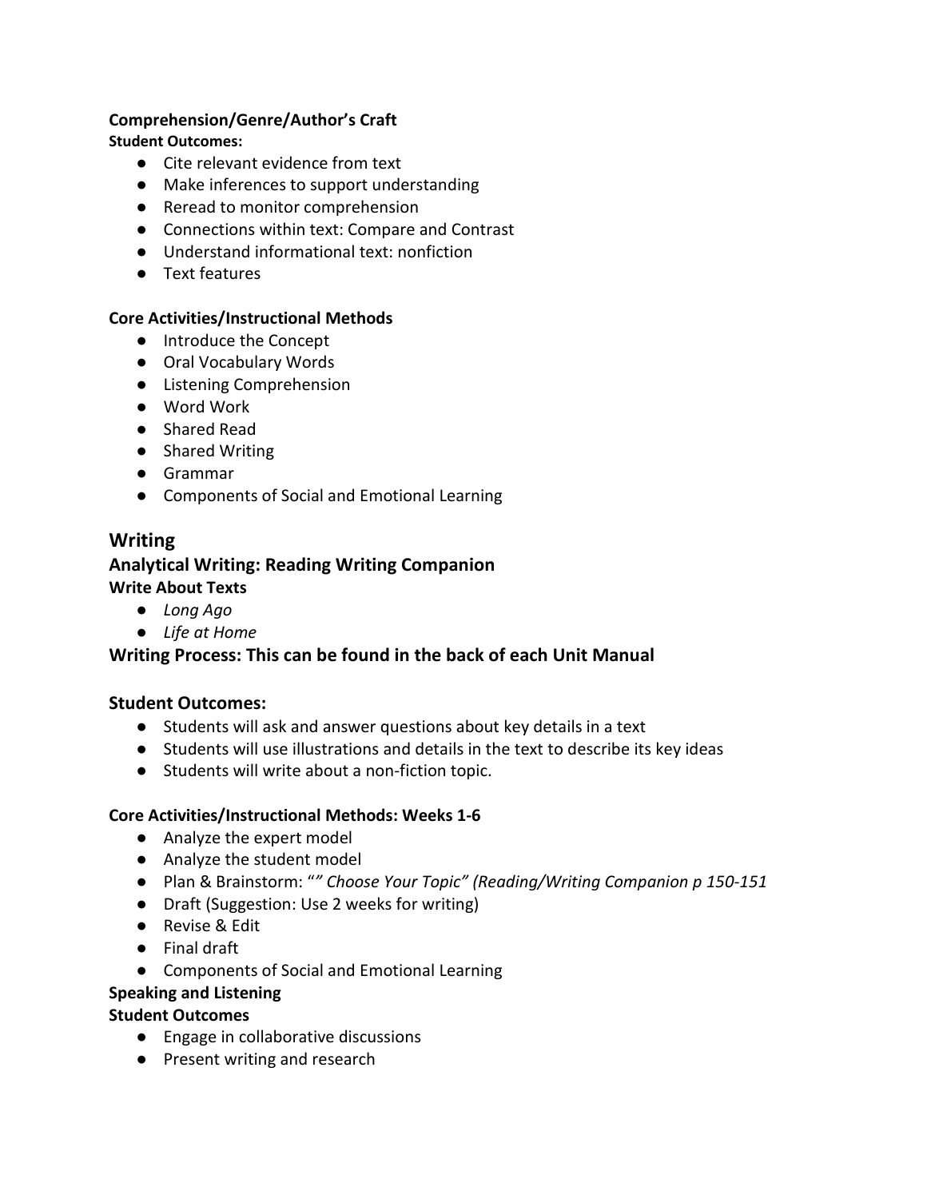**Comprehension/Genre/Author's Craft**

**Student Outcomes:**

- Cite relevant evidence from text
- Make inferences to support understanding
- Reread to monitor comprehension
- Connections within text: Compare and Contrast
- Understand informational text: nonfiction
- Text features

**Core Activities/Instructional Methods**

- Introduce the Concept
- Oral Vocabulary Words
- Listening Comprehension
- Word Work
- Shared Read
- Shared Writing
- Grammar
- Components of Social and Emotional Learning

## Writing

### Analytical Writing: Reading Writing Companion

**Write About Texts**

- *Long Ago*
- *Life at Home*

### Writing Process: This can be found in the back of each Unit Manual

### Student Outcomes:

- Students will ask and answer questions about key details in a text
- Students will use illustrations and details in the text to describe its key ideas
- Students will write about a non-fiction topic.

**Core Activities/Instructional Methods: Weeks 1-6**

- Analyze the expert model
- Analyze the student model
- Plan & Brainstorm: "*" Choose Your Topic" (Reading/Writing Companion p 150-151*
- Draft (Suggestion: Use 2 weeks for writing)
- Revise & Edit
- Final draft
- Components of Social and Emotional Learning

**Speaking and Listening**

**Student Outcomes**

- Engage in collaborative discussions
- Present writing and research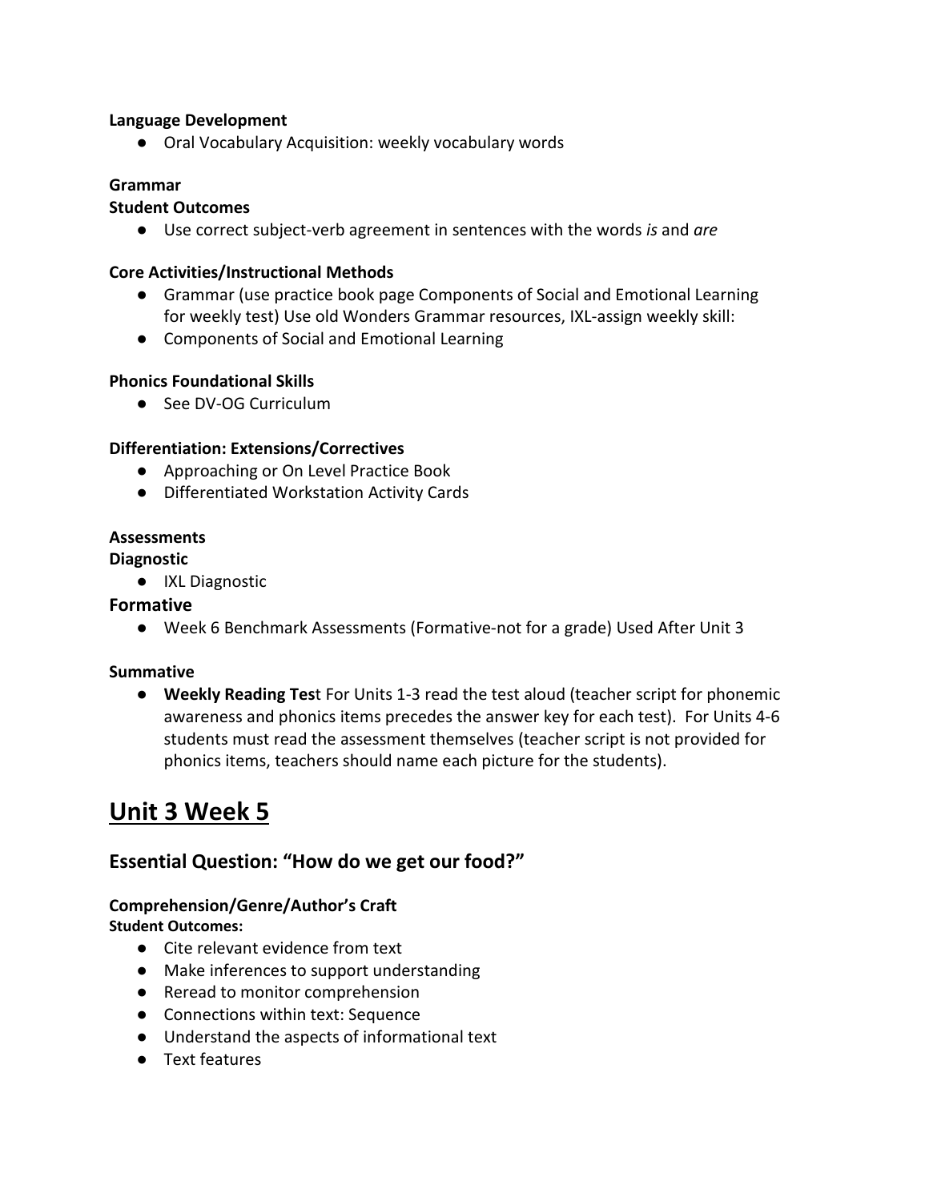**Language Development**

- Oral Vocabulary Acquisition: weekly vocabulary words

**Grammar**

**Student Outcomes**

- Use correct subject-verb agreement in sentences with the words *is* and *are*

**Core Activities/Instructional Methods**

- Grammar (use practice book page Components of Social and Emotional Learning for weekly test) Use old Wonders Grammar resources, IXL-assign weekly skill:
- Components of Social and Emotional Learning

**Phonics Foundational Skills**

- See DV-OG Curriculum

**Differentiation: Extensions/Correctives**

- Approaching or On Level Practice Book
- Differentiated Workstation Activity Cards

**Assessments**

**Diagnostic**

- IXL Diagnostic

**Formative**

- Week 6 Benchmark Assessments (Formative-not for a grade) Used After Unit 3

**Summative**

- **Weekly Reading Tes**t For Units 1-3 read the test aloud (teacher script for phonemic awareness and phonics items precedes the answer key for each test). For Units 4-6 students must read the assessment themselves (teacher script is not provided for phonics items, teachers should name each picture for the students).

# Unit 3 Week 5

## Essential Question: "How do we get our food?"

**Comprehension/Genre/Author's Craft**

**Student Outcomes:**

- Cite relevant evidence from text
- Make inferences to support understanding
- Reread to monitor comprehension
- Connections within text: Sequence
- Understand the aspects of informational text
- Text features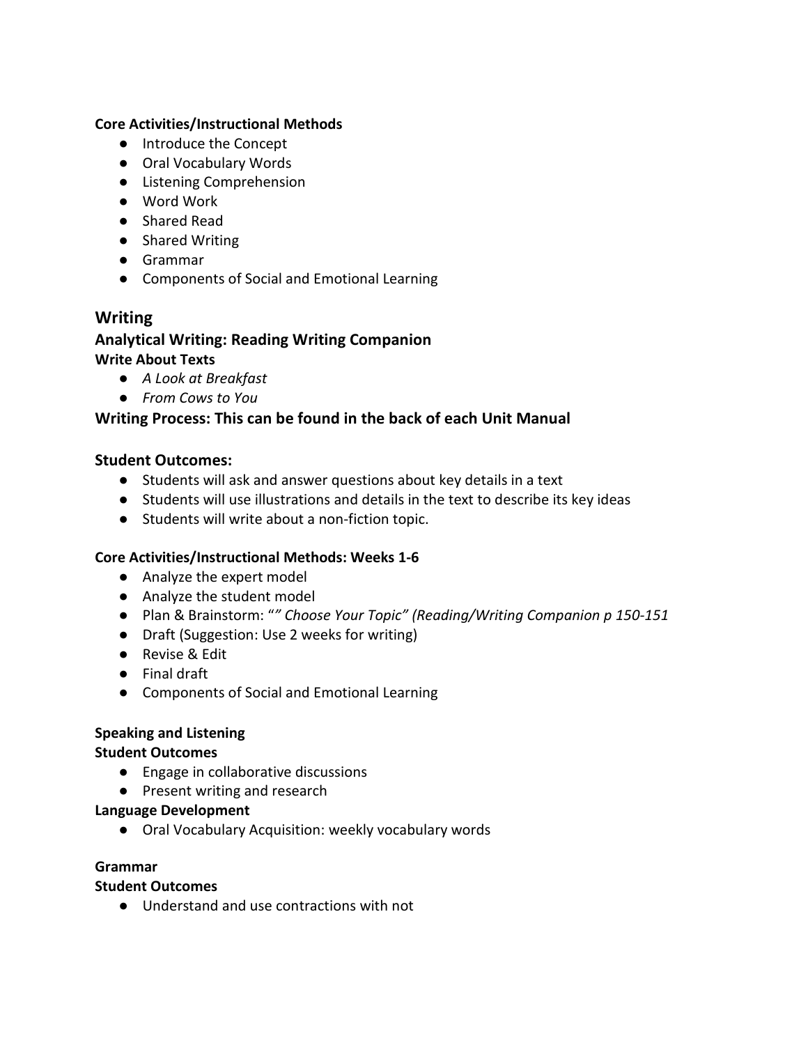**Core Activities/Instructional Methods**

- Introduce the Concept
- Oral Vocabulary Words
- Listening Comprehension
- Word Work
- Shared Read
- Shared Writing
- Grammar
- Components of Social and Emotional Learning

## Writing

### Analytical Writing: Reading Writing Companion

**Write About Texts**

- *A Look at Breakfast*
- *From Cows to You*

### Writing Process: This can be found in the back of each Unit Manual

### Student Outcomes:

- Students will ask and answer questions about key details in a text
- Students will use illustrations and details in the text to describe its key ideas
- Students will write about a non-fiction topic.

**Core Activities/Instructional Methods: Weeks 1-6**

- Analyze the expert model
- Analyze the student model
- Plan & Brainstorm: "*" Choose Your Topic" (Reading/Writing Companion p 150-151*
- Draft (Suggestion: Use 2 weeks for writing)
- Revise & Edit
- Final draft
- Components of Social and Emotional Learning

**Speaking and Listening**

**Student Outcomes**

- Engage in collaborative discussions
- Present writing and research

**Language Development**

- Oral Vocabulary Acquisition: weekly vocabulary words

**Grammar**

**Student Outcomes**

- Understand and use contractions with not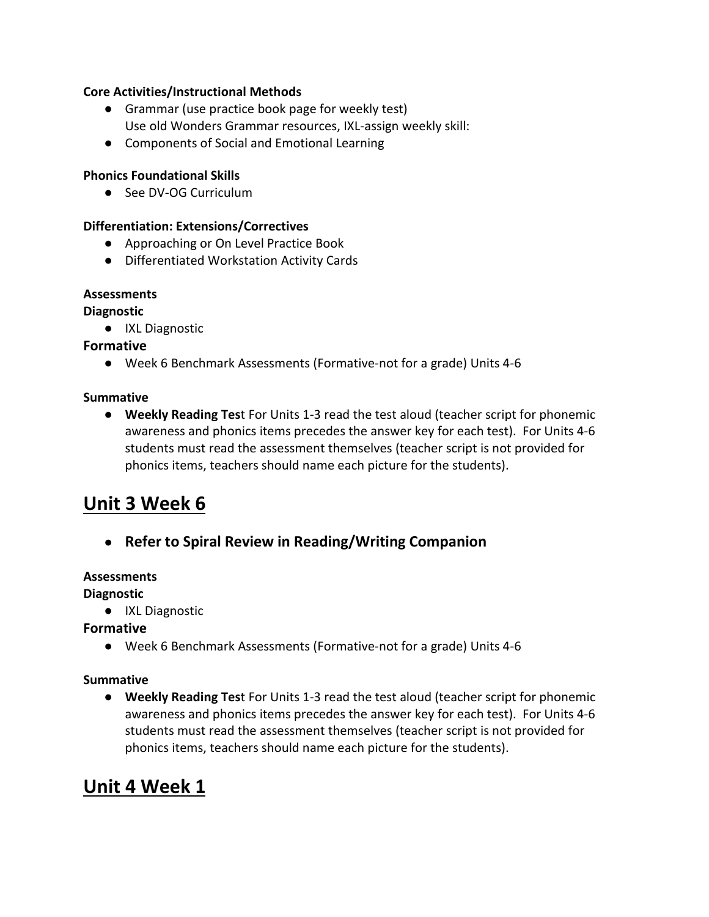**Core Activities/Instructional Methods**

- Grammar (use practice book page for weekly test)
  Use old Wonders Grammar resources, IXL-assign weekly skill:
- Components of Social and Emotional Learning

**Phonics Foundational Skills**

- See DV-OG Curriculum

**Differentiation: Extensions/Correctives**

- Approaching or On Level Practice Book
- Differentiated Workstation Activity Cards

**Assessments**

**Diagnostic**

- IXL Diagnostic

**Formative**

- Week 6 Benchmark Assessments (Formative-not for a grade) Units 4-6

**Summative**

- **Weekly Reading Tes**t For Units 1-3 read the test aloud (teacher script for phonemic awareness and phonics items precedes the answer key for each test). For Units 4-6 students must read the assessment themselves (teacher script is not provided for phonics items, teachers should name each picture for the students).

## Unit 3 Week 6

- **Refer to Spiral Review in Reading/Writing Companion**

**Assessments**

**Diagnostic**

- IXL Diagnostic

**Formative**

- Week 6 Benchmark Assessments (Formative-not for a grade) Units 4-6

**Summative**

- **Weekly Reading Tes**t For Units 1-3 read the test aloud (teacher script for phonemic awareness and phonics items precedes the answer key for each test). For Units 4-6 students must read the assessment themselves (teacher script is not provided for phonics items, teachers should name each picture for the students).

## Unit 4 Week 1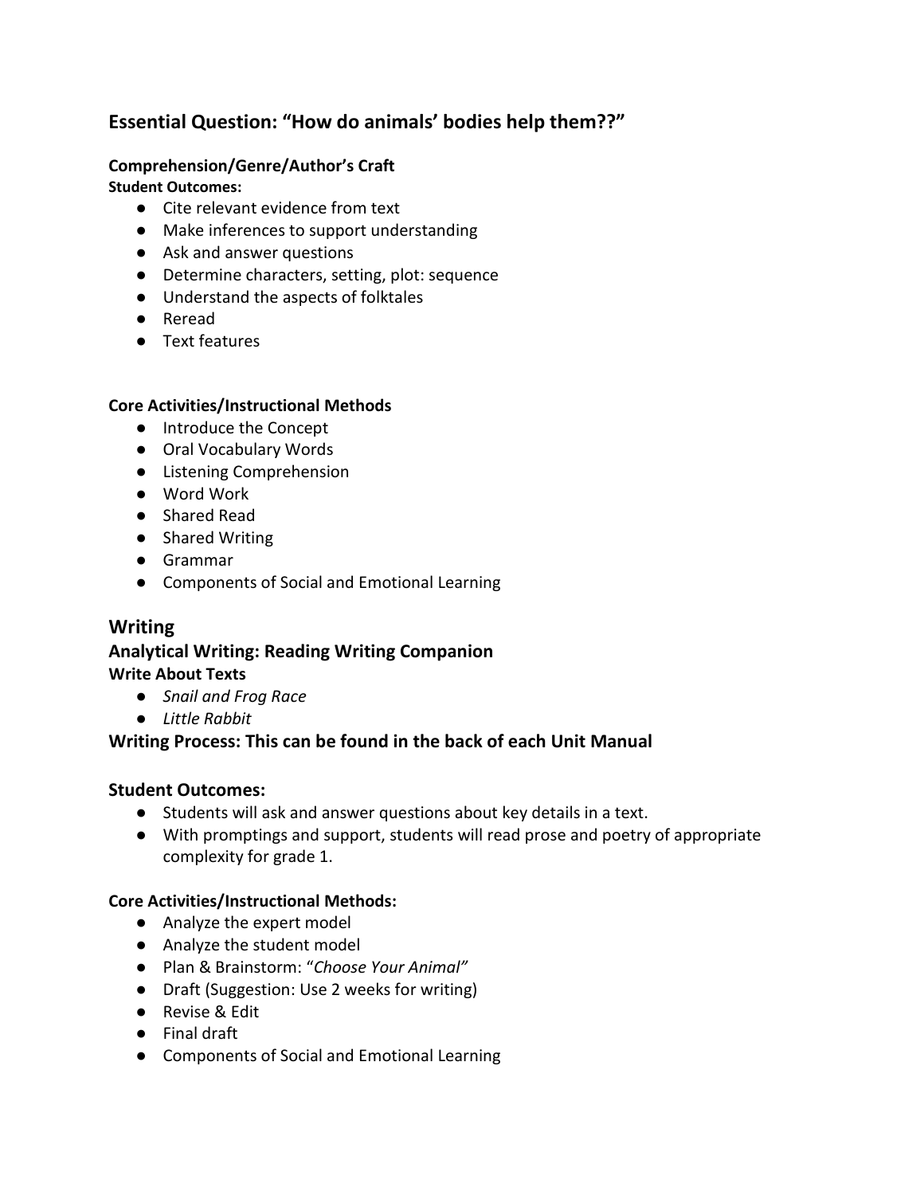## Essential Question: "How do animals' bodies help them??"

**Comprehension/Genre/Author's Craft**
**Student Outcomes:**

- Cite relevant evidence from text
- Make inferences to support understanding
- Ask and answer questions
- Determine characters, setting, plot: sequence
- Understand the aspects of folktales
- Reread
- Text features

**Core Activities/Instructional Methods**

- Introduce the Concept
- Oral Vocabulary Words
- Listening Comprehension
- Word Work
- Shared Read
- Shared Writing
- Grammar
- Components of Social and Emotional Learning

## Writing

### Analytical Writing: Reading Writing Companion

**Write About Texts**

- *Snail and Frog Race*
- *Little Rabbit*

### Writing Process: This can be found in the back of each Unit Manual

### Student Outcomes:

- Students will ask and answer questions about key details in a text.
- With promptings and support, students will read prose and poetry of appropriate complexity for grade 1.

**Core Activities/Instructional Methods:**

- Analyze the expert model
- Analyze the student model
- Plan & Brainstorm: "*Choose Your Animal"*
- Draft (Suggestion: Use 2 weeks for writing)
- Revise & Edit
- Final draft
- Components of Social and Emotional Learning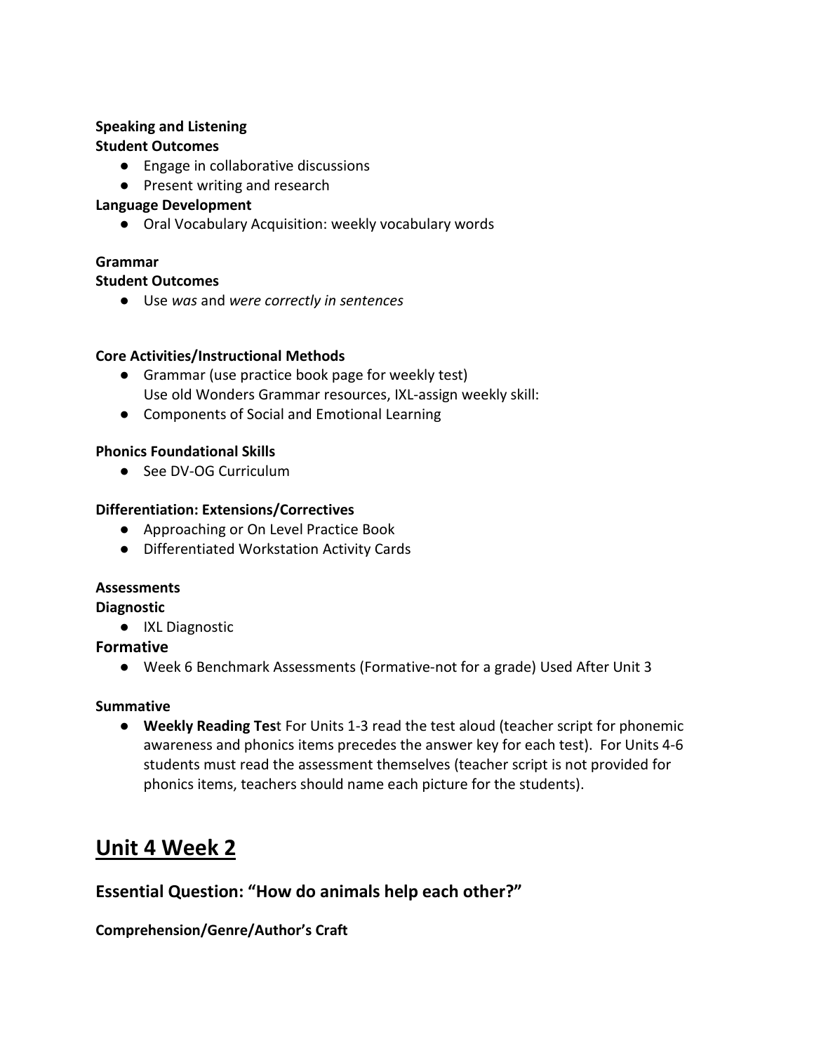**Speaking and Listening**
**Student Outcomes**

- Engage in collaborative discussions
- Present writing and research

**Language Development**

- Oral Vocabulary Acquisition: weekly vocabulary words

**Grammar**
**Student Outcomes**

- Use *was* and *were correctly in sentences*

**Core Activities/Instructional Methods**

- Grammar (use practice book page for weekly test)
  Use old Wonders Grammar resources, IXL-assign weekly skill:
- Components of Social and Emotional Learning

**Phonics Foundational Skills**

- See DV-OG Curriculum

**Differentiation: Extensions/Correctives**

- Approaching or On Level Practice Book
- Differentiated Workstation Activity Cards

**Assessments**
**Diagnostic**

- IXL Diagnostic

**Formative**

- Week 6 Benchmark Assessments (Formative-not for a grade) Used After Unit 3

**Summative**

- **Weekly Reading Tes**t For Units 1-3 read the test aloud (teacher script for phonemic awareness and phonics items precedes the answer key for each test). For Units 4-6 students must read the assessment themselves (teacher script is not provided for phonics items, teachers should name each picture for the students).

## Unit 4 Week 2

### Essential Question: "How do animals help each other?"

**Comprehension/Genre/Author's Craft**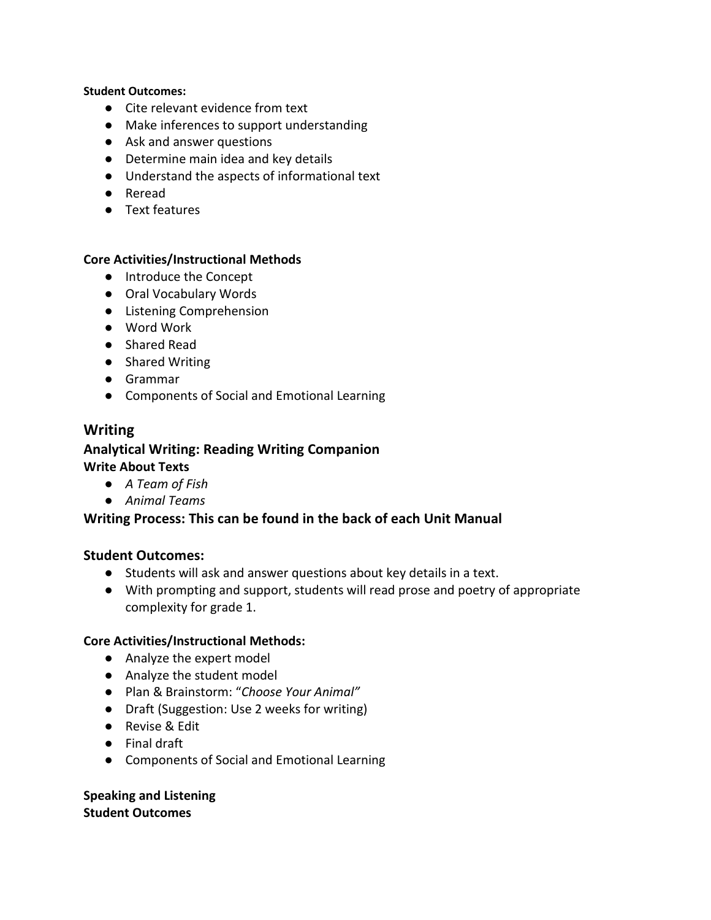**Student Outcomes:**

- Cite relevant evidence from text
- Make inferences to support understanding
- Ask and answer questions
- Determine main idea and key details
- Understand the aspects of informational text
- Reread
- Text features

**Core Activities/Instructional Methods**

- Introduce the Concept
- Oral Vocabulary Words
- Listening Comprehension
- Word Work
- Shared Read
- Shared Writing
- Grammar
- Components of Social and Emotional Learning

## Writing

### Analytical Writing: Reading Writing Companion

**Write About Texts**

- *A Team of Fish*
- *Animal Teams*

### Writing Process: This can be found in the back of each Unit Manual

### Student Outcomes:

- Students will ask and answer questions about key details in a text.
- With prompting and support, students will read prose and poetry of appropriate complexity for grade 1.

**Core Activities/Instructional Methods:**

- Analyze the expert model
- Analyze the student model
- Plan & Brainstorm: "*Choose Your Animal"*
- Draft (Suggestion: Use 2 weeks for writing)
- Revise & Edit
- Final draft
- Components of Social and Emotional Learning

**Speaking and Listening**
**Student Outcomes**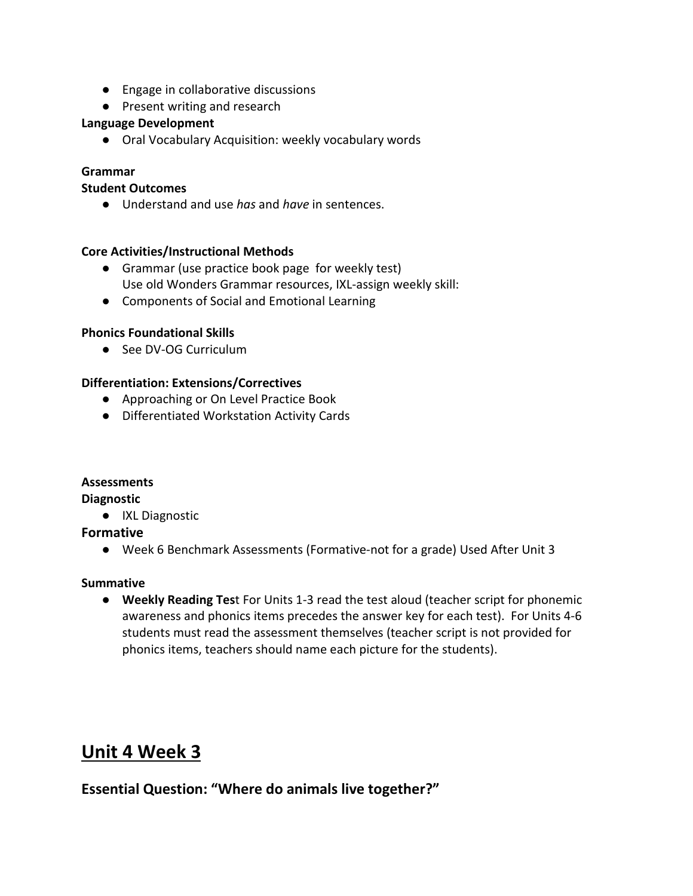- Engage in collaborative discussions
- Present writing and research

**Language Development**

- Oral Vocabulary Acquisition: weekly vocabulary words

**Grammar**

**Student Outcomes**

- Understand and use *has* and *have* in sentences.

**Core Activities/Instructional Methods**

- Grammar (use practice book page  for weekly test)
  Use old Wonders Grammar resources, IXL-assign weekly skill:
- Components of Social and Emotional Learning

**Phonics Foundational Skills**

- See DV-OG Curriculum

**Differentiation: Extensions/Correctives**

- Approaching or On Level Practice Book
- Differentiated Workstation Activity Cards

**Assessments**

**Diagnostic**

- IXL Diagnostic

**Formative**

- Week 6 Benchmark Assessments (Formative-not for a grade) Used After Unit 3

**Summative**

- **Weekly Reading Tes**t For Units 1-3 read the test aloud (teacher script for phonemic awareness and phonics items precedes the answer key for each test).  For Units 4-6 students must read the assessment themselves (teacher script is not provided for phonics items, teachers should name each picture for the students).

# Unit 4 Week 3

## Essential Question: "Where do animals live together?"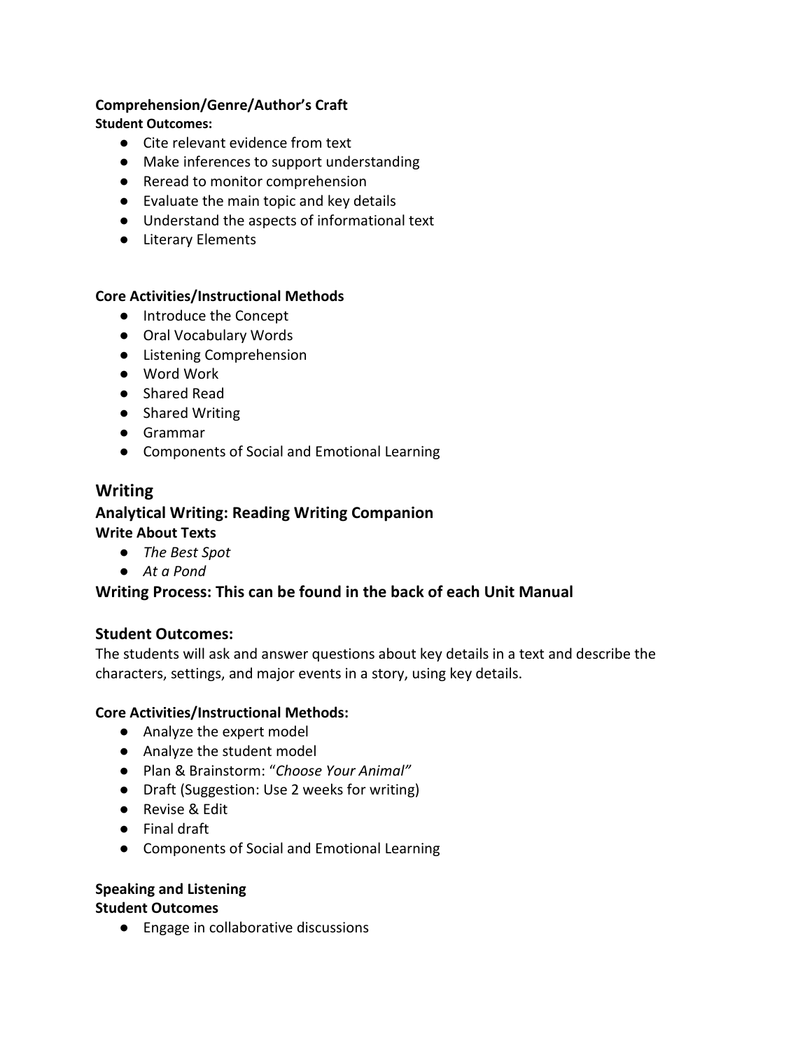**Comprehension/Genre/Author's Craft**

**Student Outcomes:**

- Cite relevant evidence from text
- Make inferences to support understanding
- Reread to monitor comprehension
- Evaluate the main topic and key details
- Understand the aspects of informational text
- Literary Elements

**Core Activities/Instructional Methods**

- Introduce the Concept
- Oral Vocabulary Words
- Listening Comprehension
- Word Work
- Shared Read
- Shared Writing
- Grammar
- Components of Social and Emotional Learning

## Writing

### Analytical Writing: Reading Writing Companion

**Write About Texts**

- *The Best Spot*
- *At a Pond*

### Writing Process: This can be found in the back of each Unit Manual

### Student Outcomes:

The students will ask and answer questions about key details in a text and describe the characters, settings, and major events in a story, using key details.

**Core Activities/Instructional Methods:**

- Analyze the expert model
- Analyze the student model
- Plan & Brainstorm: "*Choose Your Animal"*
- Draft (Suggestion: Use 2 weeks for writing)
- Revise & Edit
- Final draft
- Components of Social and Emotional Learning

**Speaking and Listening**

**Student Outcomes**

- Engage in collaborative discussions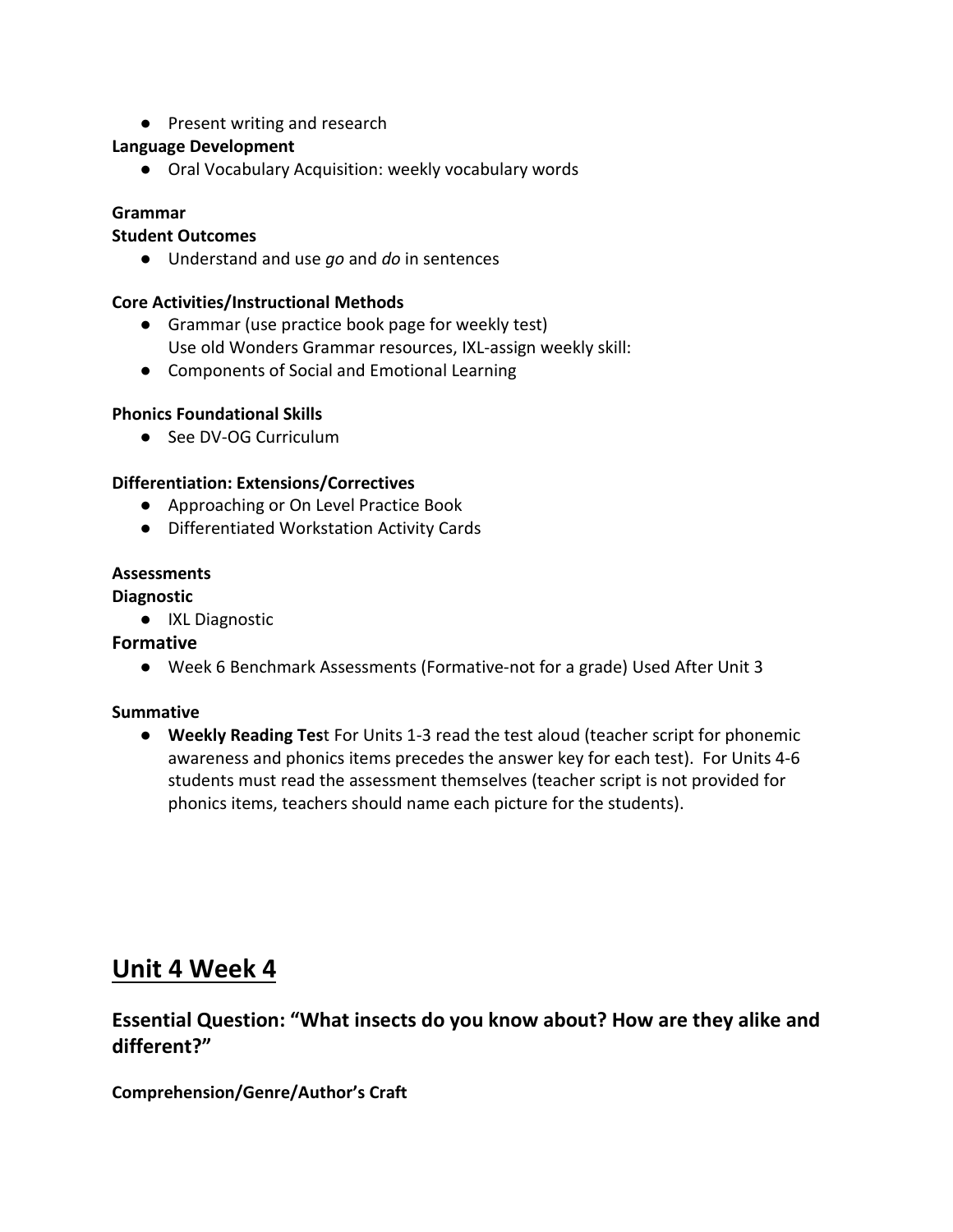- Present writing and research

**Language Development**

- Oral Vocabulary Acquisition: weekly vocabulary words

**Grammar**

**Student Outcomes**

- Understand and use *go* and *do* in sentences

**Core Activities/Instructional Methods**

- Grammar (use practice book page for weekly test)
  Use old Wonders Grammar resources, IXL-assign weekly skill:
- Components of Social and Emotional Learning

**Phonics Foundational Skills**

- See DV-OG Curriculum

**Differentiation: Extensions/Correctives**

- Approaching or On Level Practice Book
- Differentiated Workstation Activity Cards

**Assessments**

**Diagnostic**

- IXL Diagnostic

**Formative**

- Week 6 Benchmark Assessments (Formative-not for a grade) Used After Unit 3

**Summative**

- **Weekly Reading Tes**t For Units 1-3 read the test aloud (teacher script for phonemic awareness and phonics items precedes the answer key for each test). For Units 4-6 students must read the assessment themselves (teacher script is not provided for phonics items, teachers should name each picture for the students).

# Unit 4 Week 4

## Essential Question: "What insects do you know about? How are they alike and different?"

**Comprehension/Genre/Author's Craft**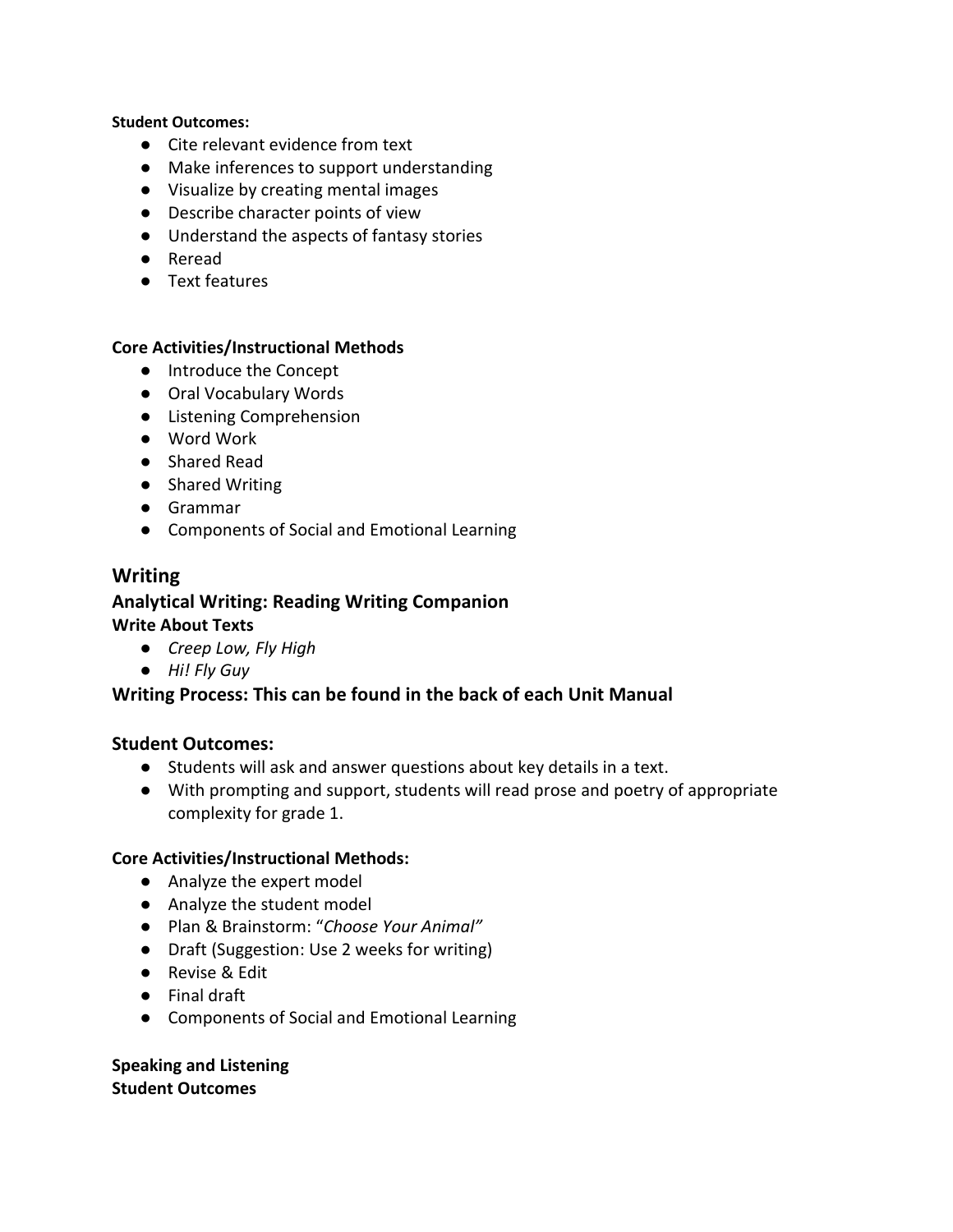**Student Outcomes:**

- Cite relevant evidence from text
- Make inferences to support understanding
- Visualize by creating mental images
- Describe character points of view
- Understand the aspects of fantasy stories
- Reread
- Text features

**Core Activities/Instructional Methods**

- Introduce the Concept
- Oral Vocabulary Words
- Listening Comprehension
- Word Work
- Shared Read
- Shared Writing
- Grammar
- Components of Social and Emotional Learning

## Writing

### Analytical Writing: Reading Writing Companion

**Write About Texts**

- *Creep Low, Fly High*
- *Hi! Fly Guy*

### Writing Process: This can be found in the back of each Unit Manual

### Student Outcomes:

- Students will ask and answer questions about key details in a text.
- With prompting and support, students will read prose and poetry of appropriate complexity for grade 1.

**Core Activities/Instructional Methods:**

- Analyze the expert model
- Analyze the student model
- Plan & Brainstorm: "*Choose Your Animal"*
- Draft (Suggestion: Use 2 weeks for writing)
- Revise & Edit
- Final draft
- Components of Social and Emotional Learning

**Speaking and Listening**
**Student Outcomes**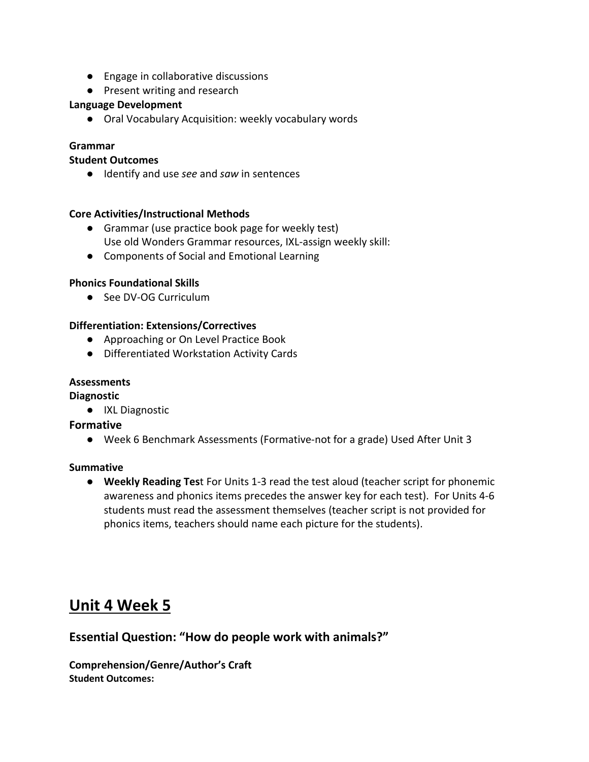- Engage in collaborative discussions
- Present writing and research

**Language Development**

- Oral Vocabulary Acquisition: weekly vocabulary words

**Grammar**

**Student Outcomes**

- Identify and use *see* and *saw* in sentences

**Core Activities/Instructional Methods**

- Grammar (use practice book page for weekly test)
  Use old Wonders Grammar resources, IXL-assign weekly skill:
- Components of Social and Emotional Learning

**Phonics Foundational Skills**

- See DV-OG Curriculum

**Differentiation: Extensions/Correctives**

- Approaching or On Level Practice Book
- Differentiated Workstation Activity Cards

**Assessments**

**Diagnostic**

- IXL Diagnostic

**Formative**

- Week 6 Benchmark Assessments (Formative-not for a grade) Used After Unit 3

**Summative**

- **Weekly Reading Tes**t For Units 1-3 read the test aloud (teacher script for phonemic awareness and phonics items precedes the answer key for each test). For Units 4-6 students must read the assessment themselves (teacher script is not provided for phonics items, teachers should name each picture for the students).

# Unit 4 Week 5

## Essential Question: "How do people work with animals?"

**Comprehension/Genre/Author's Craft**

**Student Outcomes:**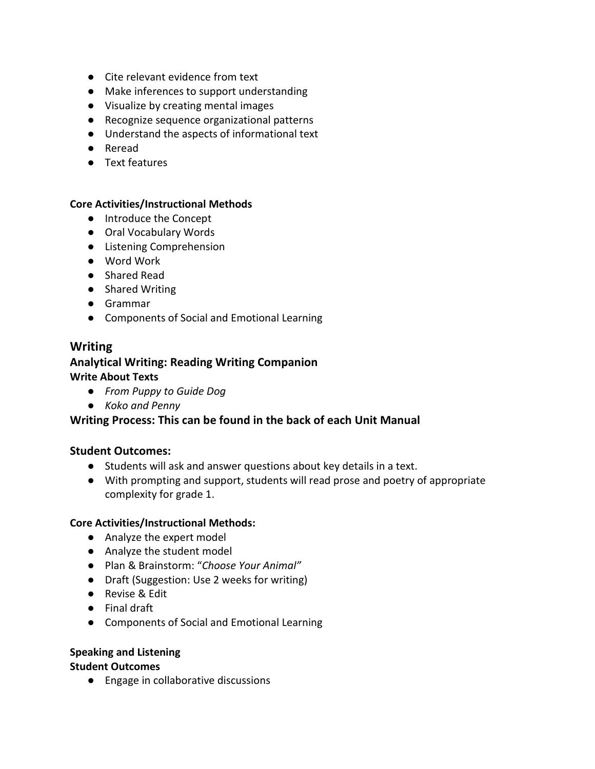- Cite relevant evidence from text
- Make inferences to support understanding
- Visualize by creating mental images
- Recognize sequence organizational patterns
- Understand the aspects of informational text
- Reread
- Text features

**Core Activities/Instructional Methods**

- Introduce the Concept
- Oral Vocabulary Words
- Listening Comprehension
- Word Work
- Shared Read
- Shared Writing
- Grammar
- Components of Social and Emotional Learning

## Writing

### Analytical Writing: Reading Writing Companion

**Write About Texts**

- *From Puppy to Guide Dog*
- *Koko and Penny*

### Writing Process: This can be found in the back of each Unit Manual

### Student Outcomes:

- Students will ask and answer questions about key details in a text.
- With prompting and support, students will read prose and poetry of appropriate complexity for grade 1.

**Core Activities/Instructional Methods:**

- Analyze the expert model
- Analyze the student model
- Plan & Brainstorm: "*Choose Your Animal"*
- Draft (Suggestion: Use 2 weeks for writing)
- Revise & Edit
- Final draft
- Components of Social and Emotional Learning

**Speaking and Listening**

**Student Outcomes**

- Engage in collaborative discussions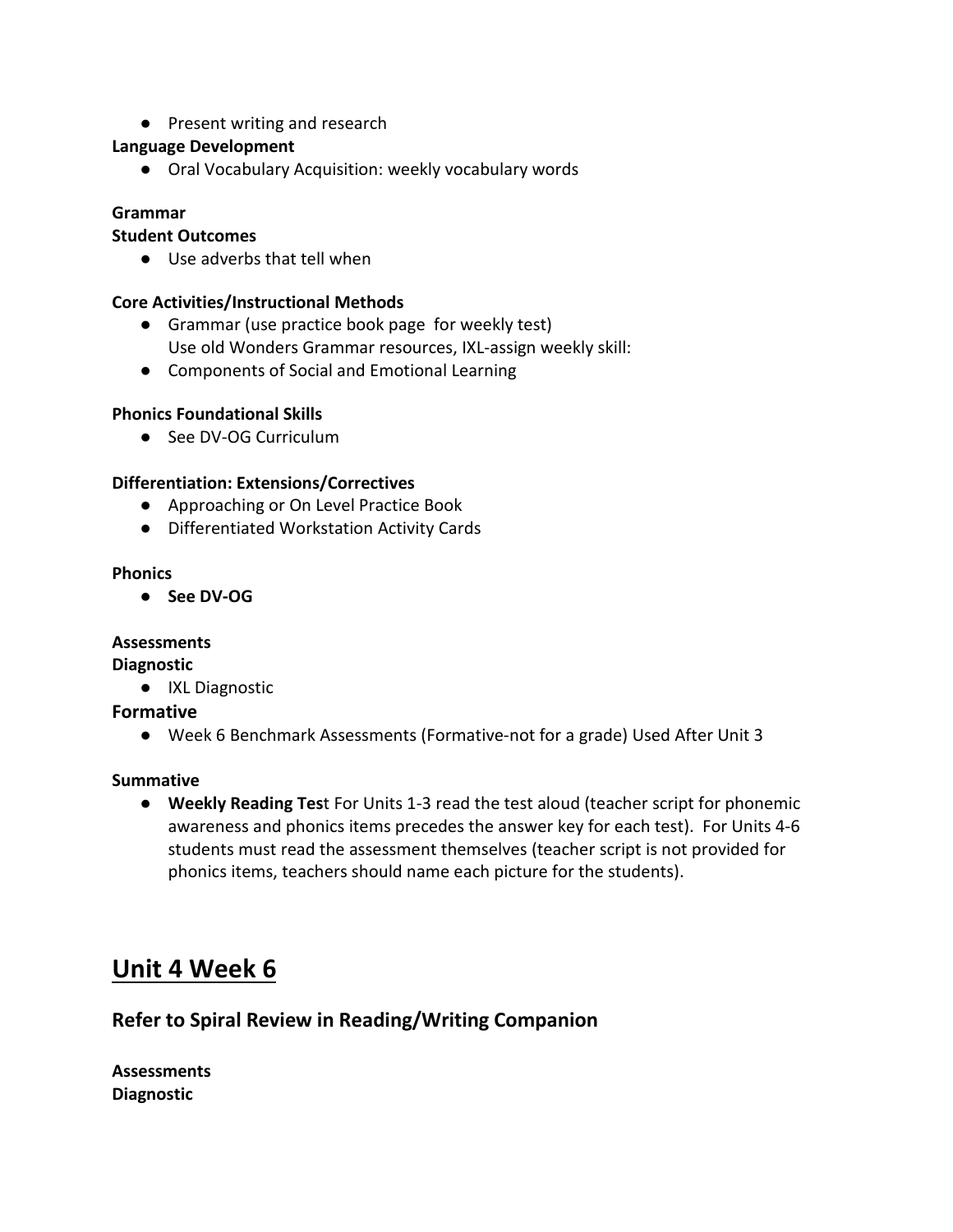- Present writing and research

**Language Development**

- Oral Vocabulary Acquisition: weekly vocabulary words

**Grammar**

**Student Outcomes**

- Use adverbs that tell when

**Core Activities/Instructional Methods**

- Grammar (use practice book page  for weekly test)
  Use old Wonders Grammar resources, IXL-assign weekly skill:
- Components of Social and Emotional Learning

**Phonics Foundational Skills**

- See DV-OG Curriculum

**Differentiation: Extensions/Correctives**

- Approaching or On Level Practice Book
- Differentiated Workstation Activity Cards

**Phonics**

- **See DV-OG**

**Assessments**

**Diagnostic**

- IXL Diagnostic

**Formative**

- Week 6 Benchmark Assessments (Formative-not for a grade) Used After Unit 3

**Summative**

- **Weekly Reading Tes**t For Units 1-3 read the test aloud (teacher script for phonemic awareness and phonics items precedes the answer key for each test).  For Units 4-6 students must read the assessment themselves (teacher script is not provided for phonics items, teachers should name each picture for the students).

# Unit 4 Week 6

## Refer to Spiral Review in Reading/Writing Companion

**Assessments**

**Diagnostic**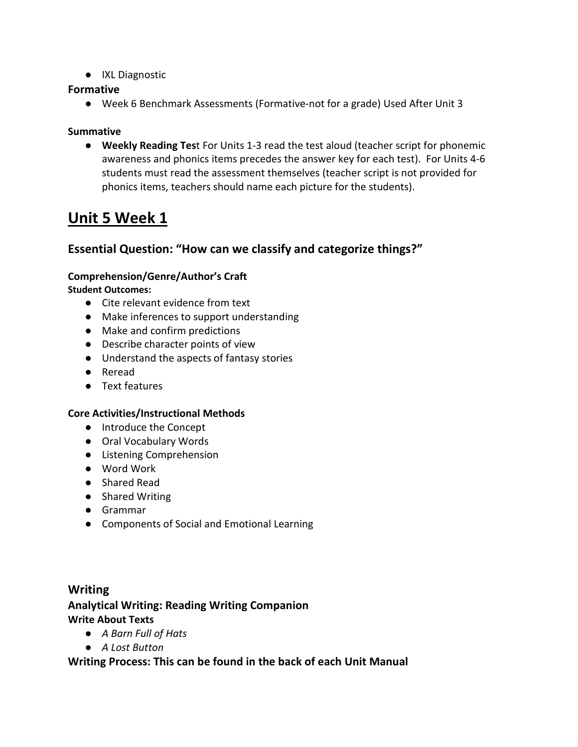- IXL Diagnostic

**Formative**

- Week 6 Benchmark Assessments (Formative-not for a grade) Used After Unit 3

**Summative**

- **Weekly Reading Tes**t For Units 1-3 read the test aloud (teacher script for phonemic awareness and phonics items precedes the answer key for each test). For Units 4-6 students must read the assessment themselves (teacher script is not provided for phonics items, teachers should name each picture for the students).

# Unit 5 Week 1

## Essential Question: "How can we classify and categorize things?"

**Comprehension/Genre/Author's Craft**

**Student Outcomes:**

- Cite relevant evidence from text
- Make inferences to support understanding
- Make and confirm predictions
- Describe character points of view
- Understand the aspects of fantasy stories
- Reread
- Text features

**Core Activities/Instructional Methods**

- Introduce the Concept
- Oral Vocabulary Words
- Listening Comprehension
- Word Work
- Shared Read
- Shared Writing
- Grammar
- Components of Social and Emotional Learning

## Writing

### Analytical Writing: Reading Writing Companion

**Write About Texts**

- *A Barn Full of Hats*
- *A Lost Button*

### Writing Process: This can be found in the back of each Unit Manual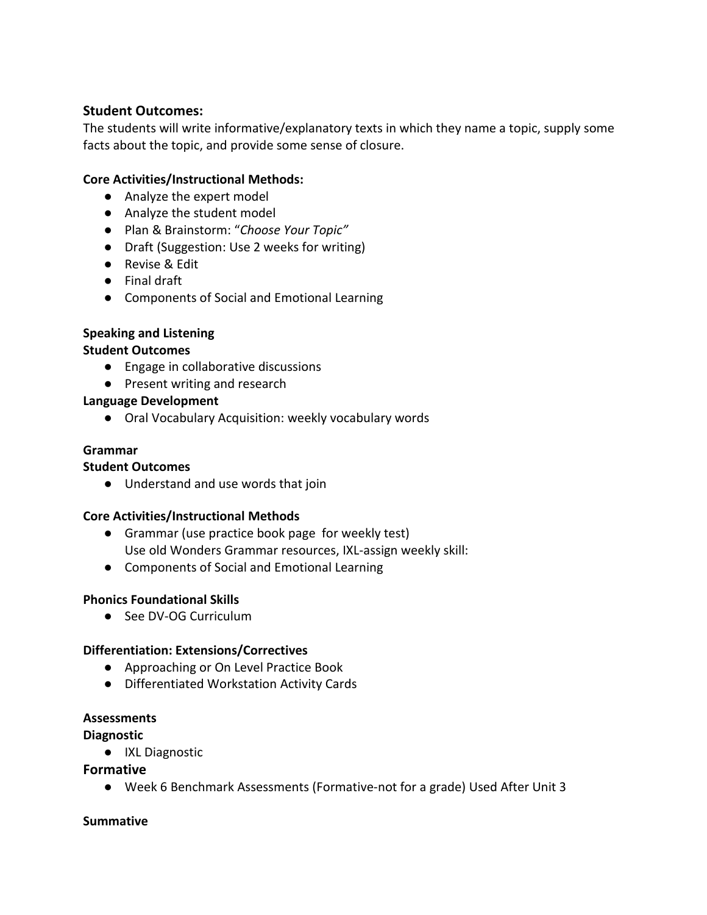### Student Outcomes:

The students will write informative/explanatory texts in which they name a topic, supply some facts about the topic, and provide some sense of closure.

**Core Activities/Instructional Methods:**

- Analyze the expert model
- Analyze the student model
- Plan & Brainstorm: "*Choose Your Topic"*
- Draft (Suggestion: Use 2 weeks for writing)
- Revise & Edit
- Final draft
- Components of Social and Emotional Learning

**Speaking and Listening**

**Student Outcomes**

- Engage in collaborative discussions
- Present writing and research

**Language Development**

- Oral Vocabulary Acquisition: weekly vocabulary words

**Grammar**

**Student Outcomes**

- Understand and use words that join

**Core Activities/Instructional Methods**

- Grammar (use practice book page  for weekly test)
  Use old Wonders Grammar resources, IXL-assign weekly skill:
- Components of Social and Emotional Learning

**Phonics Foundational Skills**

- See DV-OG Curriculum

**Differentiation: Extensions/Correctives**

- Approaching or On Level Practice Book
- Differentiated Workstation Activity Cards

**Assessments**

**Diagnostic**

- IXL Diagnostic

**Formative**

- Week 6 Benchmark Assessments (Formative-not for a grade) Used After Unit 3

**Summative**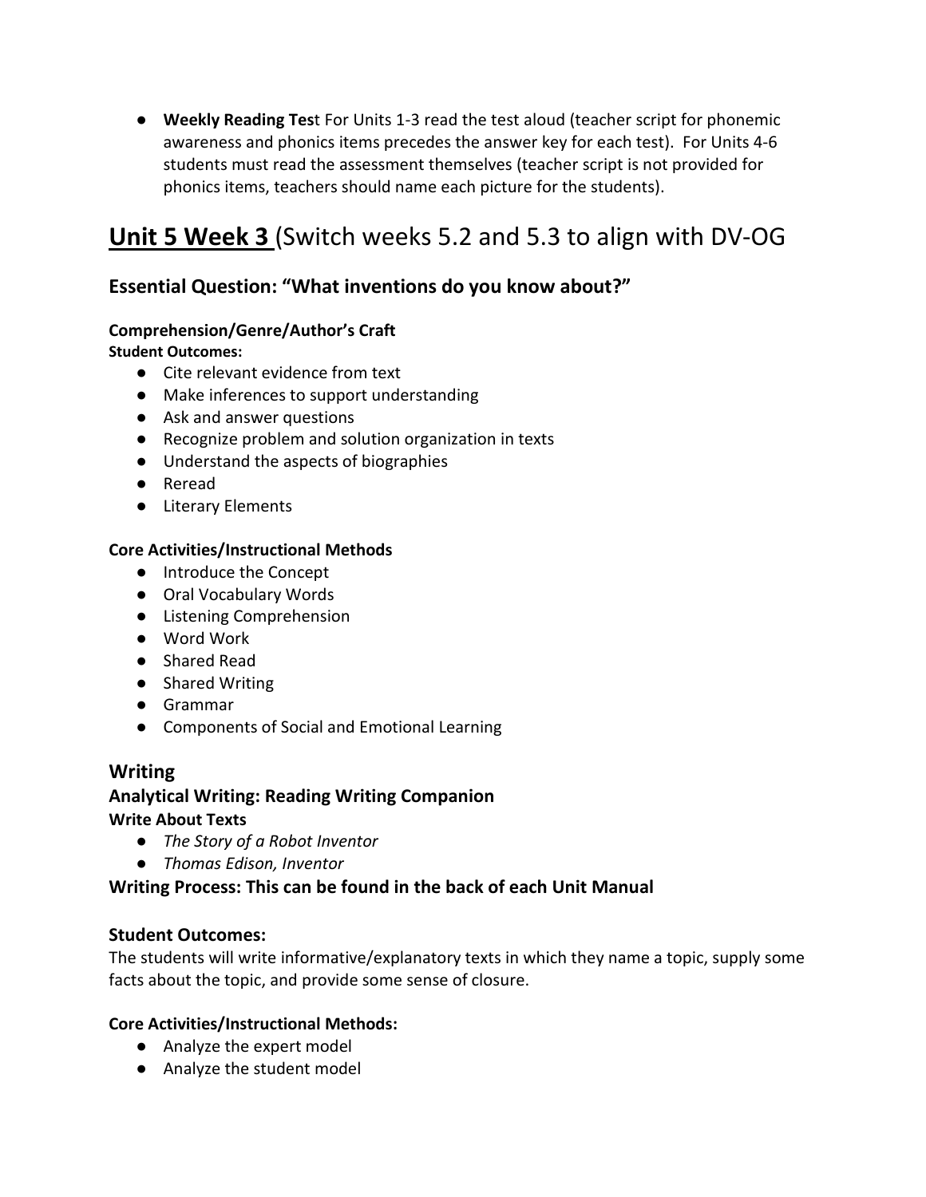- **Weekly Reading Test** For Units 1-3 read the test aloud (teacher script for phonemic awareness and phonics items precedes the answer key for each test). For Units 4-6 students must read the assessment themselves (teacher script is not provided for phonics items, teachers should name each picture for the students).

## **Unit 5 Week 3** (Switch weeks 5.2 and 5.3 to align with DV-OG

### Essential Question: "What inventions do you know about?"

**Comprehension/Genre/Author's Craft**
**Student Outcomes:**

- Cite relevant evidence from text
- Make inferences to support understanding
- Ask and answer questions
- Recognize problem and solution organization in texts
- Understand the aspects of biographies
- Reread
- Literary Elements

**Core Activities/Instructional Methods**

- Introduce the Concept
- Oral Vocabulary Words
- Listening Comprehension
- Word Work
- Shared Read
- Shared Writing
- Grammar
- Components of Social and Emotional Learning

### Writing

**Analytical Writing: Reading Writing Companion**
**Write About Texts**

- *The Story of a Robot Inventor*
- *Thomas Edison, Inventor*

**Writing Process: This can be found in the back of each Unit Manual**

### Student Outcomes:

The students will write informative/explanatory texts in which they name a topic, supply some facts about the topic, and provide some sense of closure.

**Core Activities/Instructional Methods:**

- Analyze the expert model
- Analyze the student model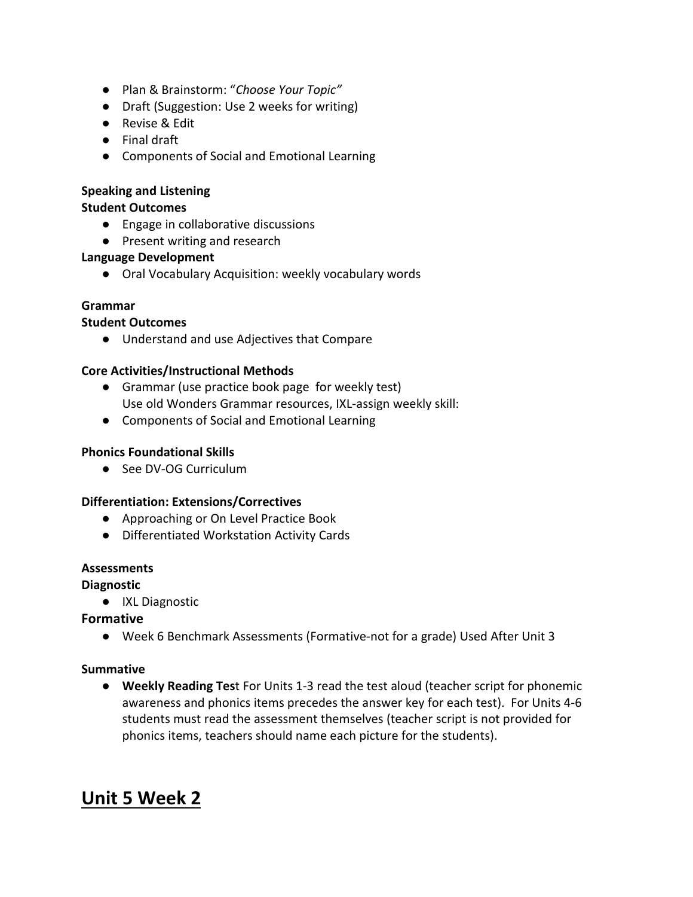- Plan & Brainstorm: "*Choose Your Topic"*
- Draft (Suggestion: Use 2 weeks for writing)
- Revise & Edit
- Final draft
- Components of Social and Emotional Learning

**Speaking and Listening**

**Student Outcomes**

- Engage in collaborative discussions
- Present writing and research

**Language Development**

- Oral Vocabulary Acquisition: weekly vocabulary words

**Grammar**

**Student Outcomes**

- Understand and use Adjectives that Compare

**Core Activities/Instructional Methods**

- Grammar (use practice book page  for weekly test)
  Use old Wonders Grammar resources, IXL-assign weekly skill:
- Components of Social and Emotional Learning

**Phonics Foundational Skills**

- See DV-OG Curriculum

**Differentiation: Extensions/Correctives**

- Approaching or On Level Practice Book
- Differentiated Workstation Activity Cards

**Assessments**

**Diagnostic**

- IXL Diagnostic

**Formative**

- Week 6 Benchmark Assessments (Formative-not for a grade) Used After Unit 3

**Summative**

- **Weekly Reading Tes**t For Units 1-3 read the test aloud (teacher script for phonemic awareness and phonics items precedes the answer key for each test). For Units 4-6 students must read the assessment themselves (teacher script is not provided for phonics items, teachers should name each picture for the students).

# Unit 5 Week 2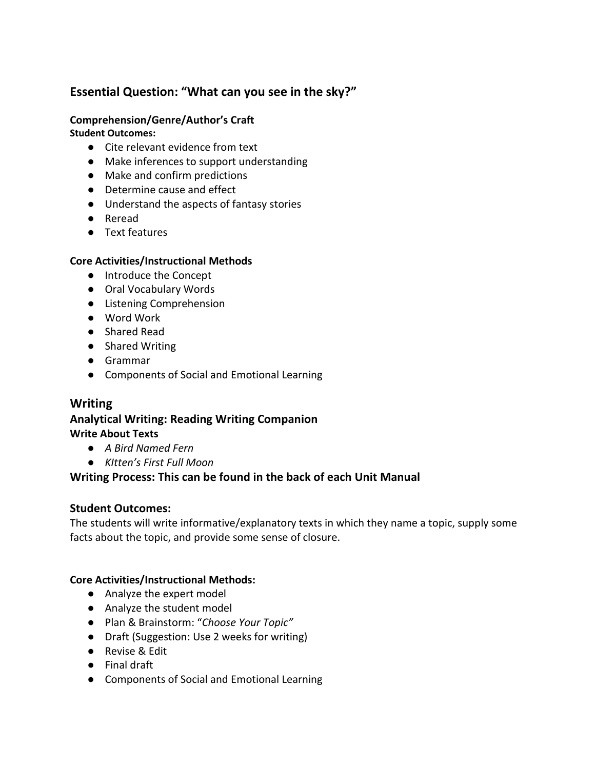## Essential Question: “What can you see in the sky?”

**Comprehension/Genre/Author’s Craft**
**Student Outcomes:**

- Cite relevant evidence from text
- Make inferences to support understanding
- Make and confirm predictions
- Determine cause and effect
- Understand the aspects of fantasy stories
- Reread
- Text features

**Core Activities/Instructional Methods**

- Introduce the Concept
- Oral Vocabulary Words
- Listening Comprehension
- Word Work
- Shared Read
- Shared Writing
- Grammar
- Components of Social and Emotional Learning

## Writing

### Analytical Writing: Reading Writing Companion

**Write About Texts**

- *A Bird Named Fern*
- *KItten’s First Full Moon*

### Writing Process: This can be found in the back of each Unit Manual

### Student Outcomes:

The students will write informative/explanatory texts in which they name a topic, supply some facts about the topic, and provide some sense of closure.

**Core Activities/Instructional Methods:**

- Analyze the expert model
- Analyze the student model
- Plan & Brainstorm: “*Choose Your Topic”*
- Draft (Suggestion: Use 2 weeks for writing)
- Revise & Edit
- Final draft
- Components of Social and Emotional Learning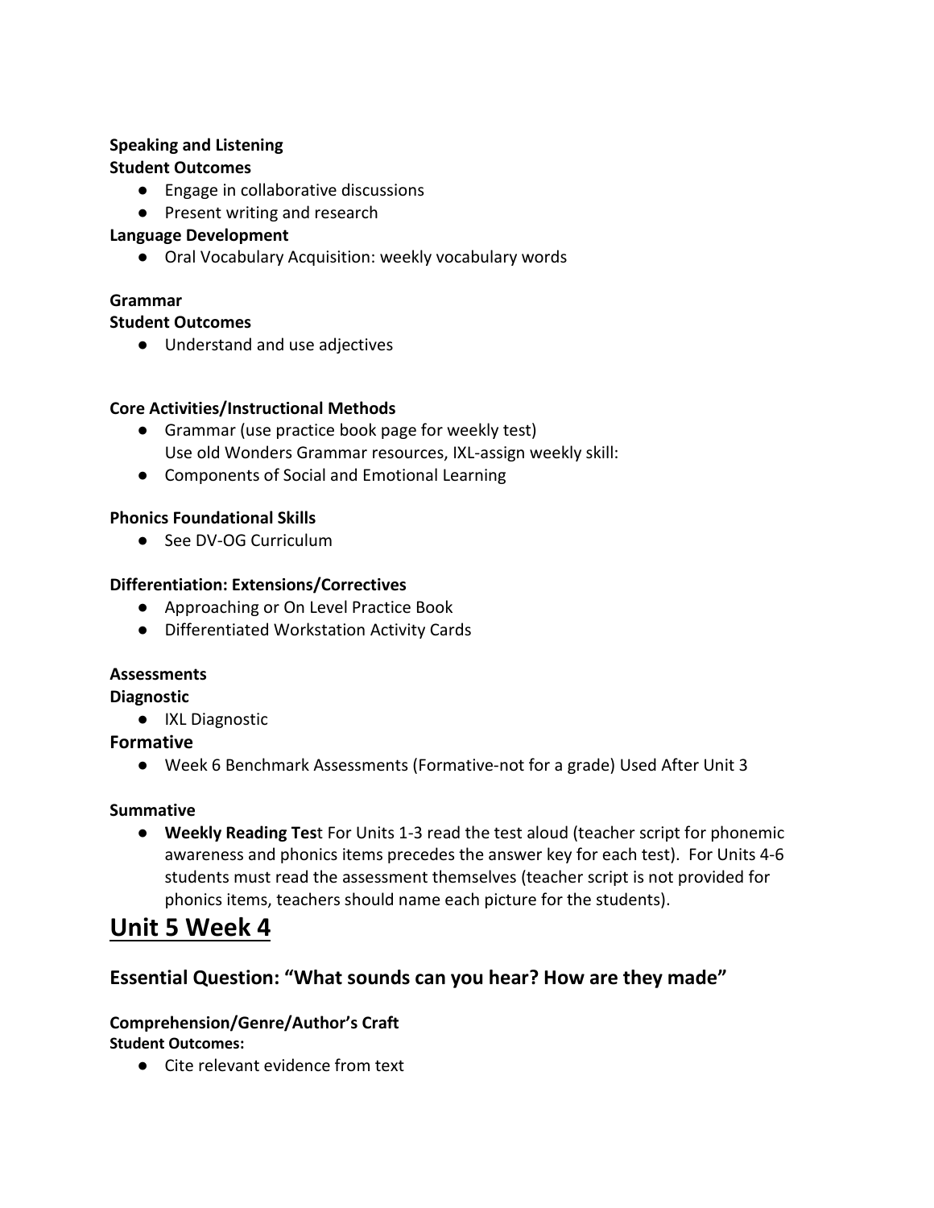**Speaking and Listening**
**Student Outcomes**

- Engage in collaborative discussions
- Present writing and research

**Language Development**

- Oral Vocabulary Acquisition: weekly vocabulary words

**Grammar**
**Student Outcomes**

- Understand and use adjectives

**Core Activities/Instructional Methods**

- Grammar (use practice book page for weekly test)
  Use old Wonders Grammar resources, IXL-assign weekly skill:
- Components of Social and Emotional Learning

**Phonics Foundational Skills**

- See DV-OG Curriculum

**Differentiation: Extensions/Correctives**

- Approaching or On Level Practice Book
- Differentiated Workstation Activity Cards

**Assessments**
**Diagnostic**

- IXL Diagnostic

**Formative**

- Week 6 Benchmark Assessments (Formative-not for a grade) Used After Unit 3

**Summative**

- **Weekly Reading Tes**t For Units 1-3 read the test aloud (teacher script for phonemic awareness and phonics items precedes the answer key for each test). For Units 4-6 students must read the assessment themselves (teacher script is not provided for phonics items, teachers should name each picture for the students).

# Unit 5 Week 4

## Essential Question: "What sounds can you hear? How are they made"

**Comprehension/Genre/Author's Craft**
**Student Outcomes:**

- Cite relevant evidence from text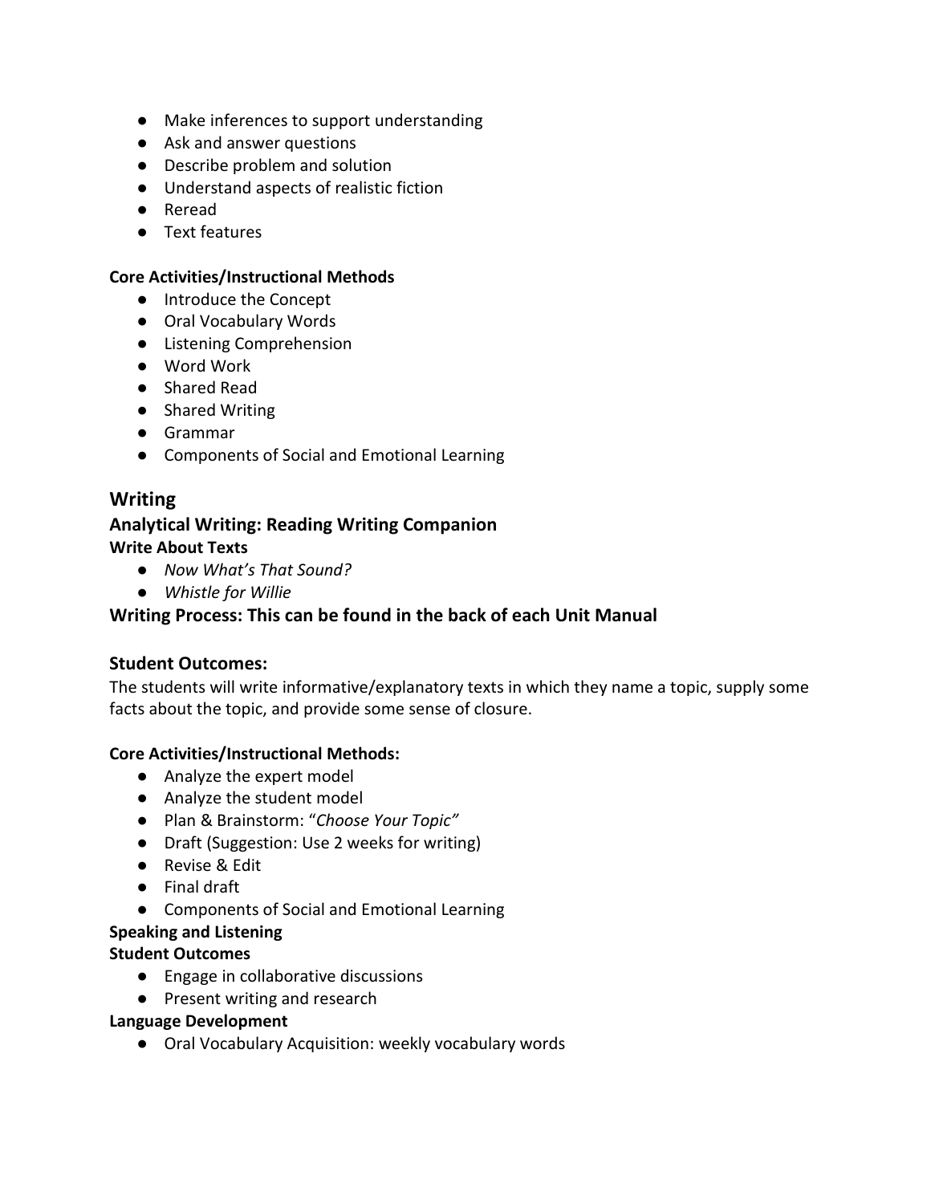- Make inferences to support understanding
- Ask and answer questions
- Describe problem and solution
- Understand aspects of realistic fiction
- Reread
- Text features

**Core Activities/Instructional Methods**

- Introduce the Concept
- Oral Vocabulary Words
- Listening Comprehension
- Word Work
- Shared Read
- Shared Writing
- Grammar
- Components of Social and Emotional Learning

## Writing

### Analytical Writing: Reading Writing Companion

**Write About Texts**

- *Now What's That Sound?*
- *Whistle for Willie*

### Writing Process: This can be found in the back of each Unit Manual

### Student Outcomes:

The students will write informative/explanatory texts in which they name a topic, supply some facts about the topic, and provide some sense of closure.

**Core Activities/Instructional Methods:**

- Analyze the expert model
- Analyze the student model
- Plan & Brainstorm: "*Choose Your Topic"*
- Draft (Suggestion: Use 2 weeks for writing)
- Revise & Edit
- Final draft
- Components of Social and Emotional Learning

**Speaking and Listening**

**Student Outcomes**

- Engage in collaborative discussions
- Present writing and research

**Language Development**

- Oral Vocabulary Acquisition: weekly vocabulary words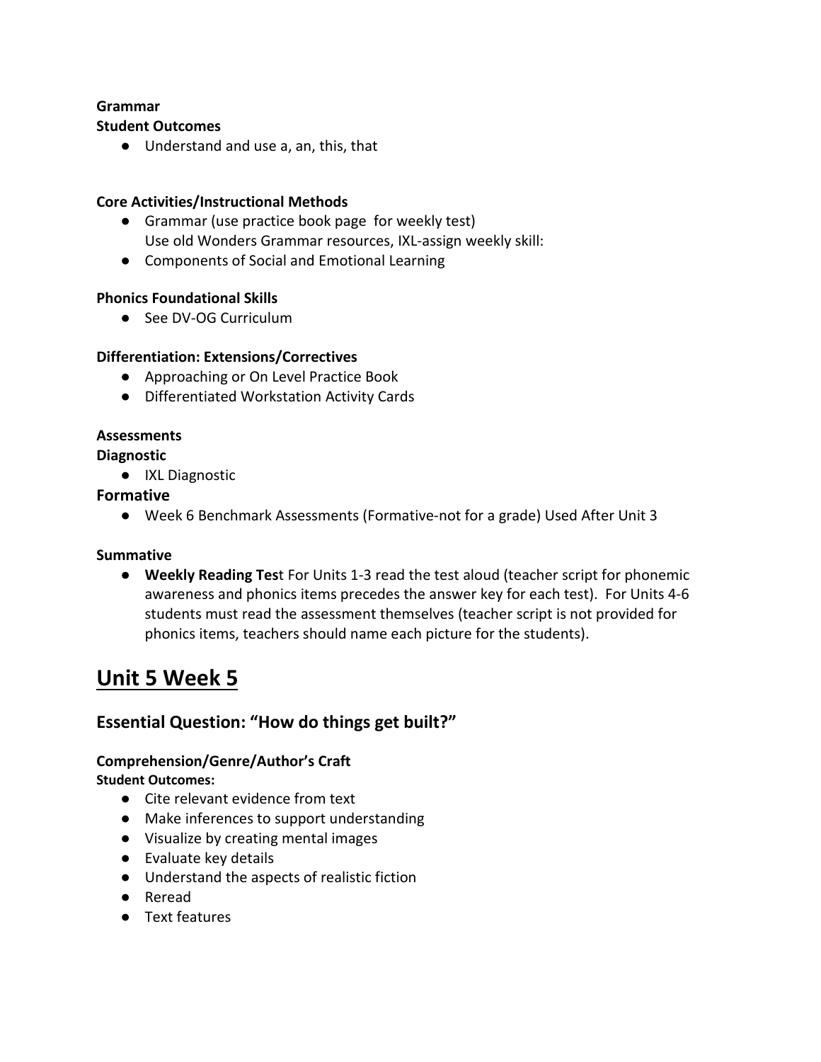**Grammar**

**Student Outcomes**

- Understand and use a, an, this, that

**Core Activities/Instructional Methods**

- Grammar (use practice book page  for weekly test)
  Use old Wonders Grammar resources, IXL-assign weekly skill:
- Components of Social and Emotional Learning

**Phonics Foundational Skills**

- See DV-OG Curriculum

**Differentiation: Extensions/Correctives**

- Approaching or On Level Practice Book
- Differentiated Workstation Activity Cards

**Assessments**

**Diagnostic**

- IXL Diagnostic

**Formative**

- Week 6 Benchmark Assessments (Formative-not for a grade) Used After Unit 3

**Summative**

- **Weekly Reading Tes**t For Units 1-3 read the test aloud (teacher script for phonemic awareness and phonics items precedes the answer key for each test).  For Units 4-6 students must read the assessment themselves (teacher script is not provided for phonics items, teachers should name each picture for the students).

# Unit 5 Week 5

## Essential Question: "How do things get built?"

**Comprehension/Genre/Author's Craft**

**Student Outcomes:**

- Cite relevant evidence from text
- Make inferences to support understanding
- Visualize by creating mental images
- Evaluate key details
- Understand the aspects of realistic fiction
- Reread
- Text features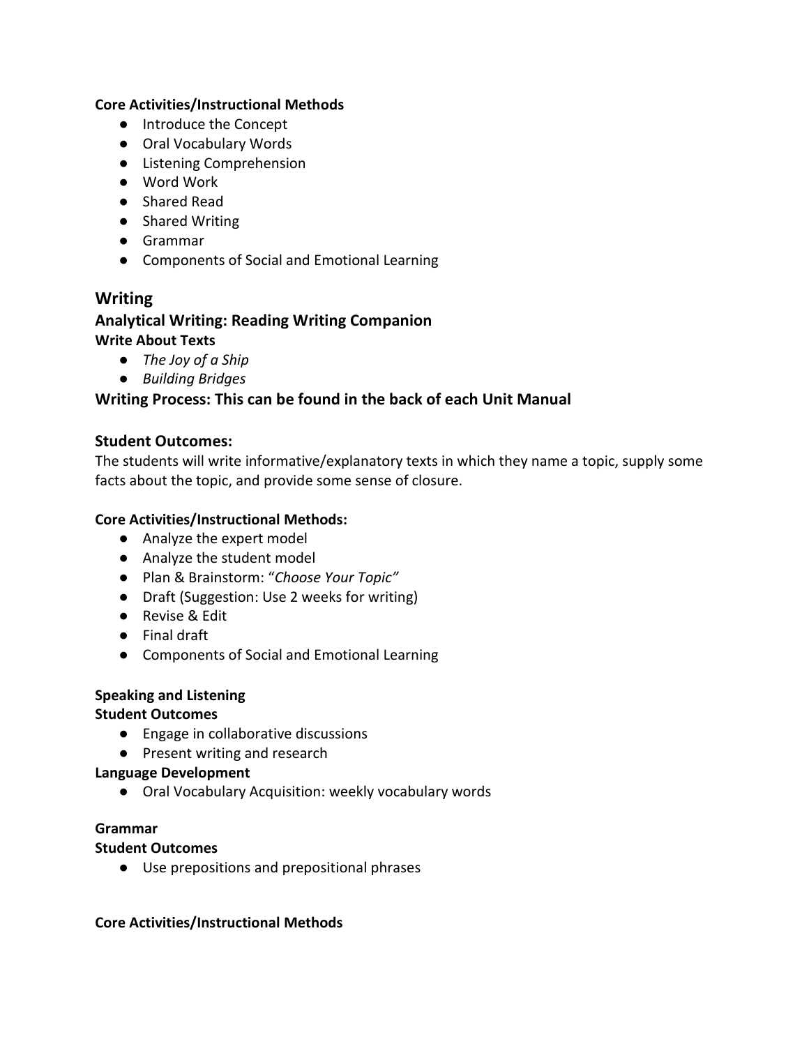**Core Activities/Instructional Methods**

- Introduce the Concept
- Oral Vocabulary Words
- Listening Comprehension
- Word Work
- Shared Read
- Shared Writing
- Grammar
- Components of Social and Emotional Learning

## Writing

### Analytical Writing: Reading Writing Companion

**Write About Texts**

- *The Joy of a Ship*
- *Building Bridges*

### Writing Process: This can be found in the back of each Unit Manual

### Student Outcomes:

The students will write informative/explanatory texts in which they name a topic, supply some facts about the topic, and provide some sense of closure.

**Core Activities/Instructional Methods:**

- Analyze the expert model
- Analyze the student model
- Plan & Brainstorm: "*Choose Your Topic"*
- Draft (Suggestion: Use 2 weeks for writing)
- Revise & Edit
- Final draft
- Components of Social and Emotional Learning

**Speaking and Listening**

**Student Outcomes**

- Engage in collaborative discussions
- Present writing and research

**Language Development**

- Oral Vocabulary Acquisition: weekly vocabulary words

**Grammar**

**Student Outcomes**

- Use prepositions and prepositional phrases

**Core Activities/Instructional Methods**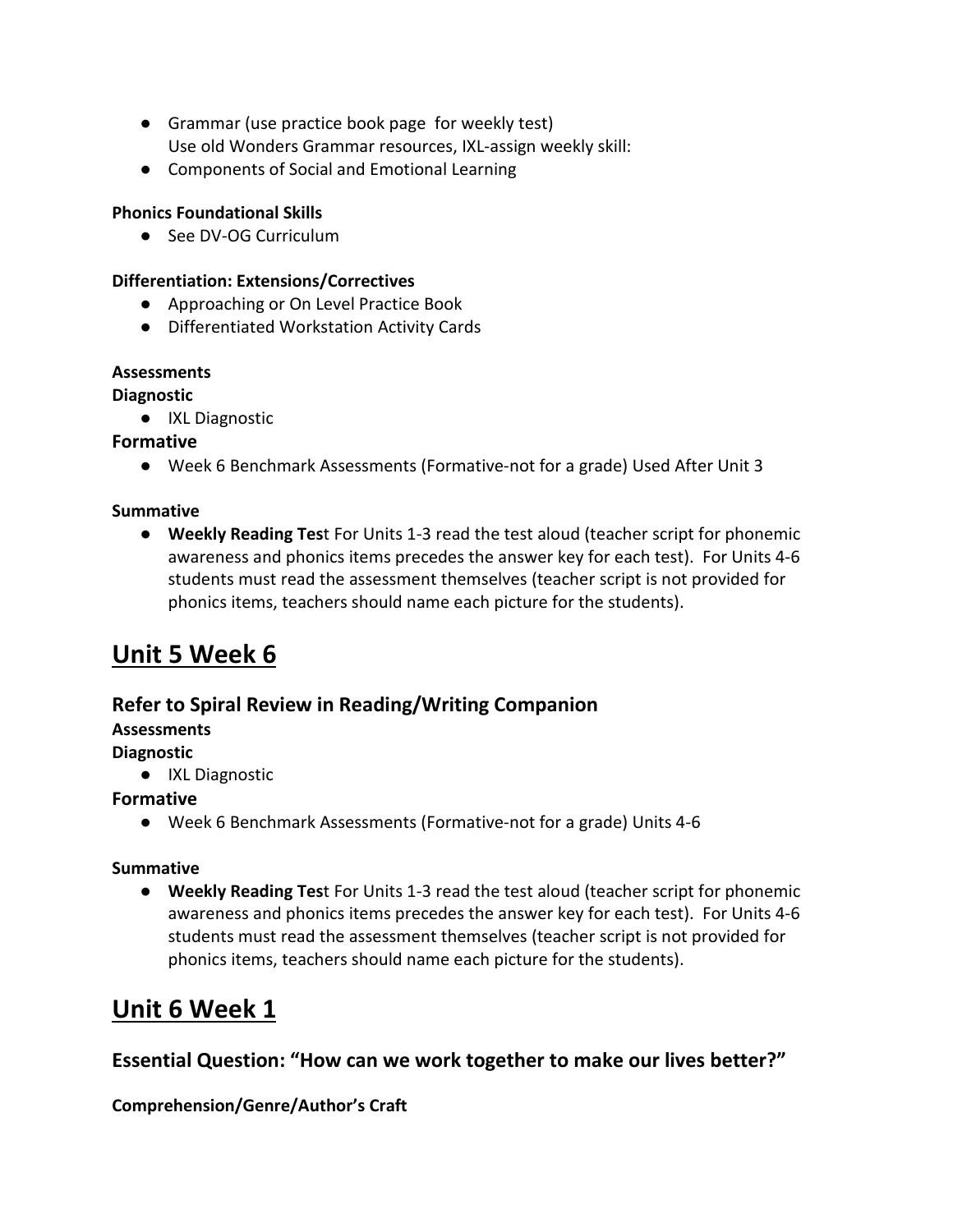- Grammar (use practice book page  for weekly test)
  Use old Wonders Grammar resources, IXL-assign weekly skill:
- Components of Social and Emotional Learning

**Phonics Foundational Skills**

- See DV-OG Curriculum

**Differentiation: Extensions/Correctives**

- Approaching or On Level Practice Book
- Differentiated Workstation Activity Cards

**Assessments**

**Diagnostic**

- IXL Diagnostic

**Formative**

- Week 6 Benchmark Assessments (Formative-not for a grade) Used After Unit 3

**Summative**

- **Weekly Reading Tes**t For Units 1-3 read the test aloud (teacher script for phonemic awareness and phonics items precedes the answer key for each test).  For Units 4-6 students must read the assessment themselves (teacher script is not provided for phonics items, teachers should name each picture for the students).

# Unit 5 Week 6

## Refer to Spiral Review in Reading/Writing Companion

**Assessments**

**Diagnostic**

- IXL Diagnostic

**Formative**

- Week 6 Benchmark Assessments (Formative-not for a grade) Units 4-6

**Summative**

- **Weekly Reading Tes**t For Units 1-3 read the test aloud (teacher script for phonemic awareness and phonics items precedes the answer key for each test).  For Units 4-6 students must read the assessment themselves (teacher script is not provided for phonics items, teachers should name each picture for the students).

# Unit 6 Week 1

## Essential Question: "How can we work together to make our lives better?"

**Comprehension/Genre/Author's Craft**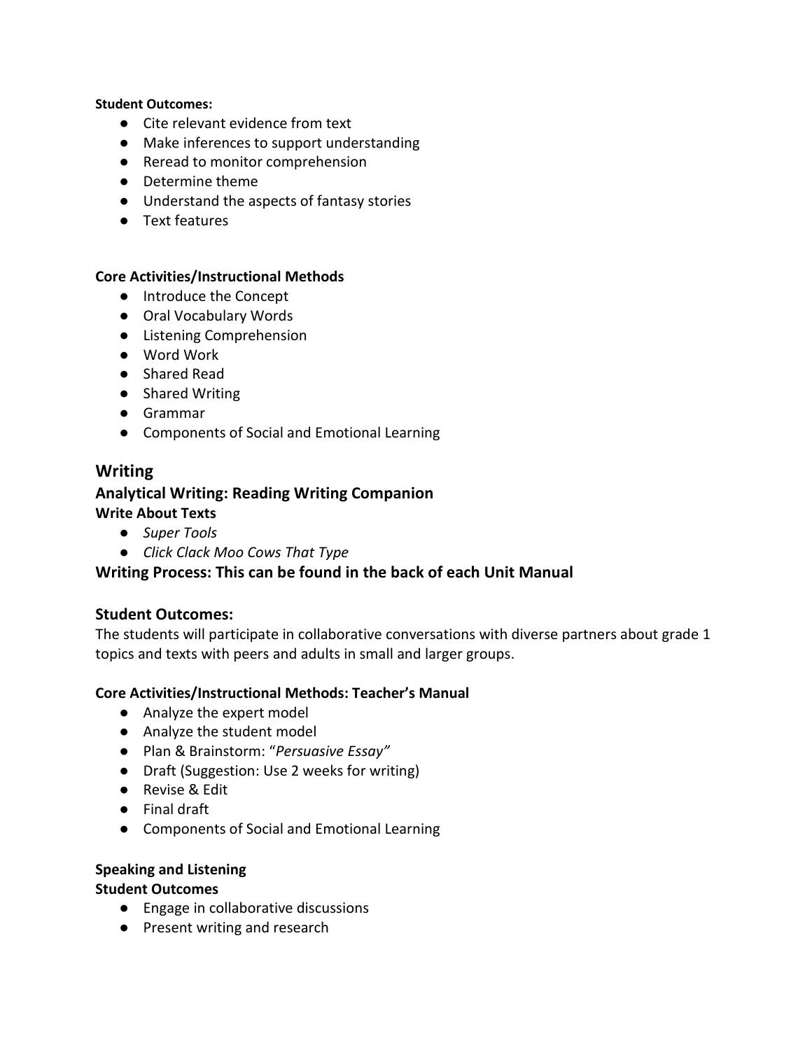**Student Outcomes:**

- Cite relevant evidence from text
- Make inferences to support understanding
- Reread to monitor comprehension
- Determine theme
- Understand the aspects of fantasy stories
- Text features

**Core Activities/Instructional Methods**

- Introduce the Concept
- Oral Vocabulary Words
- Listening Comprehension
- Word Work
- Shared Read
- Shared Writing
- Grammar
- Components of Social and Emotional Learning

## Writing

### Analytical Writing: Reading Writing Companion

**Write About Texts**

- *Super Tools*
- *Click Clack Moo Cows That Type*

### Writing Process: This can be found in the back of each Unit Manual

### Student Outcomes:

The students will participate in collaborative conversations with diverse partners about grade 1 topics and texts with peers and adults in small and larger groups.

**Core Activities/Instructional Methods: Teacher's Manual**

- Analyze the expert model
- Analyze the student model
- Plan & Brainstorm: "*Persuasive Essay"*
- Draft (Suggestion: Use 2 weeks for writing)
- Revise & Edit
- Final draft
- Components of Social and Emotional Learning

**Speaking and Listening**

**Student Outcomes**

- Engage in collaborative discussions
- Present writing and research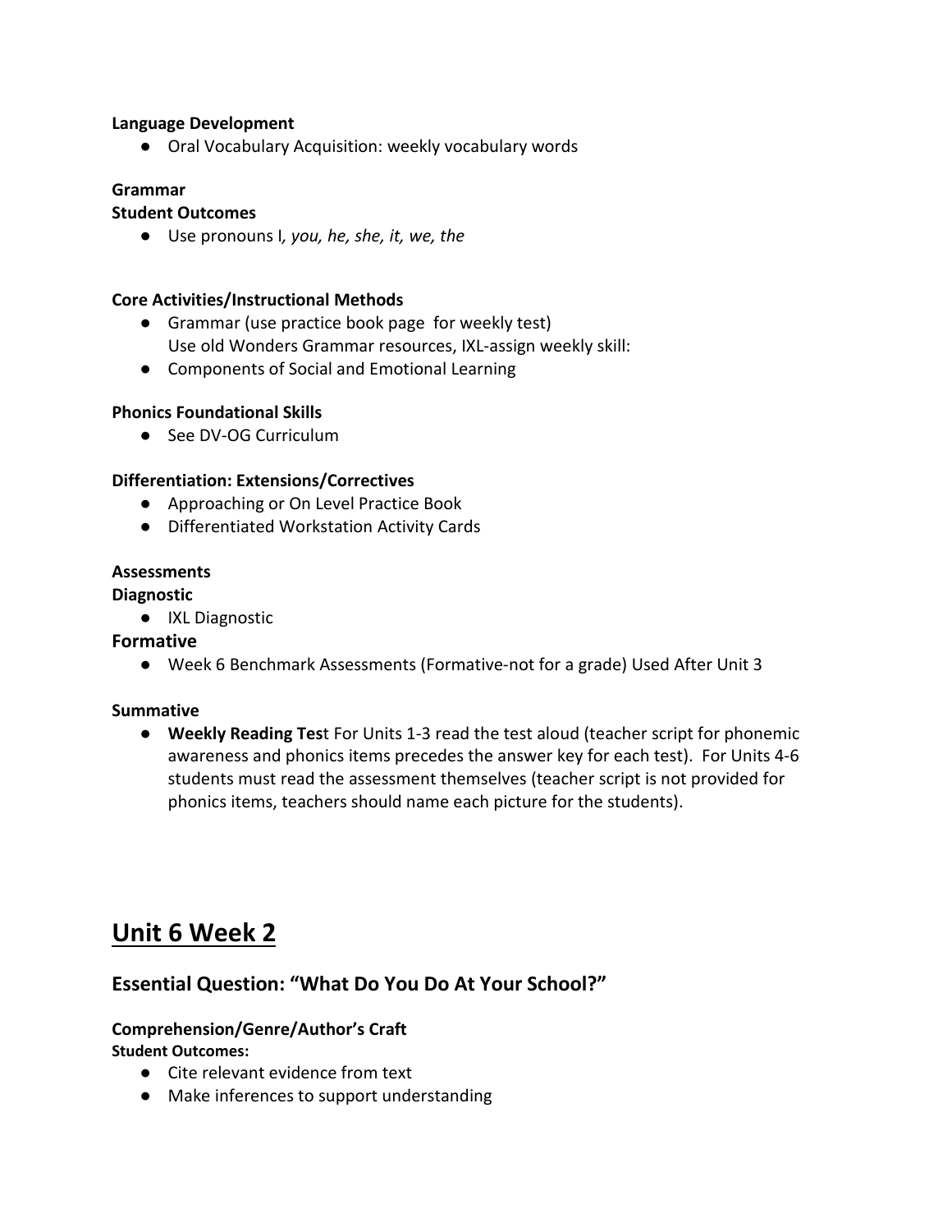**Language Development**

- Oral Vocabulary Acquisition: weekly vocabulary words

**Grammar**

**Student Outcomes**

- Use pronouns I*, you, he, she, it, we, the*

**Core Activities/Instructional Methods**

- Grammar (use practice book page  for weekly test)
  Use old Wonders Grammar resources, IXL-assign weekly skill:
- Components of Social and Emotional Learning

**Phonics Foundational Skills**

- See DV-OG Curriculum

**Differentiation: Extensions/Correctives**

- Approaching or On Level Practice Book
- Differentiated Workstation Activity Cards

**Assessments**

**Diagnostic**

- IXL Diagnostic

**Formative**

- Week 6 Benchmark Assessments (Formative-not for a grade) Used After Unit 3

**Summative**

- **Weekly Reading Tes**t For Units 1-3 read the test aloud (teacher script for phonemic awareness and phonics items precedes the answer key for each test).  For Units 4-6 students must read the assessment themselves (teacher script is not provided for phonics items, teachers should name each picture for the students).

# Unit 6 Week 2

## Essential Question: "What Do You Do At Your School?"

**Comprehension/Genre/Author's Craft**

**Student Outcomes:**

- Cite relevant evidence from text
- Make inferences to support understanding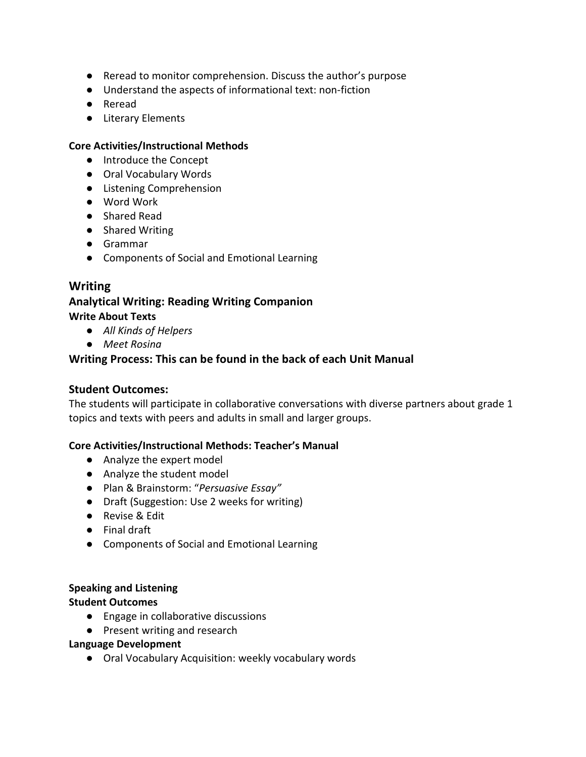- Reread to monitor comprehension. Discuss the author's purpose
- Understand the aspects of informational text: non-fiction
- Reread
- Literary Elements

**Core Activities/Instructional Methods**

- Introduce the Concept
- Oral Vocabulary Words
- Listening Comprehension
- Word Work
- Shared Read
- Shared Writing
- Grammar
- Components of Social and Emotional Learning

## Writing

### Analytical Writing: Reading Writing Companion

**Write About Texts**

- *All Kinds of Helpers*
- *Meet Rosina*

### Writing Process: This can be found in the back of each Unit Manual

## Student Outcomes:

The students will participate in collaborative conversations with diverse partners about grade 1 topics and texts with peers and adults in small and larger groups.

**Core Activities/Instructional Methods: Teacher's Manual**

- Analyze the expert model
- Analyze the student model
- Plan & Brainstorm: "*Persuasive Essay"*
- Draft (Suggestion: Use 2 weeks for writing)
- Revise & Edit
- Final draft
- Components of Social and Emotional Learning

**Speaking and Listening**

**Student Outcomes**

- Engage in collaborative discussions
- Present writing and research

**Language Development**

- Oral Vocabulary Acquisition: weekly vocabulary words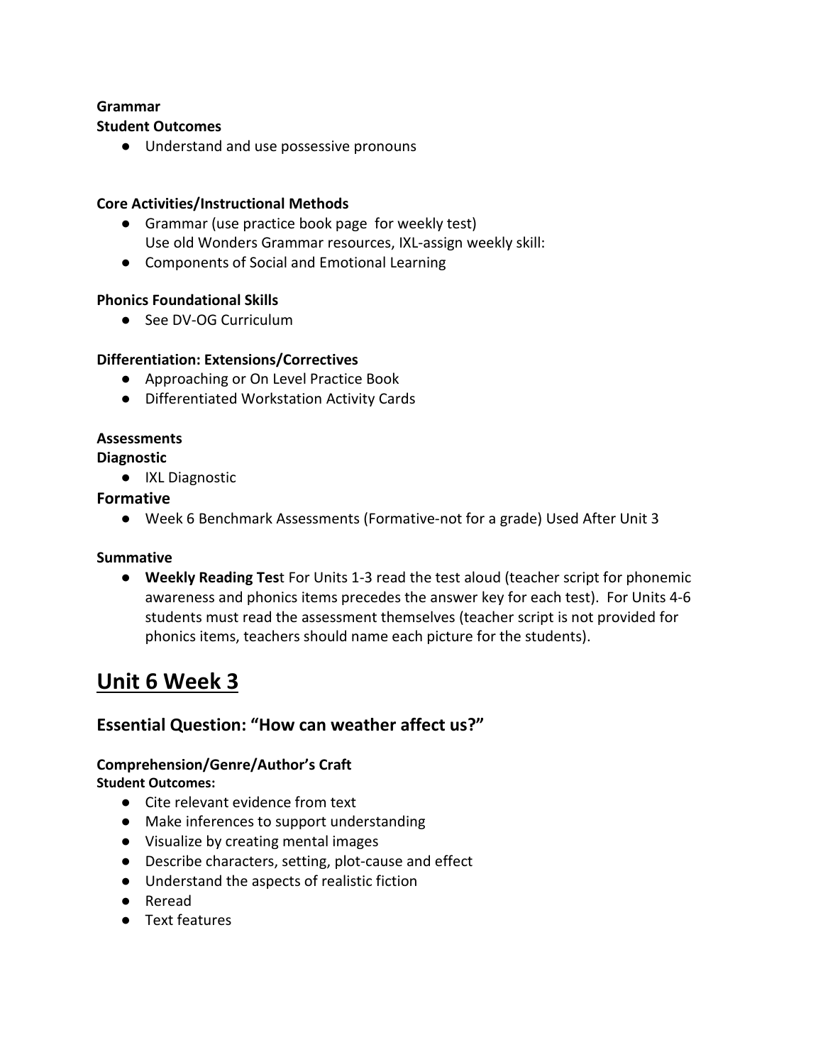**Grammar**

**Student Outcomes**

- Understand and use possessive pronouns

**Core Activities/Instructional Methods**

- Grammar (use practice book page for weekly test)
  Use old Wonders Grammar resources, IXL-assign weekly skill:
- Components of Social and Emotional Learning

**Phonics Foundational Skills**

- See DV-OG Curriculum

**Differentiation: Extensions/Correctives**

- Approaching or On Level Practice Book
- Differentiated Workstation Activity Cards

**Assessments**

**Diagnostic**

- IXL Diagnostic

**Formative**

- Week 6 Benchmark Assessments (Formative-not for a grade) Used After Unit 3

**Summative**

- **Weekly Reading Tes**t For Units 1-3 read the test aloud (teacher script for phonemic awareness and phonics items precedes the answer key for each test). For Units 4-6 students must read the assessment themselves (teacher script is not provided for phonics items, teachers should name each picture for the students).

# Unit 6 Week 3

## Essential Question: "How can weather affect us?"

### Comprehension/Genre/Author's Craft

**Student Outcomes:**

- Cite relevant evidence from text
- Make inferences to support understanding
- Visualize by creating mental images
- Describe characters, setting, plot-cause and effect
- Understand the aspects of realistic fiction
- Reread
- Text features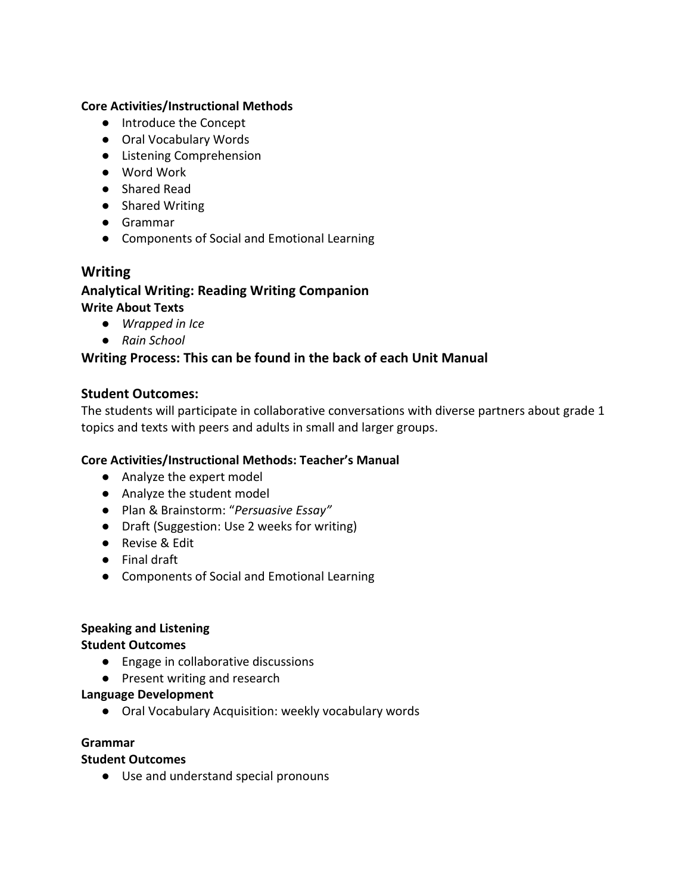**Core Activities/Instructional Methods**

- Introduce the Concept
- Oral Vocabulary Words
- Listening Comprehension
- Word Work
- Shared Read
- Shared Writing
- Grammar
- Components of Social and Emotional Learning

## Writing

### Analytical Writing: Reading Writing Companion

**Write About Texts**

- *Wrapped in Ice*
- *Rain School*

### Writing Process: This can be found in the back of each Unit Manual

### Student Outcomes:

The students will participate in collaborative conversations with diverse partners about grade 1 topics and texts with peers and adults in small and larger groups.

**Core Activities/Instructional Methods: Teacher's Manual**

- Analyze the expert model
- Analyze the student model
- Plan & Brainstorm: "*Persuasive Essay"*
- Draft (Suggestion: Use 2 weeks for writing)
- Revise & Edit
- Final draft
- Components of Social and Emotional Learning

**Speaking and Listening**

**Student Outcomes**

- Engage in collaborative discussions
- Present writing and research

**Language Development**

- Oral Vocabulary Acquisition: weekly vocabulary words

**Grammar**

**Student Outcomes**

- Use and understand special pronouns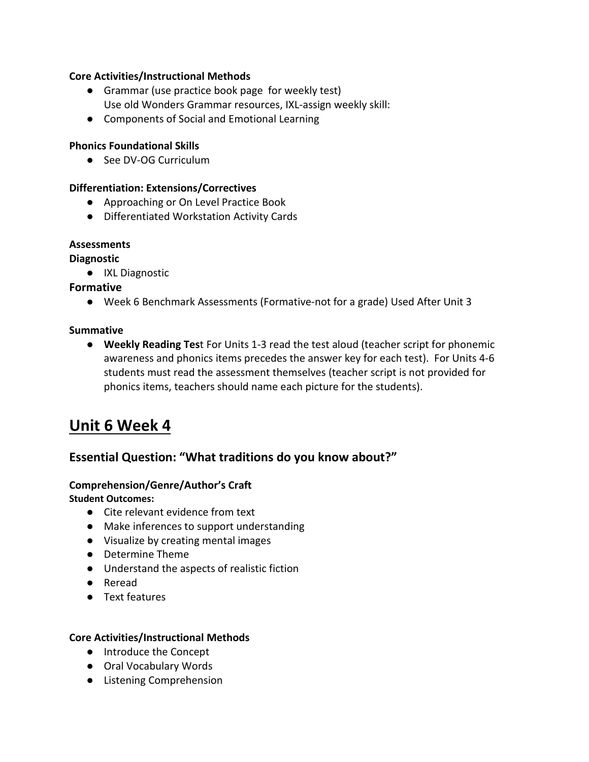**Core Activities/Instructional Methods**

- Grammar (use practice book page  for weekly test)
  Use old Wonders Grammar resources, IXL-assign weekly skill:
- Components of Social and Emotional Learning

**Phonics Foundational Skills**

- See DV-OG Curriculum

**Differentiation: Extensions/Correctives**

- Approaching or On Level Practice Book
- Differentiated Workstation Activity Cards

**Assessments**

**Diagnostic**

- IXL Diagnostic

**Formative**

- Week 6 Benchmark Assessments (Formative-not for a grade) Used After Unit 3

**Summative**

- **Weekly Reading Tes**t For Units 1-3 read the test aloud (teacher script for phonemic awareness and phonics items precedes the answer key for each test).  For Units 4-6 students must read the assessment themselves (teacher script is not provided for phonics items, teachers should name each picture for the students).

# Unit 6 Week 4

## Essential Question: “What traditions do you know about?”

**Comprehension/Genre/Author’s Craft**

**Student Outcomes:**

- Cite relevant evidence from text
- Make inferences to support understanding
- Visualize by creating mental images
- Determine Theme
- Understand the aspects of realistic fiction
- Reread
- Text features

**Core Activities/Instructional Methods**

- Introduce the Concept
- Oral Vocabulary Words
- Listening Comprehension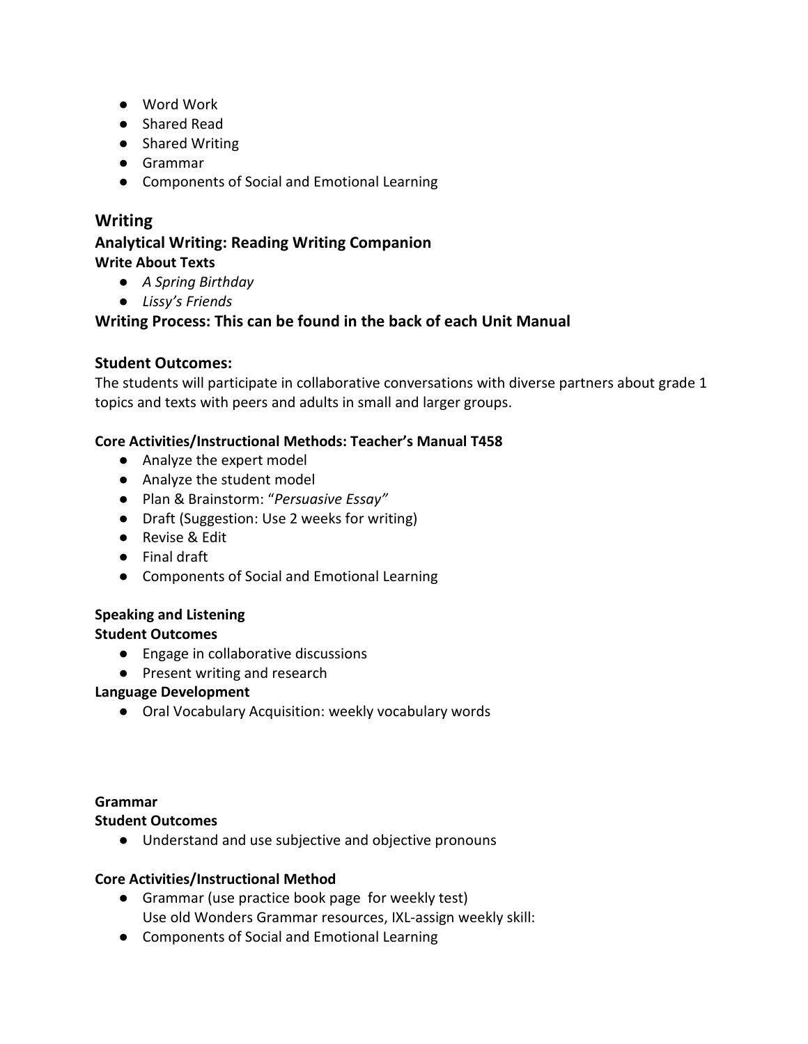- Word Work
- Shared Read
- Shared Writing
- Grammar
- Components of Social and Emotional Learning

## Writing

### Analytical Writing: Reading Writing Companion

**Write About Texts**

- *A Spring Birthday*
- *Lissy's Friends*

### Writing Process: This can be found in the back of each Unit Manual

### Student Outcomes:

The students will participate in collaborative conversations with diverse partners about grade 1 topics and texts with peers and adults in small and larger groups.

**Core Activities/Instructional Methods: Teacher's Manual T458**

- Analyze the expert model
- Analyze the student model
- Plan & Brainstorm: "*Persuasive Essay"*
- Draft (Suggestion: Use 2 weeks for writing)
- Revise & Edit
- Final draft
- Components of Social and Emotional Learning

**Speaking and Listening**

**Student Outcomes**

- Engage in collaborative discussions
- Present writing and research

**Language Development**

- Oral Vocabulary Acquisition: weekly vocabulary words

**Grammar**

**Student Outcomes**

- Understand and use subjective and objective pronouns

**Core Activities/Instructional Method**

- Grammar (use practice book page  for weekly test)
  Use old Wonders Grammar resources, IXL-assign weekly skill:
- Components of Social and Emotional Learning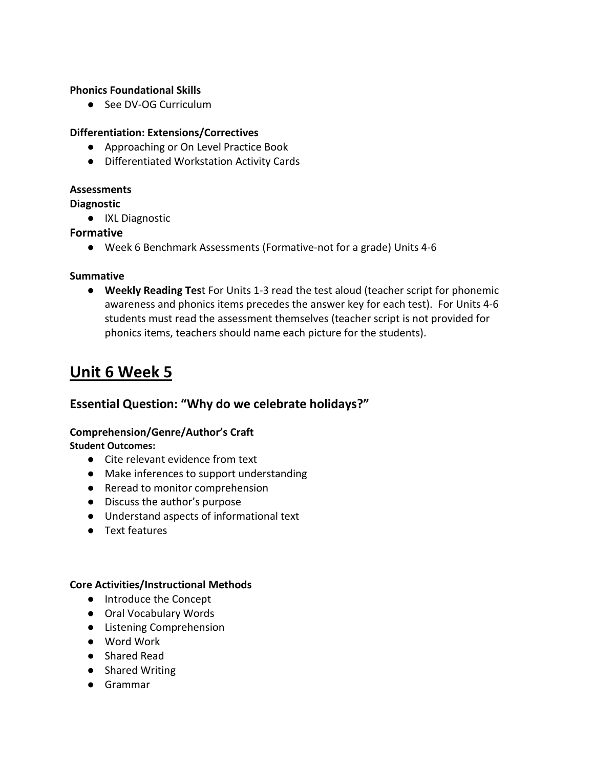**Phonics Foundational Skills**

- See DV-OG Curriculum

**Differentiation: Extensions/Correctives**

- Approaching or On Level Practice Book
- Differentiated Workstation Activity Cards

**Assessments**

**Diagnostic**

- IXL Diagnostic

**Formative**

- Week 6 Benchmark Assessments (Formative-not for a grade) Units 4-6

**Summative**

- **Weekly Reading Tes**t For Units 1-3 read the test aloud (teacher script for phonemic awareness and phonics items precedes the answer key for each test). For Units 4-6 students must read the assessment themselves (teacher script is not provided for phonics items, teachers should name each picture for the students).

# Unit 6 Week 5

## Essential Question: "Why do we celebrate holidays?"

**Comprehension/Genre/Author's Craft**

**Student Outcomes:**

- Cite relevant evidence from text
- Make inferences to support understanding
- Reread to monitor comprehension
- Discuss the author's purpose
- Understand aspects of informational text
- Text features

**Core Activities/Instructional Methods**

- Introduce the Concept
- Oral Vocabulary Words
- Listening Comprehension
- Word Work
- Shared Read
- Shared Writing
- Grammar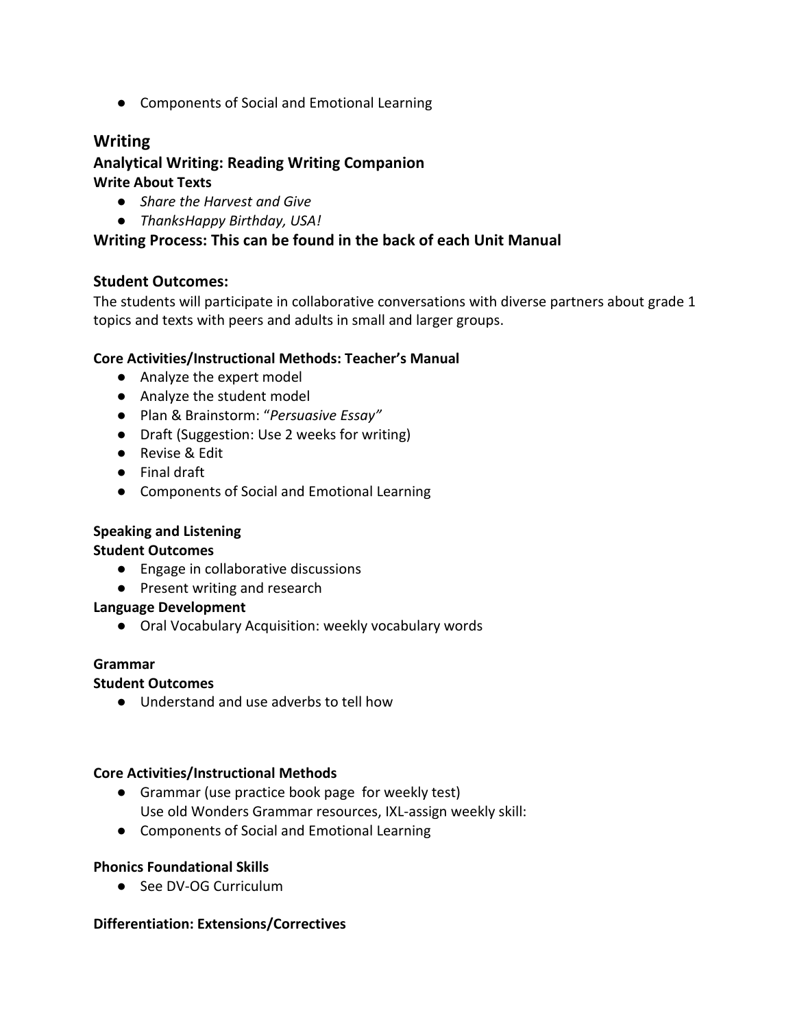- Components of Social and Emotional Learning

## Writing

### Analytical Writing: Reading Writing Companion

**Write About Texts**

- *Share the Harvest and Give*
- *ThanksHappy Birthday, USA!*

### Writing Process: This can be found in the back of each Unit Manual

### Student Outcomes:

The students will participate in collaborative conversations with diverse partners about grade 1 topics and texts with peers and adults in small and larger groups.

**Core Activities/Instructional Methods: Teacher's Manual**

- Analyze the expert model
- Analyze the student model
- Plan & Brainstorm: "*Persuasive Essay"*
- Draft (Suggestion: Use 2 weeks for writing)
- Revise & Edit
- Final draft
- Components of Social and Emotional Learning

**Speaking and Listening**

**Student Outcomes**

- Engage in collaborative discussions
- Present writing and research

**Language Development**

- Oral Vocabulary Acquisition: weekly vocabulary words

**Grammar**

**Student Outcomes**

- Understand and use adverbs to tell how

**Core Activities/Instructional Methods**

- Grammar (use practice book page for weekly test)
  Use old Wonders Grammar resources, IXL-assign weekly skill:
- Components of Social and Emotional Learning

**Phonics Foundational Skills**

- See DV-OG Curriculum

**Differentiation: Extensions/Correctives**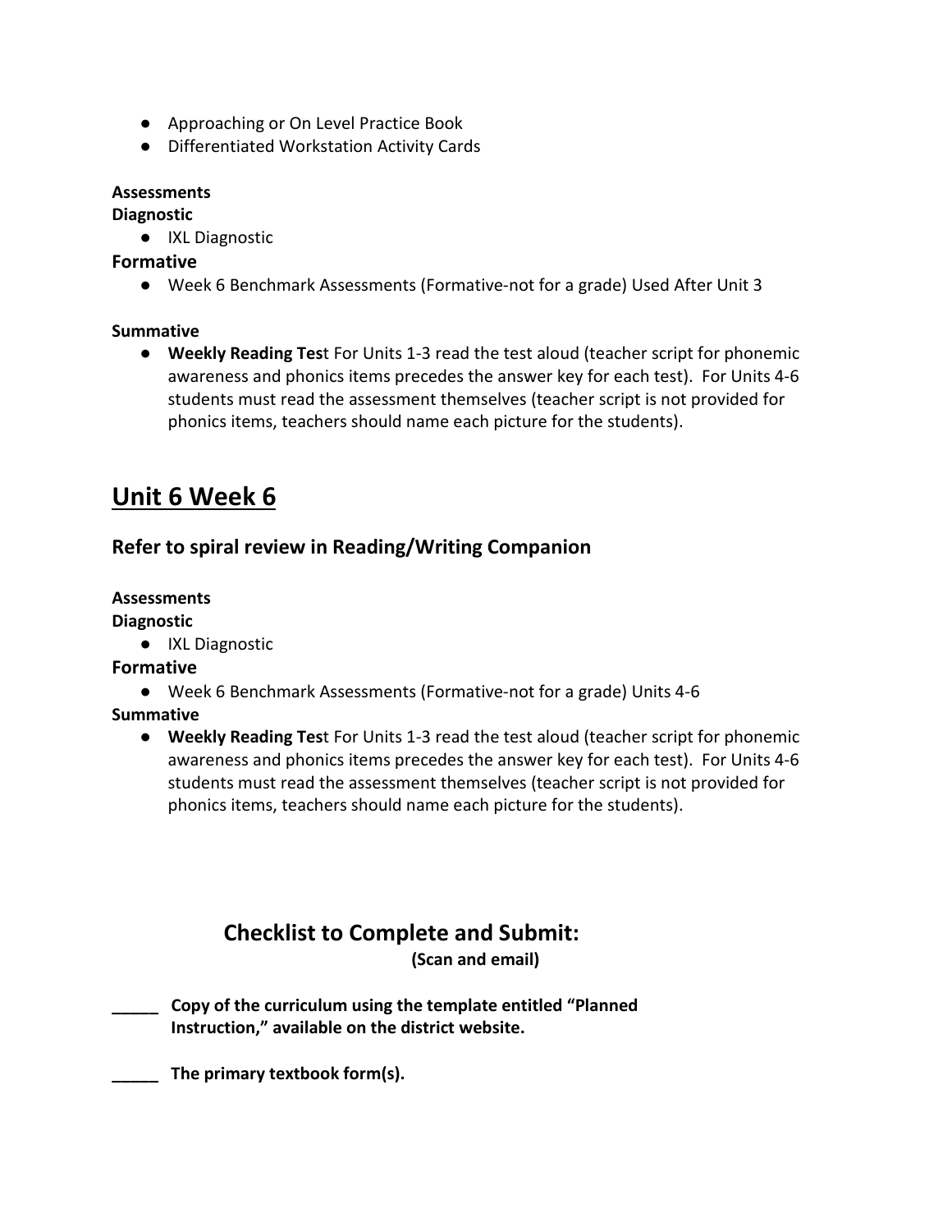- Approaching or On Level Practice Book
- Differentiated Workstation Activity Cards

**Assessments**

**Diagnostic**

- IXL Diagnostic

**Formative**

- Week 6 Benchmark Assessments (Formative-not for a grade) Used After Unit 3

**Summative**

- **Weekly Reading Tes**t For Units 1-3 read the test aloud (teacher script for phonemic awareness and phonics items precedes the answer key for each test). For Units 4-6 students must read the assessment themselves (teacher script is not provided for phonics items, teachers should name each picture for the students).

## Unit 6 Week 6

### Refer to spiral review in Reading/Writing Companion

**Assessments**

**Diagnostic**

- IXL Diagnostic

**Formative**

- Week 6 Benchmark Assessments (Formative-not for a grade) Units 4-6

**Summative**

- **Weekly Reading Tes**t For Units 1-3 read the test aloud (teacher script for phonemic awareness and phonics items precedes the answer key for each test). For Units 4-6 students must read the assessment themselves (teacher script is not provided for phonics items, teachers should name each picture for the students).

### Checklist to Complete and Submit:

**(Scan and email)**

**_____ Copy of the curriculum using the template entitled "Planned Instruction," available on the district website.**

**_____ The primary textbook form(s).**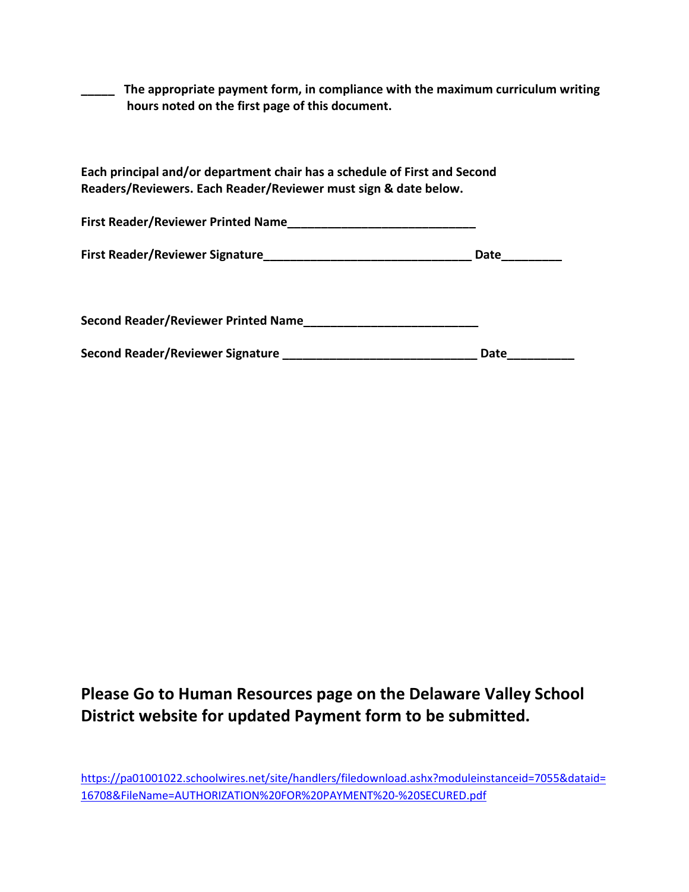**_____ The appropriate payment form, in compliance with the maximum curriculum writing hours noted on the first page of this document.**

**Each principal and/or department chair has a schedule of First and Second Readers/Reviewers. Each Reader/Reviewer must sign & date below.**

**First Reader/Reviewer Printed Name____________________________**

**First Reader/Reviewer Signature_______________________________ Date_________**

**Second Reader/Reviewer Printed Name__________________________**

**Second Reader/Reviewer Signature _____________________________ Date__________**

## Please Go to Human Resources page on the Delaware Valley School District website for updated Payment form to be submitted.

https://pa01001022.schoolwires.net/site/handlers/filedownload.ashx?moduleinstanceid=7055&dataid=16708&FileName=AUTHORIZATION%20FOR%20PAYMENT%20-%20SECURED.pdf